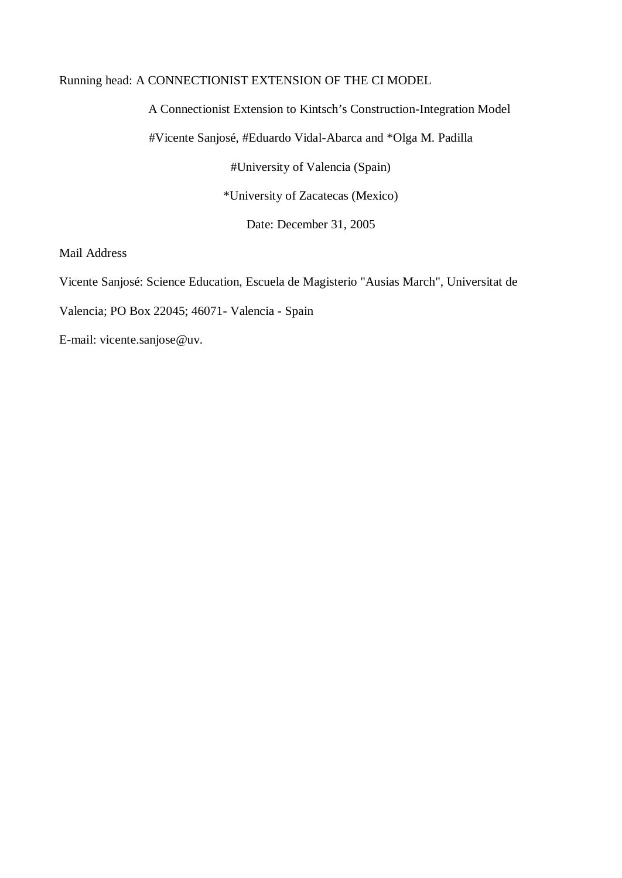Running head: A CONNECTIONIST EXTENSION OF THE CI MODEL

# A Connectionist Extension to Kintsch's Construction-Integration Model

#Vicente Sanjosé, #Eduardo Vidal-Abarca and *Olga M. Padilla

#University of Valencia (Spain)

*University of Zacatecas (Mexico)

Date: December 31, 2005

Mail Address

Vicente Sanjosé: Science Education, Escuela de Magisterio "Ausias March", Universitat de Valencia; PO Box 22045; 46071- Valencia - Spain

E-mail: vicente.sanjose@uv.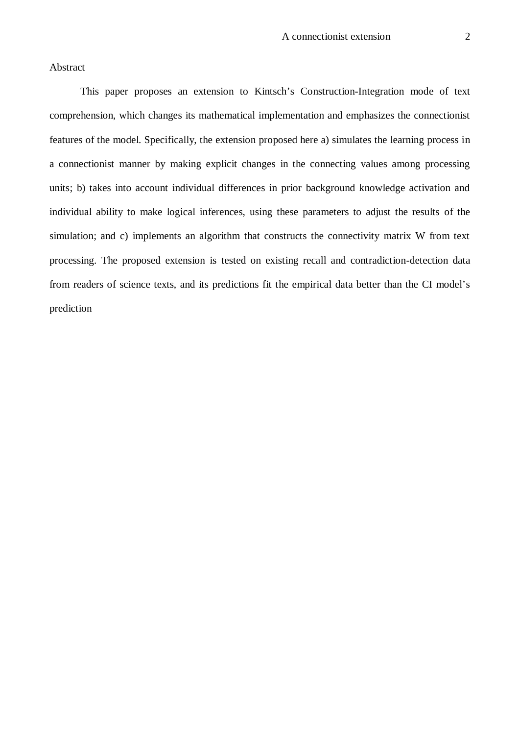# Abstract

This paper proposes an extension to Kintsch’s Construction-Integration mode of text comprehension, which changes its mathematical implementation and emphasizes the connectionist features of the model. Specifically, the extension proposed here a) simulates the learning process in a connectionist manner by making explicit changes in the connecting values among processing units; b) takes into account individual differences in prior background knowledge activation and individual ability to make logical inferences, using these parameters to adjust the results of the simulation; and c) implements an algorithm that constructs the connectivity matrix W from text processing. The proposed extension is tested on existing recall and contradiction-detection data from readers of science texts, and its predictions fit the empirical data better than the CI model’s prediction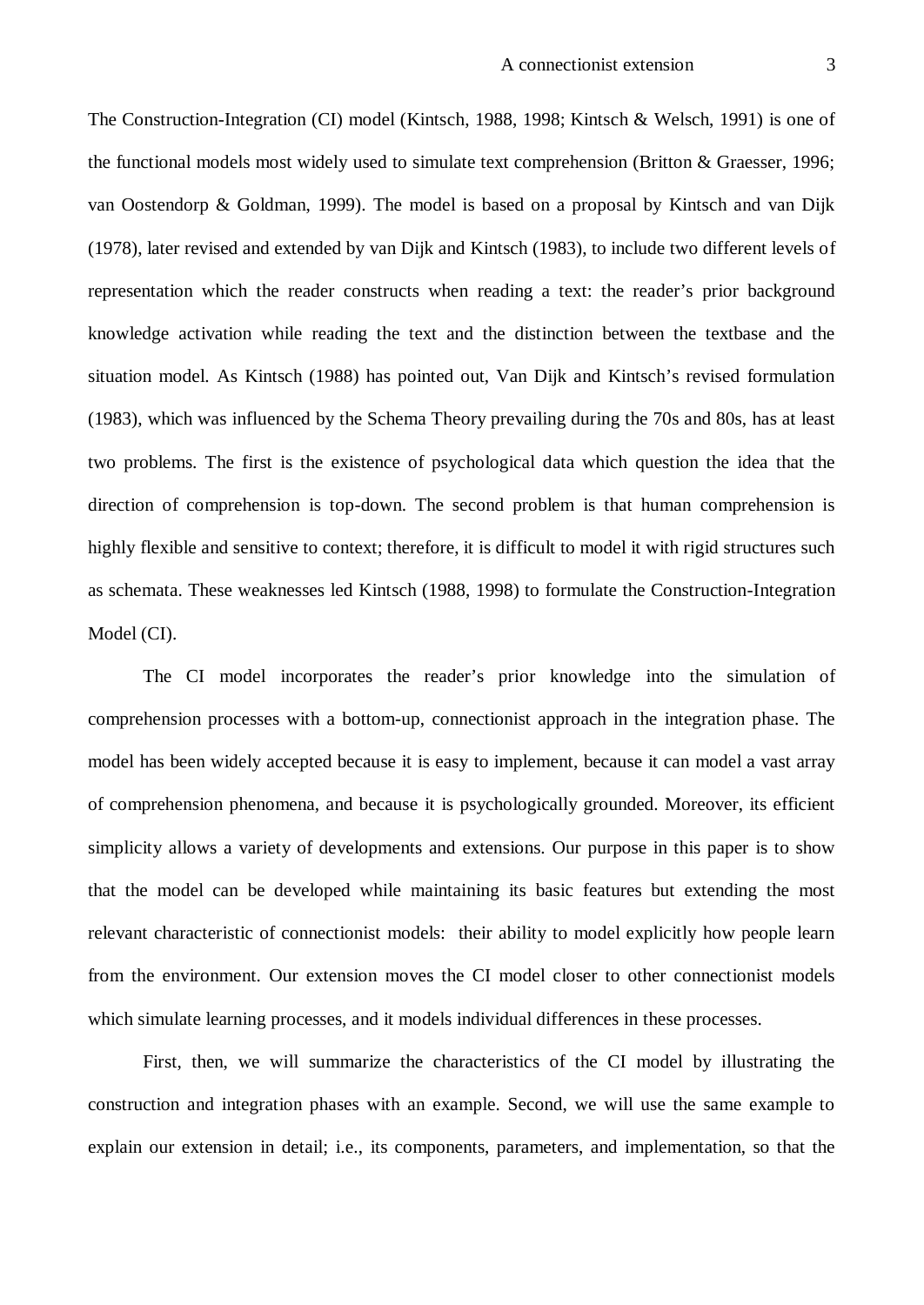The Construction-Integration (CI) model (Kintsch, 1988, 1998; Kintsch & Welsch, 1991) is one of the functional models most widely used to simulate text comprehension (Britton & Graesser, 1996; van Oostendorp & Goldman, 1999). The model is based on a proposal by Kintsch and van Dijk (1978), later revised and extended by van Dijk and Kintsch (1983), to include two different levels of representation which the reader constructs when reading a text: the reader's prior background knowledge activation while reading the text and the distinction between the textbase and the situation model. As Kintsch (1988) has pointed out, Van Dijk and Kintsch's revised formulation (1983), which was influenced by the Schema Theory prevailing during the 70s and 80s, has at least two problems. The first is the existence of psychological data which question the idea that the direction of comprehension is top-down. The second problem is that human comprehension is highly flexible and sensitive to context; therefore, it is difficult to model it with rigid structures such as schemata. These weaknesses led Kintsch (1988, 1998) to formulate the Construction-Integration Model (CI).

The CI model incorporates the reader's prior knowledge into the simulation of comprehension processes with a bottom-up, connectionist approach in the integration phase. The model has been widely accepted because it is easy to implement, because it can model a vast array of comprehension phenomena, and because it is psychologically grounded. Moreover, its efficient simplicity allows a variety of developments and extensions. Our purpose in this paper is to show that the model can be developed while maintaining its basic features but extending the most relevant characteristic of connectionist models: their ability to model explicitly how people learn from the environment. Our extension moves the CI model closer to other connectionist models which simulate learning processes, and it models individual differences in these processes.

First, then, we will summarize the characteristics of the CI model by illustrating the construction and integration phases with an example. Second, we will use the same example to explain our extension in detail; i.e., its components, parameters, and implementation, so that the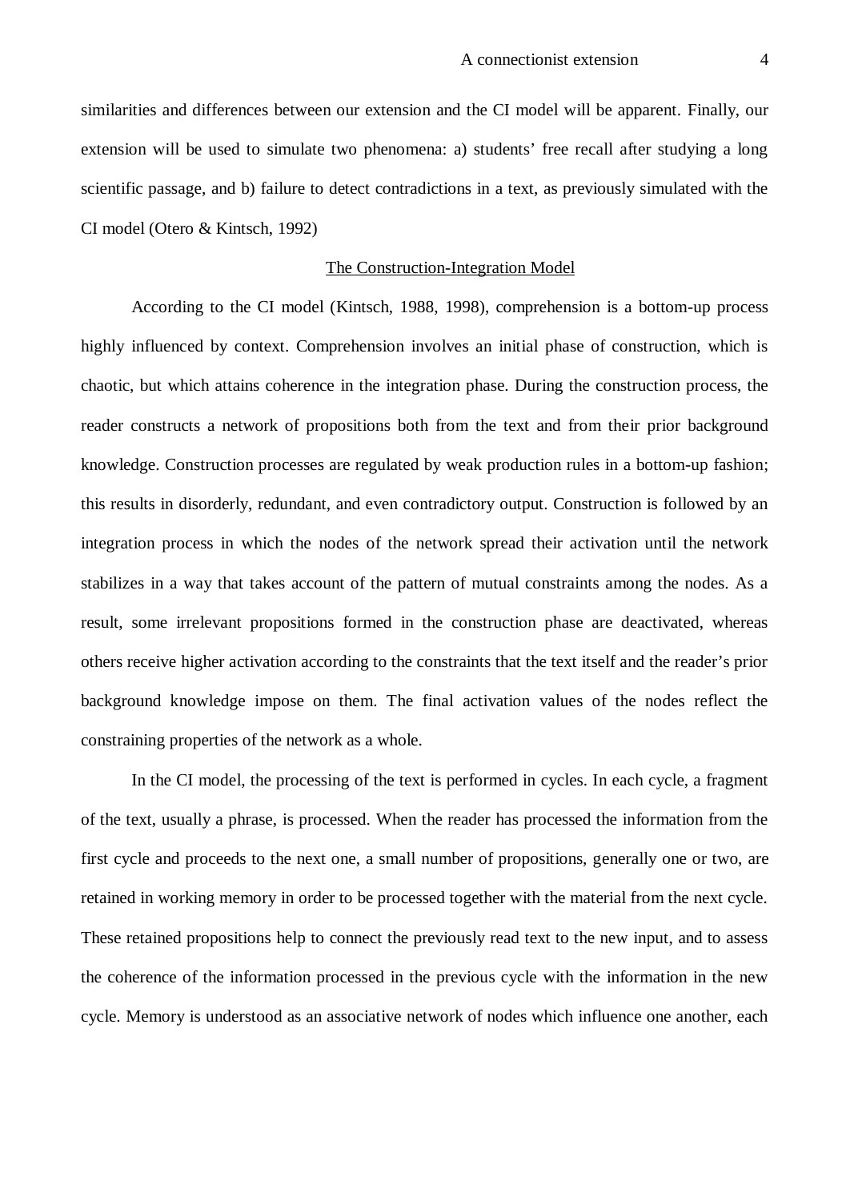similarities and differences between our extension and the CI model will be apparent. Finally, our extension will be used to simulate two phenomena: a) students' free recall after studying a long scientific passage, and b) failure to detect contradictions in a text, as previously simulated with the CI model (Otero & Kintsch, 1992)

## The Construction-Integration Model

According to the CI model (Kintsch, 1988, 1998), comprehension is a bottom-up process highly influenced by context. Comprehension involves an initial phase of construction, which is chaotic, but which attains coherence in the integration phase. During the construction process, the reader constructs a network of propositions both from the text and from their prior background knowledge. Construction processes are regulated by weak production rules in a bottom-up fashion; this results in disorderly, redundant, and even contradictory output. Construction is followed by an integration process in which the nodes of the network spread their activation until the network stabilizes in a way that takes account of the pattern of mutual constraints among the nodes. As a result, some irrelevant propositions formed in the construction phase are deactivated, whereas others receive higher activation according to the constraints that the text itself and the reader's prior background knowledge impose on them. The final activation values of the nodes reflect the constraining properties of the network as a whole.

In the CI model, the processing of the text is performed in cycles. In each cycle, a fragment of the text, usually a phrase, is processed. When the reader has processed the information from the first cycle and proceeds to the next one, a small number of propositions, generally one or two, are retained in working memory in order to be processed together with the material from the next cycle. These retained propositions help to connect the previously read text to the new input, and to assess the coherence of the information processed in the previous cycle with the information in the new cycle. Memory is understood as an associative network of nodes which influence one another, each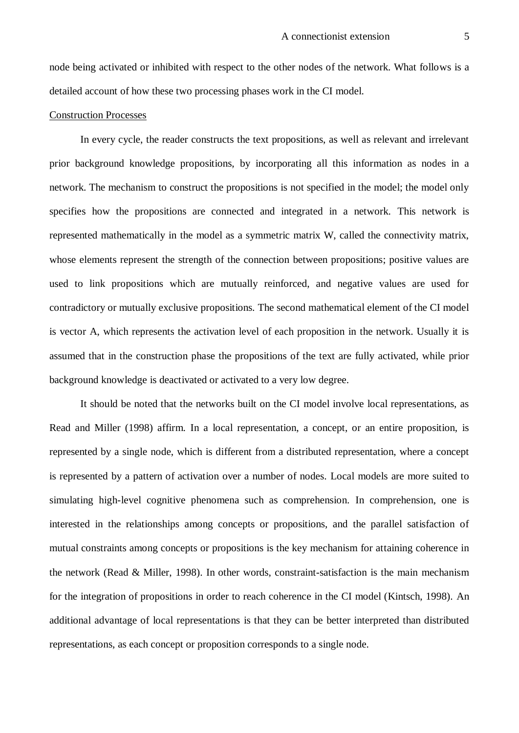node being activated or inhibited with respect to the other nodes of the network. What follows is a detailed account of how these two processing phases work in the CI model.

Construction Processes

In every cycle, the reader constructs the text propositions, as well as relevant and irrelevant prior background knowledge propositions, by incorporating all this information as nodes in a network. The mechanism to construct the propositions is not specified in the model; the model only specifies how the propositions are connected and integrated in a network. This network is represented mathematically in the model as a symmetric matrix W, called the connectivity matrix, whose elements represent the strength of the connection between propositions; positive values are used to link propositions which are mutually reinforced, and negative values are used for contradictory or mutually exclusive propositions. The second mathematical element of the CI model is vector A, which represents the activation level of each proposition in the network. Usually it is assumed that in the construction phase the propositions of the text are fully activated, while prior background knowledge is deactivated or activated to a very low degree.

It should be noted that the networks built on the CI model involve local representations, as Read and Miller (1998) affirm. In a local representation, a concept, or an entire proposition, is represented by a single node, which is different from a distributed representation, where a concept is represented by a pattern of activation over a number of nodes. Local models are more suited to simulating high-level cognitive phenomena such as comprehension. In comprehension, one is interested in the relationships among concepts or propositions, and the parallel satisfaction of mutual constraints among concepts or propositions is the key mechanism for attaining coherence in the network (Read & Miller, 1998). In other words, constraint-satisfaction is the main mechanism for the integration of propositions in order to reach coherence in the CI model (Kintsch, 1998). An additional advantage of local representations is that they can be better interpreted than distributed representations, as each concept or proposition corresponds to a single node.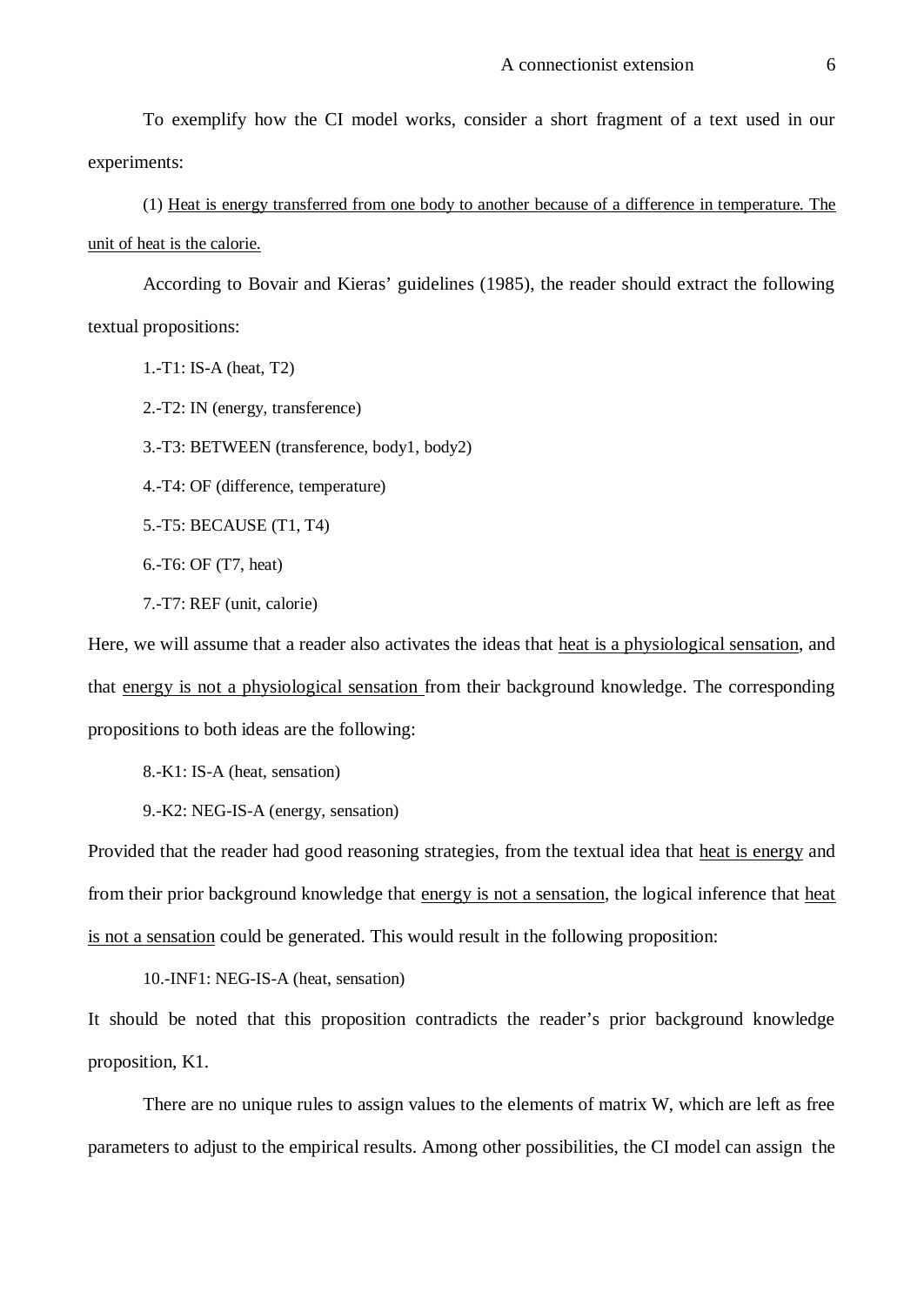To exemplify how the CI model works, consider a short fragment of a text used in our experiments:

(1) Heat is energy transferred from one body to another because of a difference in temperature. The unit of heat is the calorie.

According to Bovair and Kieras' guidelines (1985), the reader should extract the following textual propositions:

1.-T1: IS-A (heat, T2)

2.-T2: IN (energy, transference)

3.-T3: BETWEEN (transference, body1, body2)

4.-T4: OF (difference, temperature)

5.-T5: BECAUSE (T1, T4)

6.-T6: OF (T7, heat)

7.-T7: REF (unit, calorie)

Here, we will assume that a reader also activates the ideas that heat is a physiological sensation, and that energy is not a physiological sensation from their background knowledge. The corresponding propositions to both ideas are the following:

8.-K1: IS-A (heat, sensation)

9.-K2: NEG-IS-A (energy, sensation)

Provided that the reader had good reasoning strategies, from the textual idea that heat is energy and from their prior background knowledge that energy is not a sensation, the logical inference that heat is not a sensation could be generated. This would result in the following proposition:

10.-INF1: NEG-IS-A (heat, sensation)

It should be noted that this proposition contradicts the reader's prior background knowledge proposition, K1.

There are no unique rules to assign values to the elements of matrix W, which are left as free parameters to adjust to the empirical results. Among other possibilities, the CI model can assign the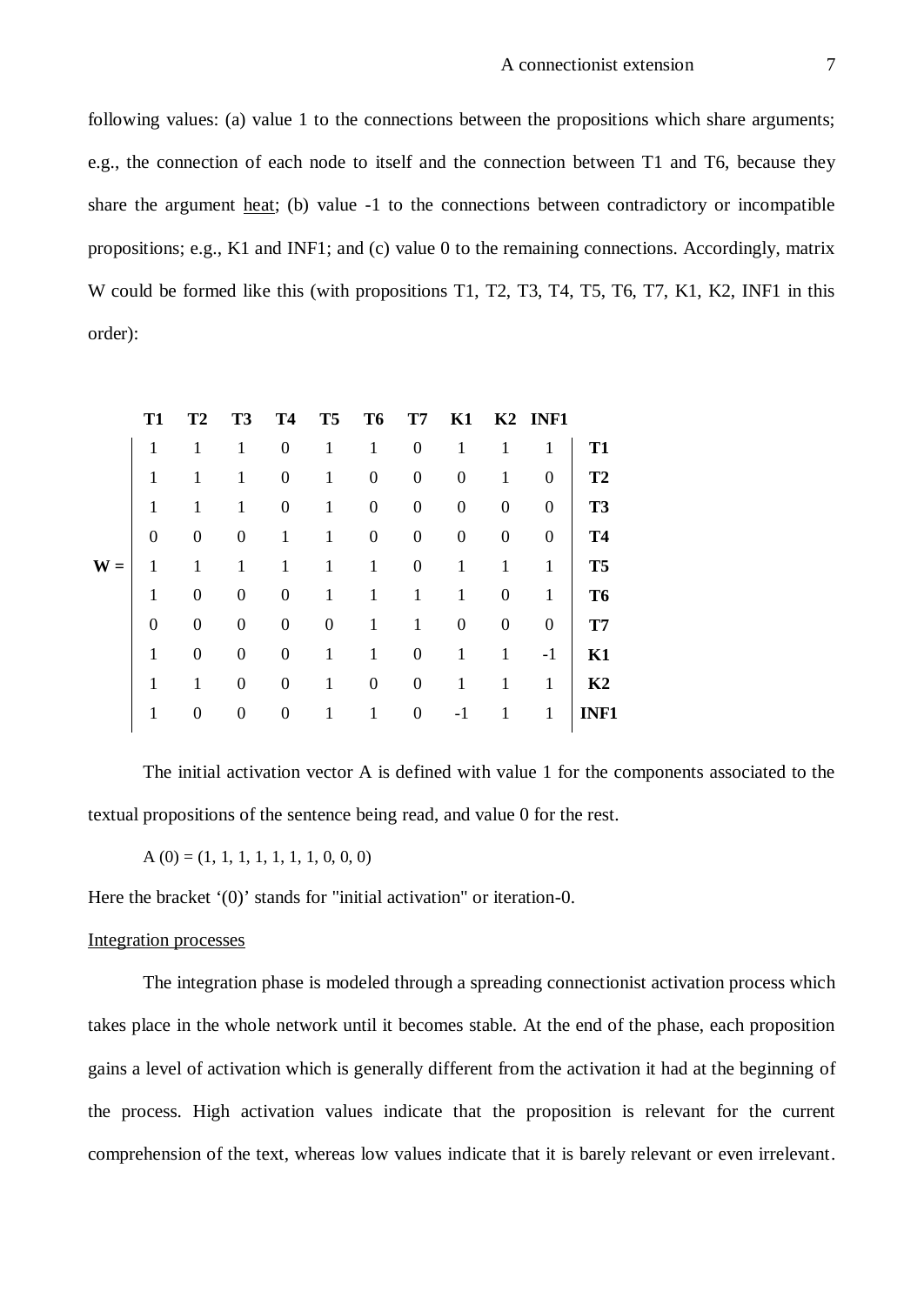following values: (a) value 1 to the connections between the propositions which share arguments; e.g., the connection of each node to itself and the connection between T1 and T6, because they share the argument heat; (b) value -1 to the connections between contradictory or incompatible propositions; e.g., K1 and INF1; and (c) value 0 to the remaining connections. Accordingly, matrix W could be formed like this (with propositions T1, T2, T3, T4, T5, T6, T7, K1, K2, INF1 in this order):

$$
\mathbf{W} = \begin{array}{|cccccccccc|l}
\mathbf{T1} & \mathbf{T2} & \mathbf{T3} & \mathbf{T4} & \mathbf{T5} & \mathbf{T6} & \mathbf{T7} & \mathbf{K1} & \mathbf{K2} & \mathbf{INF1} & \\
1 & 1 & 1 & 0 & 1 & 1 & 0 & 1 & 1 & 1 & \mathbf{T1} \\
1 & 1 & 1 & 0 & 1 & 0 & 0 & 0 & 1 & 0 & \mathbf{T2} \\
1 & 1 & 1 & 0 & 1 & 0 & 0 & 0 & 0 & 0 & \mathbf{T3} \\
0 & 0 & 0 & 1 & 1 & 0 & 0 & 0 & 0 & 0 & \mathbf{T4} \\
1 & 1 & 1 & 1 & 1 & 1 & 0 & 1 & 1 & 1 & \mathbf{T5} \\
1 & 0 & 0 & 0 & 1 & 1 & 1 & 1 & 0 & 1 & \mathbf{T6} \\
0 & 0 & 0 & 0 & 0 & 1 & 1 & 0 & 0 & 0 & \mathbf{T7} \\
1 & 0 & 0 & 0 & 1 & 1 & 0 & 1 & 1 & -1 & \mathbf{K1} \\
1 & 1 & 0 & 0 & 1 & 0 & 0 & 1 & 1 & 1 & \mathbf{K2} \\
1 & 0 & 0 & 0 & 1 & 1 & 0 & -1 & 1 & 1 & \mathbf{INF1}
\end{array}
$$

The initial activation vector A is defined with value 1 for the components associated to the textual propositions of the sentence being read, and value 0 for the rest.

A (0) = (1, 1, 1, 1, 1, 1, 1, 0, 0, 0)

Here the bracket '(0)' stands for "initial activation" or iteration-0.

Integration processes

The integration phase is modeled through a spreading connectionist activation process which takes place in the whole network until it becomes stable. At the end of the phase, each proposition gains a level of activation which is generally different from the activation it had at the beginning of the process. High activation values indicate that the proposition is relevant for the current comprehension of the text, whereas low values indicate that it is barely relevant or even irrelevant.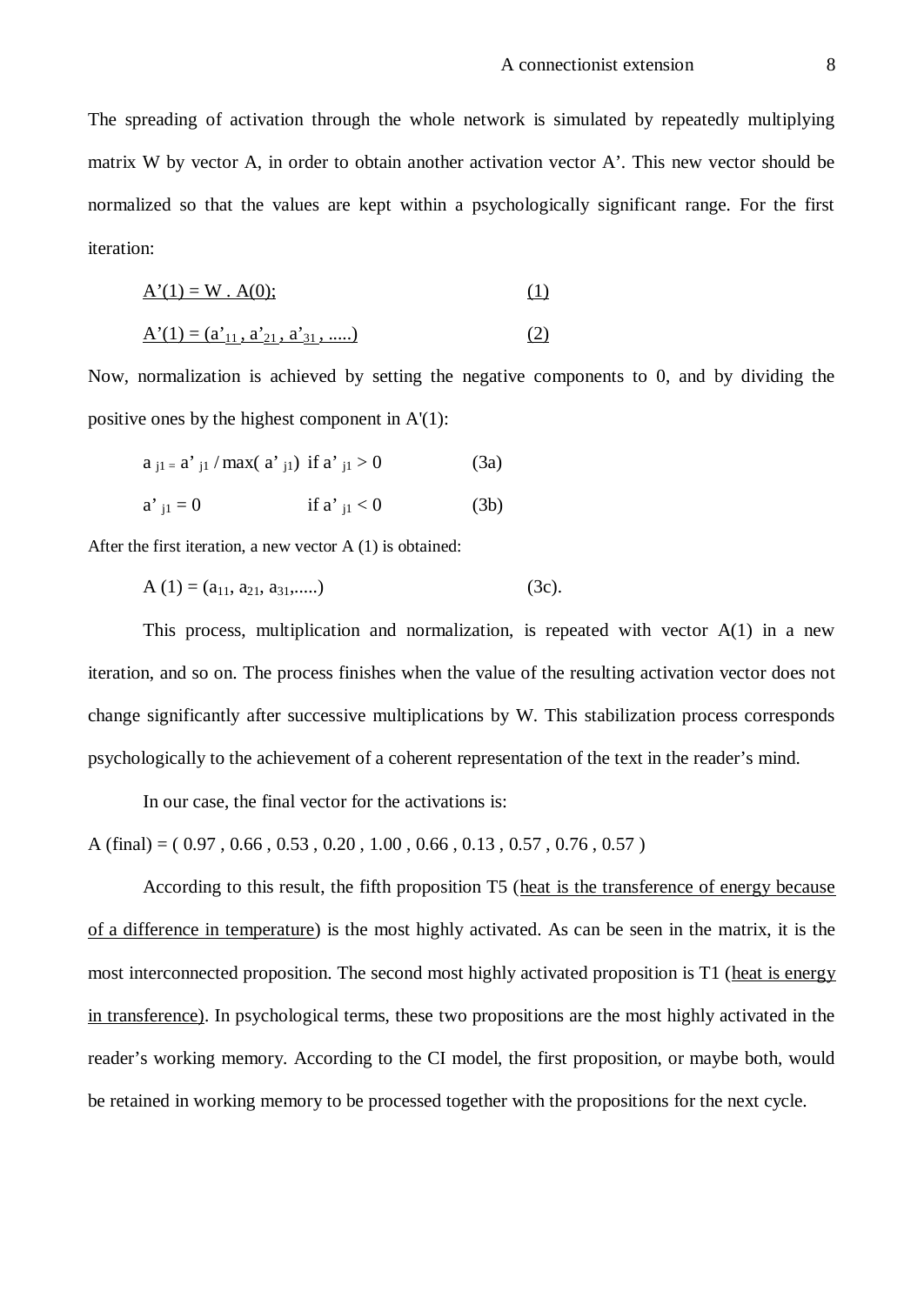The spreading of activation through the whole network is simulated by repeatedly multiplying matrix W by vector A, in order to obtain another activation vector A'. This new vector should be normalized so that the values are kept within a psychologically significant range. For the first iteration:

$$A'(1) = W \cdot A(0); \qquad (1)$$

$$A'(1) = (a'_{11}, a'_{21}, a'_{31}, .....) \qquad (2)$$

Now, normalization is achieved by setting the negative components to 0, and by dividing the positive ones by the highest component in A'(1):

$$a_{j1} = a'_{j1} / \max(a'_{j1}) \text{ if } a'_{j1} > 0 \qquad (3a)$$

$$a'_{j1} = 0 \qquad \text{if } a'_{j1} < 0 \qquad (3b)$$

After the first iteration, a new vector A (1) is obtained:

$$A(1) = (a_{11}, a_{21}, a_{31}, .....) \qquad (3c).$$

This process, multiplication and normalization, is repeated with vector A(1) in a new iteration, and so on. The process finishes when the value of the resulting activation vector does not change significantly after successive multiplications by W. This stabilization process corresponds psychologically to the achievement of a coherent representation of the text in the reader's mind.

In our case, the final vector for the activations is:

A (final) = ( 0.97 , 0.66 , 0.53 , 0.20 , 1.00 , 0.66 , 0.13 , 0.57 , 0.76 , 0.57 )

According to this result, the fifth proposition T5 (heat is the transference of energy because of a difference in temperature) is the most highly activated. As can be seen in the matrix, it is the most interconnected proposition. The second most highly activated proposition is T1 (heat is energy in transference). In psychological terms, these two propositions are the most highly activated in the reader's working memory. According to the CI model, the first proposition, or maybe both, would be retained in working memory to be processed together with the propositions for the next cycle.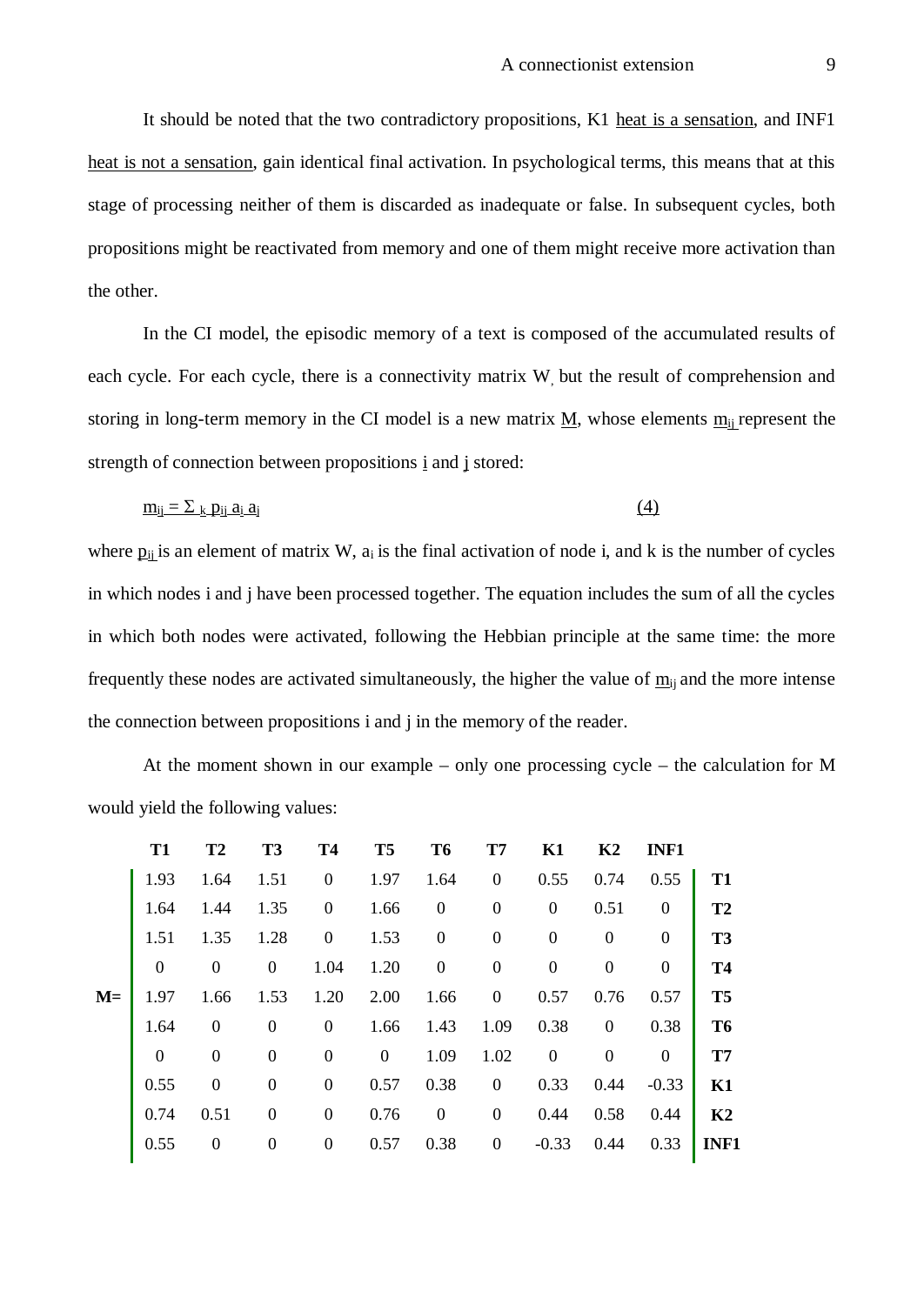It should be noted that the two contradictory propositions, K1 heat is a sensation, and INF1 heat is not a sensation, gain identical final activation. In psychological terms, this means that at this stage of processing neither of them is discarded as inadequate or false. In subsequent cycles, both propositions might be reactivated from memory and one of them might receive more activation than the other.

In the CI model, the episodic memory of a text is composed of the accumulated results of each cycle. For each cycle, there is a connectivity matrix W, but the result of comprehension and storing in long-term memory in the CI model is a new matrix M, whose elements $m_{ij}$ represent the strength of connection between propositions i and j stored:

$$m_{ij} = \Sigma_k \, p_{ij} \, a_i \, a_j \qquad (4)$$

where $p_{ij}$ is an element of matrix W, $a_i$ is the final activation of node i, and k is the number of cycles in which nodes i and j have been processed together. The equation includes the sum of all the cycles in which both nodes were activated, following the Hebbian principle at the same time: the more frequently these nodes are activated simultaneously, the higher the value of $m_{ij}$ and the more intense the connection between propositions i and j in the memory of the reader.

At the moment shown in our example – only one processing cycle – the calculation for M would yield the following values:

| M= | T1 | T2 | T3 | T4 | T5 | T6 | T7 | K1 | K2 | INF1 | |
|---|---|---|---|---|---|---|---|---|---|---|---|
| | 1.93 | 1.64 | 1.51 | 0 | 1.97 | 1.64 | 0 | 0.55 | 0.74 | 0.55 | **T1** |
| | 1.64 | 1.44 | 1.35 | 0 | 1.66 | 0 | 0 | 0 | 0.51 | 0 | **T2** |
| | 1.51 | 1.35 | 1.28 | 0 | 1.53 | 0 | 0 | 0 | 0 | 0 | **T3** |
| | 0 | 0 | 0 | 1.04 | 1.20 | 0 | 0 | 0 | 0 | 0 | **T4** |
| | 1.97 | 1.66 | 1.53 | 1.20 | 2.00 | 1.66 | 0 | 0.57 | 0.76 | 0.57 | **T5** |
| | 1.64 | 0 | 0 | 0 | 1.66 | 1.43 | 1.09 | 0.38 | 0 | 0.38 | **T6** |
| | 0 | 0 | 0 | 0 | 0 | 1.09 | 1.02 | 0 | 0 | 0 | **T7** |
| | 0.55 | 0 | 0 | 0 | 0.57 | 0.38 | 0 | 0.33 | 0.44 | -0.33 | **K1** |
| | 0.74 | 0.51 | 0 | 0 | 0.76 | 0 | 0 | 0.44 | 0.58 | 0.44 | **K2** |
| | 0.55 | 0 | 0 | 0 | 0.57 | 0.38 | 0 | -0.33 | 0.44 | 0.33 | **INF1** |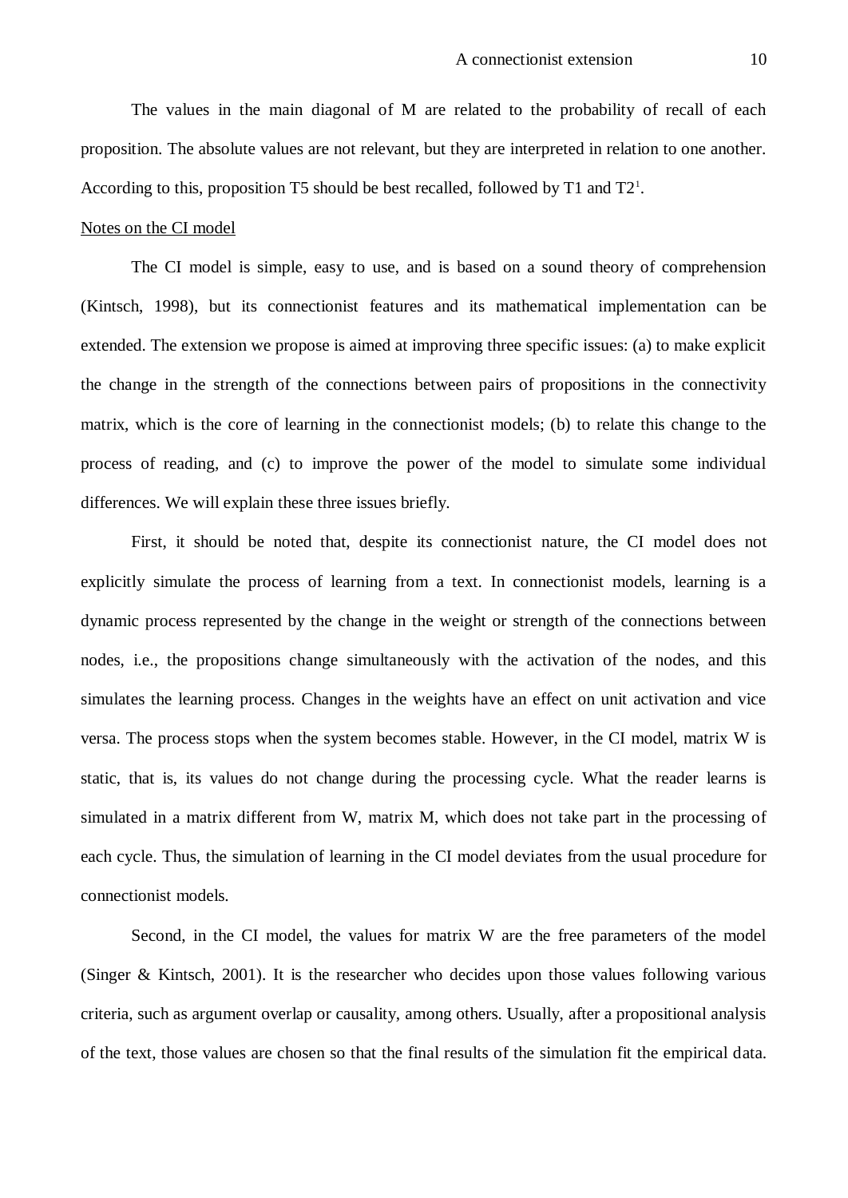The values in the main diagonal of M are related to the probability of recall of each proposition. The absolute values are not relevant, but they are interpreted in relation to one another. According to this, proposition T5 should be best recalled, followed by T1 and T2[1].

Notes on the CI model

The CI model is simple, easy to use, and is based on a sound theory of comprehension (Kintsch, 1998), but its connectionist features and its mathematical implementation can be extended. The extension we propose is aimed at improving three specific issues: (a) to make explicit the change in the strength of the connections between pairs of propositions in the connectivity matrix, which is the core of learning in the connectionist models; (b) to relate this change to the process of reading, and (c) to improve the power of the model to simulate some individual differences. We will explain these three issues briefly.

First, it should be noted that, despite its connectionist nature, the CI model does not explicitly simulate the process of learning from a text. In connectionist models, learning is a dynamic process represented by the change in the weight or strength of the connections between nodes, i.e., the propositions change simultaneously with the activation of the nodes, and this simulates the learning process. Changes in the weights have an effect on unit activation and vice versa. The process stops when the system becomes stable. However, in the CI model, matrix W is static, that is, its values do not change during the processing cycle. What the reader learns is simulated in a matrix different from W, matrix M, which does not take part in the processing of each cycle. Thus, the simulation of learning in the CI model deviates from the usual procedure for connectionist models.

Second, in the CI model, the values for matrix W are the free parameters of the model (Singer & Kintsch, 2001). It is the researcher who decides upon those values following various criteria, such as argument overlap or causality, among others. Usually, after a propositional analysis of the text, those values are chosen so that the final results of the simulation fit the empirical data.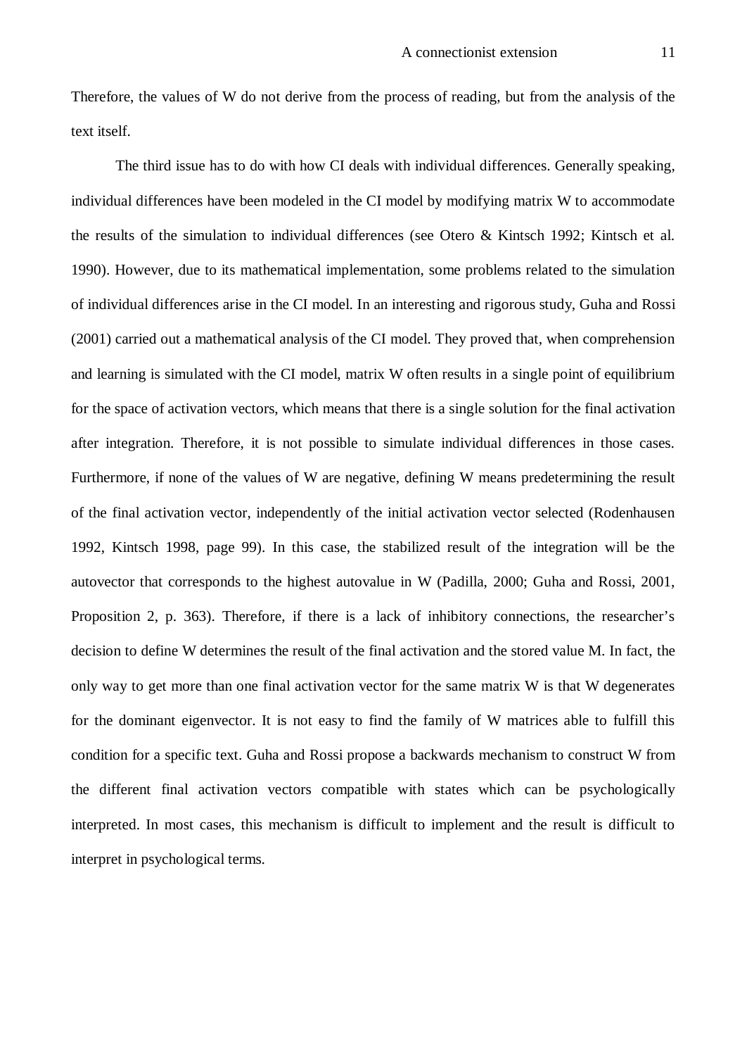Therefore, the values of W do not derive from the process of reading, but from the analysis of the text itself.

The third issue has to do with how CI deals with individual differences. Generally speaking, individual differences have been modeled in the CI model by modifying matrix W to accommodate the results of the simulation to individual differences (see Otero & Kintsch 1992; Kintsch et al. 1990). However, due to its mathematical implementation, some problems related to the simulation of individual differences arise in the CI model. In an interesting and rigorous study, Guha and Rossi (2001) carried out a mathematical analysis of the CI model. They proved that, when comprehension and learning is simulated with the CI model, matrix W often results in a single point of equilibrium for the space of activation vectors, which means that there is a single solution for the final activation after integration. Therefore, it is not possible to simulate individual differences in those cases. Furthermore, if none of the values of W are negative, defining W means predetermining the result of the final activation vector, independently of the initial activation vector selected (Rodenhausen 1992, Kintsch 1998, page 99). In this case, the stabilized result of the integration will be the autovector that corresponds to the highest autovalue in W (Padilla, 2000; Guha and Rossi, 2001, Proposition 2, p. 363). Therefore, if there is a lack of inhibitory connections, the researcher's decision to define W determines the result of the final activation and the stored value M. In fact, the only way to get more than one final activation vector for the same matrix W is that W degenerates for the dominant eigenvector. It is not easy to find the family of W matrices able to fulfill this condition for a specific text. Guha and Rossi propose a backwards mechanism to construct W from the different final activation vectors compatible with states which can be psychologically interpreted. In most cases, this mechanism is difficult to implement and the result is difficult to interpret in psychological terms.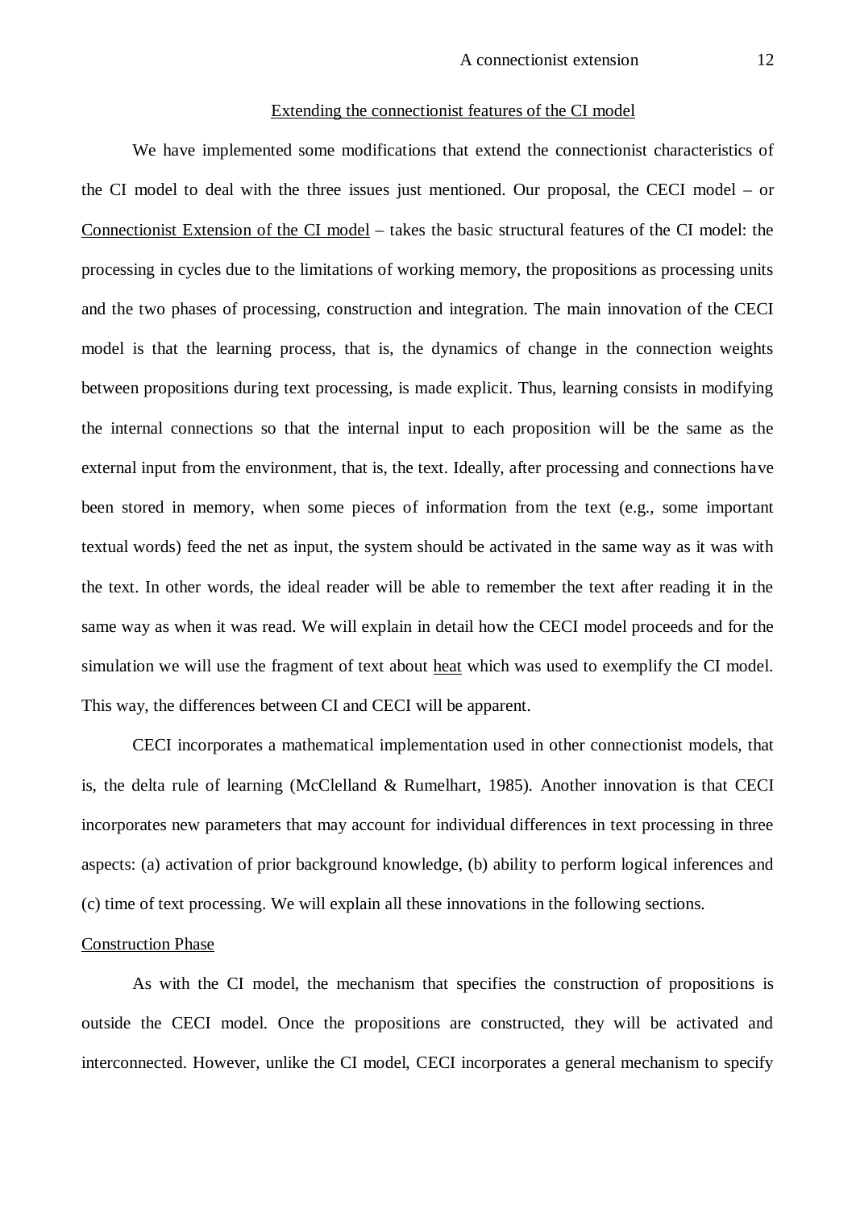## Extending the connectionist features of the CI model

We have implemented some modifications that extend the connectionist characteristics of the CI model to deal with the three issues just mentioned. Our proposal, the CECI model – or Connectionist Extension of the CI model – takes the basic structural features of the CI model: the processing in cycles due to the limitations of working memory, the propositions as processing units and the two phases of processing, construction and integration. The main innovation of the CECI model is that the learning process, that is, the dynamics of change in the connection weights between propositions during text processing, is made explicit. Thus, learning consists in modifying the internal connections so that the internal input to each proposition will be the same as the external input from the environment, that is, the text. Ideally, after processing and connections have been stored in memory, when some pieces of information from the text (e.g., some important textual words) feed the net as input, the system should be activated in the same way as it was with the text. In other words, the ideal reader will be able to remember the text after reading it in the same way as when it was read. We will explain in detail how the CECI model proceeds and for the simulation we will use the fragment of text about heat which was used to exemplify the CI model. This way, the differences between CI and CECI will be apparent.

CECI incorporates a mathematical implementation used in other connectionist models, that is, the delta rule of learning (McClelland & Rumelhart, 1985). Another innovation is that CECI incorporates new parameters that may account for individual differences in text processing in three aspects: (a) activation of prior background knowledge, (b) ability to perform logical inferences and (c) time of text processing. We will explain all these innovations in the following sections.

### Construction Phase

As with the CI model, the mechanism that specifies the construction of propositions is outside the CECI model. Once the propositions are constructed, they will be activated and interconnected. However, unlike the CI model, CECI incorporates a general mechanism to specify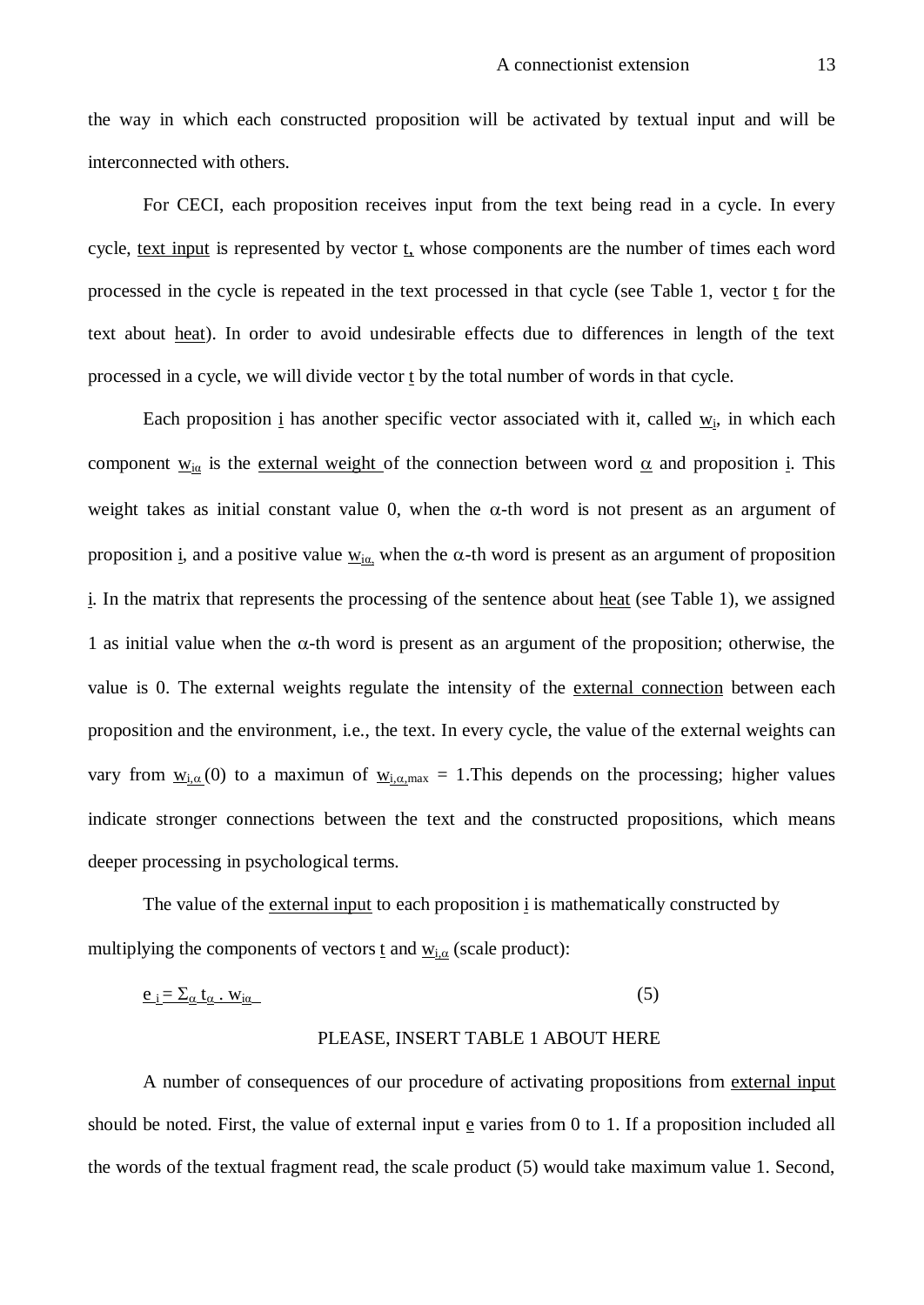the way in which each constructed proposition will be activated by textual input and will be interconnected with others.

For CECI, each proposition receives input from the text being read in a cycle. In every cycle, text input is represented by vector $t$, whose components are the number of times each word processed in the cycle is repeated in the text processed in that cycle (see Table 1, vector $t$ for the text about heat). In order to avoid undesirable effects due to differences in length of the text processed in a cycle, we will divide vector $t$ by the total number of words in that cycle.

Each proposition $i$ has another specific vector associated with it, called $w_i$, in which each component $w_{i\alpha}$ is the external weight of the connection between word $\alpha$ and proposition $i$. This weight takes as initial constant value 0, when the $\alpha$-th word is not present as an argument of proposition $i$, and a positive value $w_{i\alpha}$ when the $\alpha$-th word is present as an argument of proposition $i$. In the matrix that represents the processing of the sentence about heat (see Table 1), we assigned 1 as initial value when the $\alpha$-th word is present as an argument of the proposition; otherwise, the value is 0. The external weights regulate the intensity of the external connection between each proposition and the environment, i.e., the text. In every cycle, the value of the external weights can vary from $w_{i,\alpha}(0)$ to a maximun of $w_{i,\alpha,max} = 1$.This depends on the processing; higher values indicate stronger connections between the text and the constructed propositions, which means deeper processing in psychological terms.

The value of the external input to each proposition $i$ is mathematically constructed by multiplying the components of vectors $t$ and $w_{i,\alpha}$ (scale product):

$$e_i = \Sigma_\alpha t_\alpha . w_{i\alpha} \quad (5)$$

PLEASE, INSERT TABLE 1 ABOUT HERE

A number of consequences of our procedure of activating propositions from external input should be noted. First, the value of external input $e$ varies from 0 to 1. If a proposition included all the words of the textual fragment read, the scale product (5) would take maximum value 1. Second,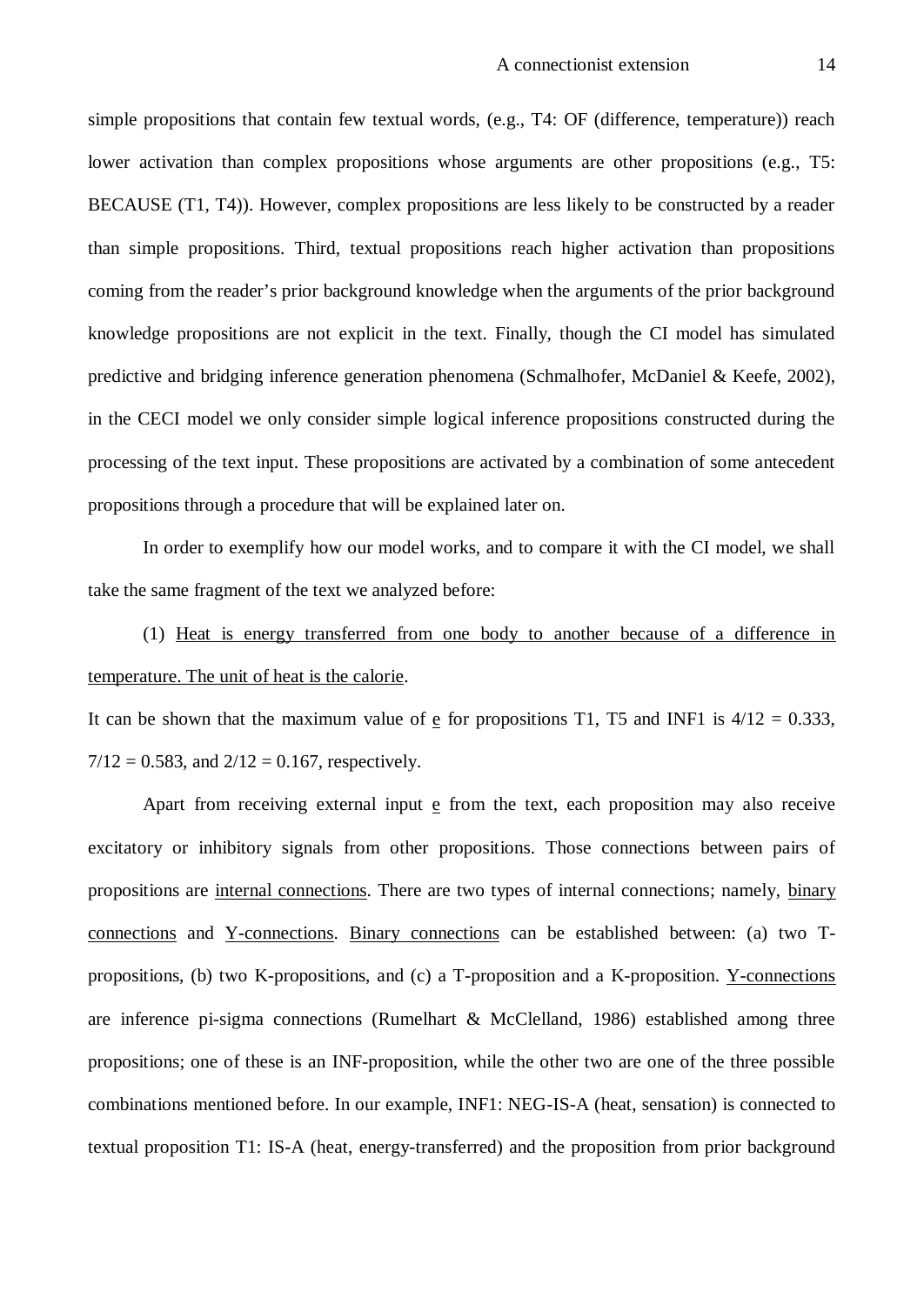simple propositions that contain few textual words, (e.g., T4: OF (difference, temperature)) reach lower activation than complex propositions whose arguments are other propositions (e.g., T5: BECAUSE (T1, T4)). However, complex propositions are less likely to be constructed by a reader than simple propositions. Third, textual propositions reach higher activation than propositions coming from the reader's prior background knowledge when the arguments of the prior background knowledge propositions are not explicit in the text. Finally, though the CI model has simulated predictive and bridging inference generation phenomena (Schmalhofer, McDaniel & Keefe, 2002), in the CECI model we only consider simple logical inference propositions constructed during the processing of the text input. These propositions are activated by a combination of some antecedent propositions through a procedure that will be explained later on.

In order to exemplify how our model works, and to compare it with the CI model, we shall take the same fragment of the text we analyzed before:

(1) Heat is energy transferred from one body to another because of a difference in temperature. The unit of heat is the calorie.

It can be shown that the maximum value of e for propositions T1, T5 and INF1 is $4/12 = 0.333$, $7/12 = 0.583$, and $2/12 = 0.167$, respectively.

Apart from receiving external input e from the text, each proposition may also receive excitatory or inhibitory signals from other propositions. Those connections between pairs of propositions are internal connections. There are two types of internal connections; namely, binary connections and Y-connections. Binary connections can be established between: (a) two T-propositions, (b) two K-propositions, and (c) a T-proposition and a K-proposition. Y-connections are inference pi-sigma connections (Rumelhart & McClelland, 1986) established among three propositions; one of these is an INF-proposition, while the other two are one of the three possible combinations mentioned before. In our example, INF1: NEG-IS-A (heat, sensation) is connected to textual proposition T1: IS-A (heat, energy-transferred) and the proposition from prior background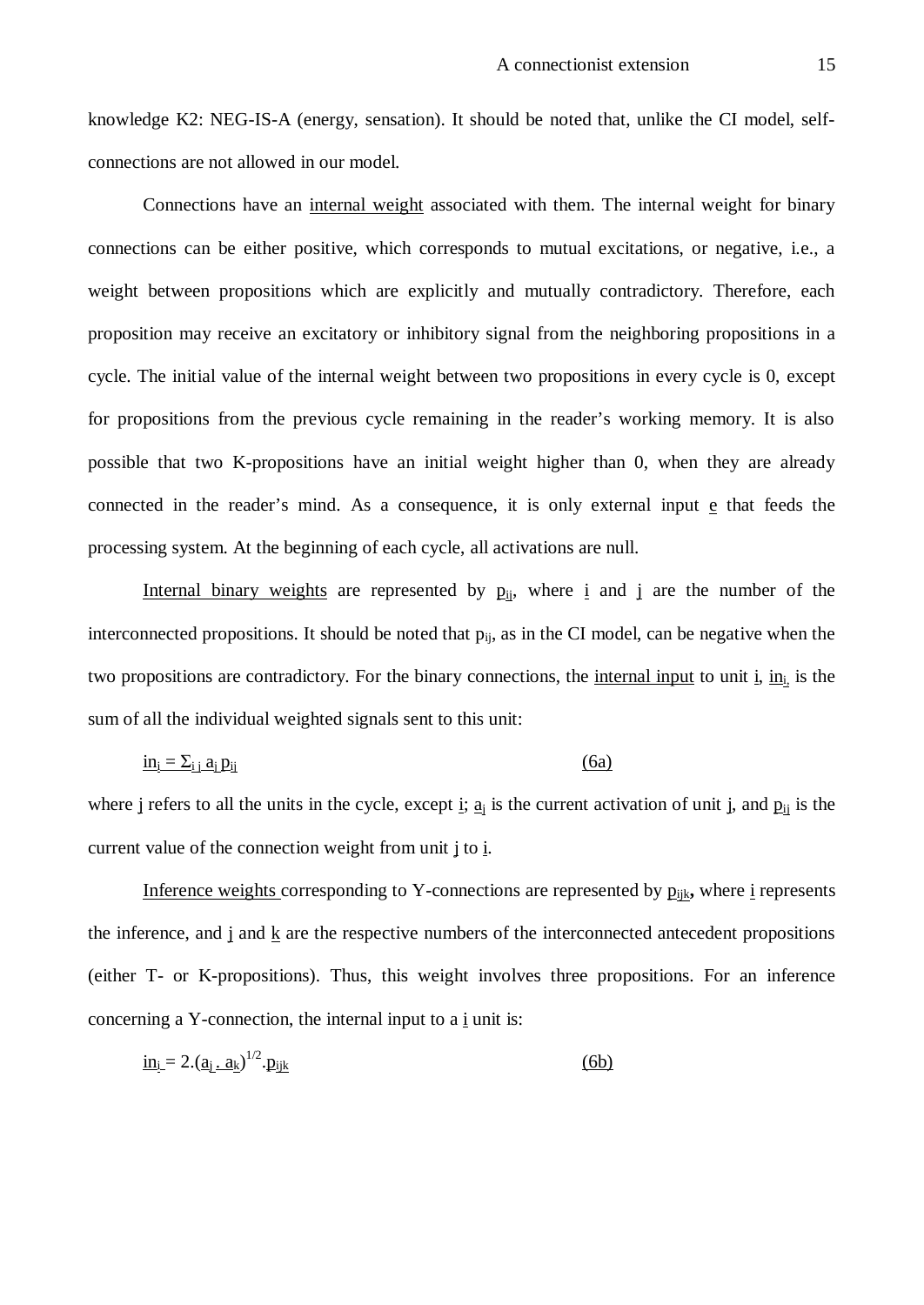knowledge K2: NEG-IS-A (energy, sensation). It should be noted that, unlike the CI model, self-connections are not allowed in our model.

Connections have an internal weight associated with them. The internal weight for binary connections can be either positive, which corresponds to mutual excitations, or negative, i.e., a weight between propositions which are explicitly and mutually contradictory. Therefore, each proposition may receive an excitatory or inhibitory signal from the neighboring propositions in a cycle. The initial value of the internal weight between two propositions in every cycle is 0, except for propositions from the previous cycle remaining in the reader's working memory. It is also possible that two K-propositions have an initial weight higher than 0, when they are already connected in the reader's mind. As a consequence, it is only external input e that feeds the processing system. At the beginning of each cycle, all activations are null.

Internal binary weights are represented by $p_{ij}$, where i and j are the number of the interconnected propositions. It should be noted that $p_{ij}$, as in the CI model, can be negative when the two propositions are contradictory. For the binary connections, the internal input to unit i, $in_i$, is the sum of all the individual weighted signals sent to this unit:

$$in_i = \Sigma_{i\,j}\, a_j\, p_{ij} \qquad (6a)$$

where j refers to all the units in the cycle, except i; $a_j$ is the current activation of unit j, and $p_{ij}$ is the current value of the connection weight from unit j to i.

Inference weights corresponding to Y-connections are represented by $p_{ijk}$, where i represents the inference, and j and k are the respective numbers of the interconnected antecedent propositions (either T- or K-propositions). Thus, this weight involves three propositions. For an inference concerning a Y-connection, the internal input to a i unit is:

$$in_i = 2.(a_j\,.\,a_k)^{1/2}.p_{ijk} \qquad (6b)$$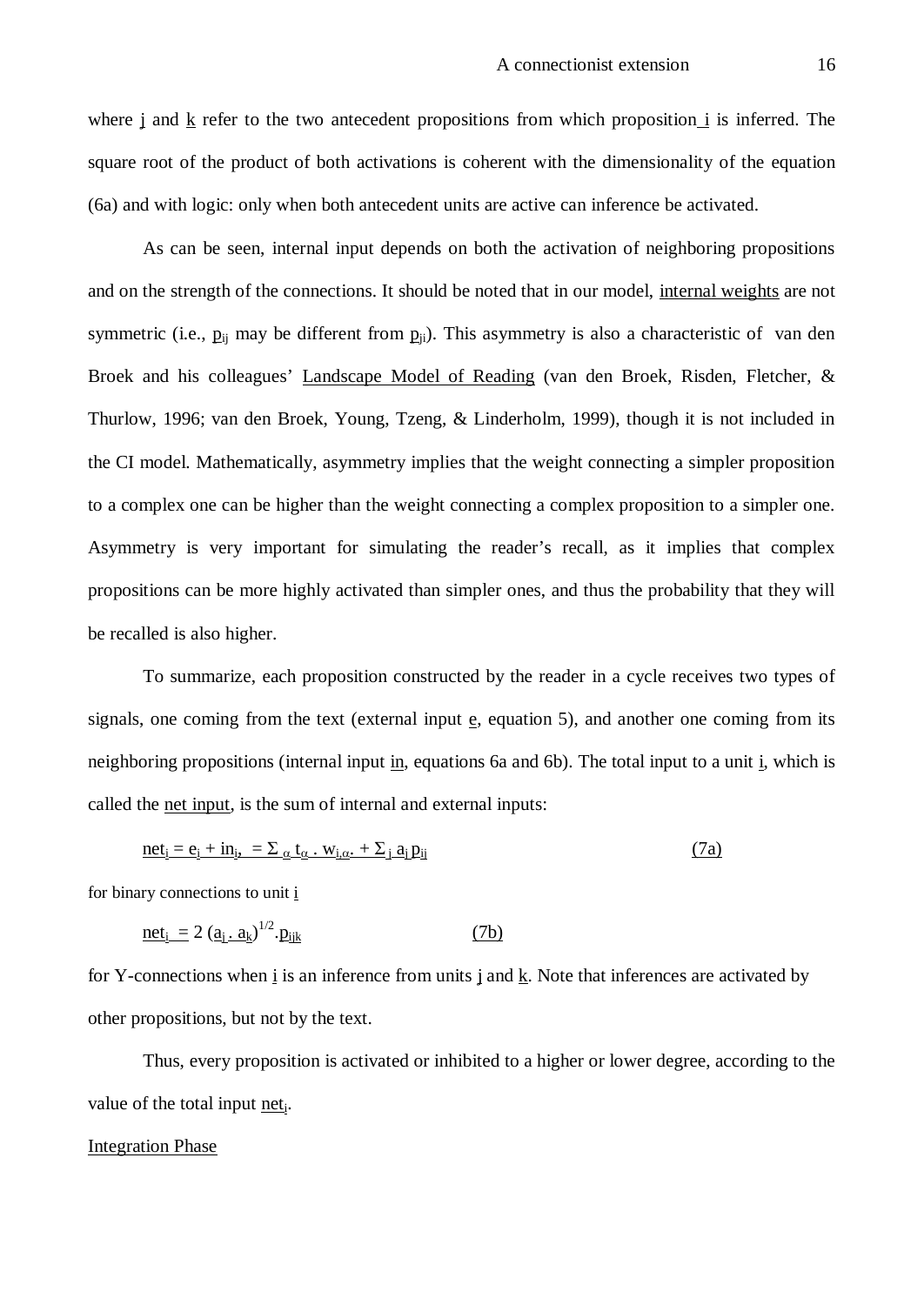where $j$ and $k$ refer to the two antecedent propositions from which proposition $i$ is inferred. The square root of the product of both activations is coherent with the dimensionality of the equation (6a) and with logic: only when both antecedent units are active can inference be activated.

As can be seen, internal input depends on both the activation of neighboring propositions and on the strength of the connections. It should be noted that in our model, internal weights are not symmetric (i.e., $p_{ij}$ may be different from $p_{ji}$). This asymmetry is also a characteristic of van den Broek and his colleagues' Landscape Model of Reading (van den Broek, Risden, Fletcher, & Thurlow, 1996; van den Broek, Young, Tzeng, & Linderholm, 1999), though it is not included in the CI model. Mathematically, asymmetry implies that the weight connecting a simpler proposition to a complex one can be higher than the weight connecting a complex proposition to a simpler one. Asymmetry is very important for simulating the reader's recall, as it implies that complex propositions can be more highly activated than simpler ones, and thus the probability that they will be recalled is also higher.

To summarize, each proposition constructed by the reader in a cycle receives two types of signals, one coming from the text (external input $e$, equation 5), and another one coming from its neighboring propositions (internal input $in$, equations 6a and 6b). The total input to a unit $i$, which is called the net input, is the sum of internal and external inputs:

$$net_i = e_i + in_i = \Sigma_{\alpha}\, t_{\alpha} \,.\, w_{i,\alpha} + \Sigma_j\, a_j\, p_{ij} \qquad (7a)$$

for binary connections to unit $i$

$$net_i = 2\,(a_j \,.\, a_k)^{1/2} . p_{ijk} \qquad (7b)$$

for Y-connections when $i$ is an inference from units $j$ and $k$. Note that inferences are activated by other propositions, but not by the text.

Thus, every proposition is activated or inhibited to a higher or lower degree, according to the value of the total input $net_i$.

Integration Phase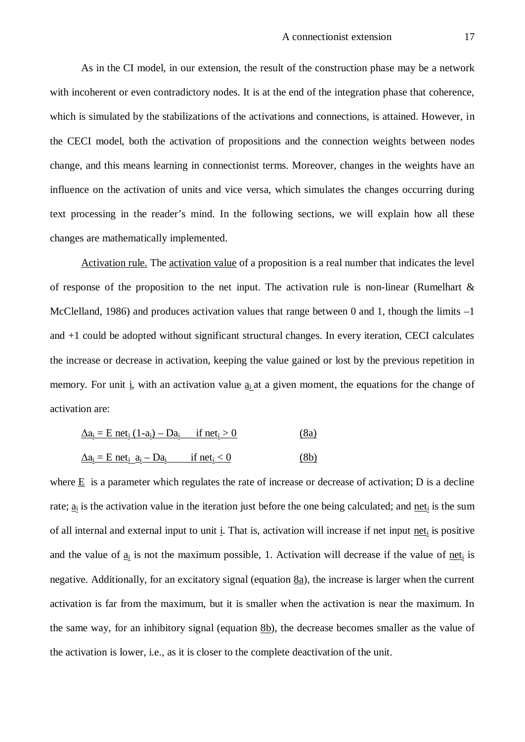As in the CI model, in our extension, the result of the construction phase may be a network with incoherent or even contradictory nodes. It is at the end of the integration phase that coherence, which is simulated by the stabilizations of the activations and connections, is attained. However, in the CECI model, both the activation of propositions and the connection weights between nodes change, and this means learning in connectionist terms. Moreover, changes in the weights have an influence on the activation of units and vice versa, which simulates the changes occurring during text processing in the reader's mind. In the following sections, we will explain how all these changes are mathematically implemented.

Activation rule. The activation value of a proposition is a real number that indicates the level of response of the proposition to the net input. The activation rule is non-linear (Rumelhart & McClelland, 1986) and produces activation values that range between 0 and 1, though the limits –1 and +1 could be adopted without significant structural changes. In every iteration, CECI calculates the increase or decrease in activation, keeping the value gained or lost by the previous repetition in memory. For unit $i$, with an activation value $a_i$ at a given moment, the equations for the change of activation are:

$$\Delta a_i = E\, net_i\, (1 - a_i) - D a_i \qquad \text{if } net_i > 0 \qquad (8a)$$

$$\Delta a_i = E\, net_i\, a_i - D a_i \qquad \text{if } net_i < 0 \qquad (8b)$$

where $E$ is a parameter which regulates the rate of increase or decrease of activation; D is a decline rate; $a_i$ is the activation value in the iteration just before the one being calculated; and $net_i$ is the sum of all internal and external input to unit $i$. That is, activation will increase if net input $net_i$ is positive and the value of $a_i$ is not the maximum possible, 1. Activation will decrease if the value of $net_i$ is negative. Additionally, for an excitatory signal (equation 8a), the increase is larger when the current activation is far from the maximum, but it is smaller when the activation is near the maximum. In the same way, for an inhibitory signal (equation 8b), the decrease becomes smaller as the value of the activation is lower, i.e., as it is closer to the complete deactivation of the unit.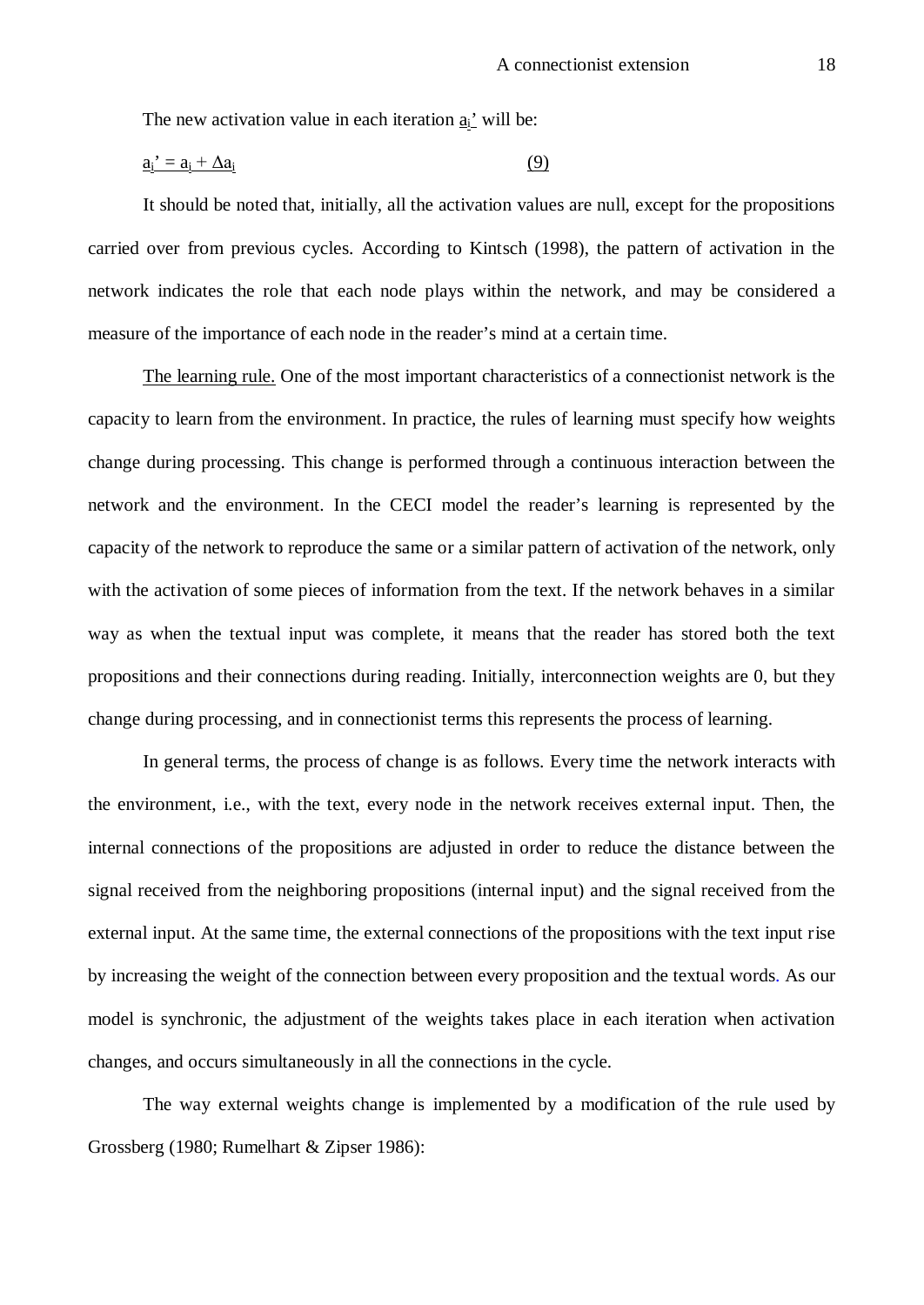The new activation value in each iteration $a_i'$ will be:

$$a_i' = a_i + \Delta a_i \qquad (9)$$

It should be noted that, initially, all the activation values are null, except for the propositions carried over from previous cycles. According to Kintsch (1998), the pattern of activation in the network indicates the role that each node plays within the network, and may be considered a measure of the importance of each node in the reader's mind at a certain time.

The learning rule. One of the most important characteristics of a connectionist network is the capacity to learn from the environment. In practice, the rules of learning must specify how weights change during processing. This change is performed through a continuous interaction between the network and the environment. In the CECI model the reader's learning is represented by the capacity of the network to reproduce the same or a similar pattern of activation of the network, only with the activation of some pieces of information from the text. If the network behaves in a similar way as when the textual input was complete, it means that the reader has stored both the text propositions and their connections during reading. Initially, interconnection weights are 0, but they change during processing, and in connectionist terms this represents the process of learning.

In general terms, the process of change is as follows. Every time the network interacts with the environment, i.e., with the text, every node in the network receives external input. Then, the internal connections of the propositions are adjusted in order to reduce the distance between the signal received from the neighboring propositions (internal input) and the signal received from the external input. At the same time, the external connections of the propositions with the text input rise by increasing the weight of the connection between every proposition and the textual words. As our model is synchronic, the adjustment of the weights takes place in each iteration when activation changes, and occurs simultaneously in all the connections in the cycle.

The way external weights change is implemented by a modification of the rule used by Grossberg (1980; Rumelhart & Zipser 1986):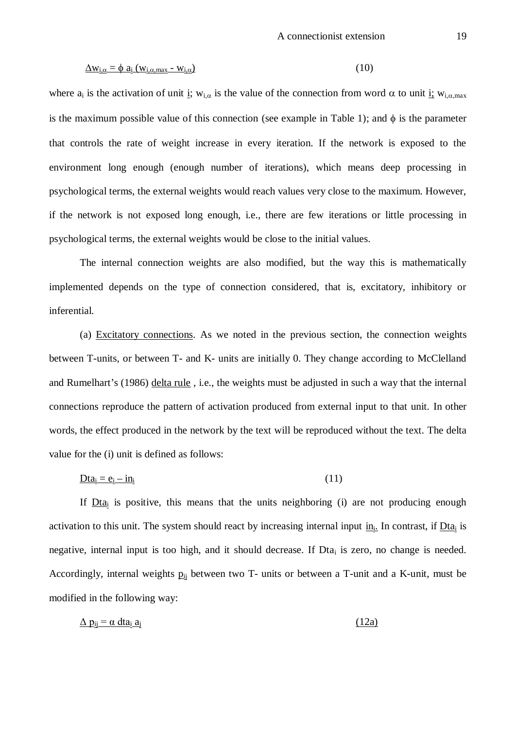$$\Delta w_{i,\alpha} = \phi\, a_i\, (w_{i,\alpha,max} - w_{i,\alpha}) \tag{10}$$

where $a_i$ is the activation of unit $i$; $w_{i,\alpha}$ is the value of the connection from word $\alpha$ to unit $i$; $w_{i,\alpha,max}$ is the maximum possible value of this connection (see example in Table 1); and $\phi$ is the parameter that controls the rate of weight increase in every iteration. If the network is exposed to the environment long enough (enough number of iterations), which means deep processing in psychological terms, the external weights would reach values very close to the maximum. However, if the network is not exposed long enough, i.e., there are few iterations or little processing in psychological terms, the external weights would be close to the initial values.

The internal connection weights are also modified, but the way this is mathematically implemented depends on the type of connection considered, that is, excitatory, inhibitory or inferential.

(a) Excitatory connections. As we noted in the previous section, the connection weights between T-units, or between T- and K- units are initially 0. They change according to McClelland and Rumelhart's (1986) delta rule , i.e., the weights must be adjusted in such a way that the internal connections reproduce the pattern of activation produced from external input to that unit. In other words, the effect produced in the network by the text will be reproduced without the text. The delta value for the (i) unit is defined as follows:

$$Dta_i = e_i - in_i \tag{11}$$

If $Dta_i$ is positive, this means that the units neighboring (i) are not producing enough activation to this unit. The system should react by increasing internal input $in_i$. In contrast, if $Dta_i$ is negative, internal input is too high, and it should decrease. If $Dta_i$ is zero, no change is needed. Accordingly, internal weights $p_{ij}$ between two T- units or between a T-unit and a K-unit, must be modified in the following way:

$$\Delta p_{ij} = \alpha\, dta_i\, a_j \tag{12a}$$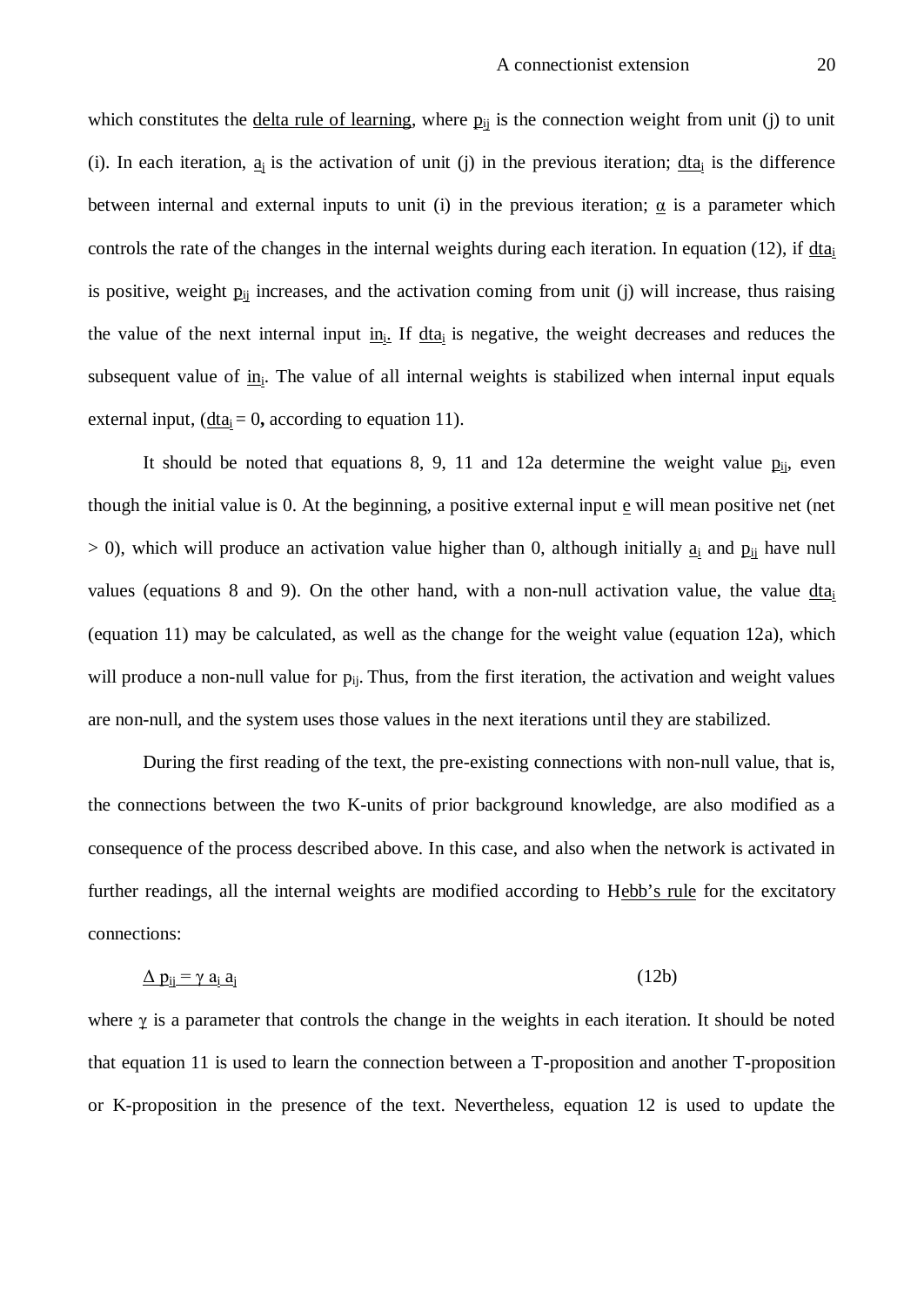which constitutes the delta rule of learning, where $p_{ij}$ is the connection weight from unit (j) to unit (i). In each iteration, $a_j$ is the activation of unit (j) in the previous iteration; $dta_i$ is the difference between internal and external inputs to unit (i) in the previous iteration; $\alpha$ is a parameter which controls the rate of the changes in the internal weights during each iteration. In equation (12), if $dta_i$ is positive, weight $p_{ij}$ increases, and the activation coming from unit (j) will increase, thus raising the value of the next internal input $in_i$. If $dta_i$ is negative, the weight decreases and reduces the subsequent value of $in_i$. The value of all internal weights is stabilized when internal input equals external input, ($dta_i = 0$, according to equation 11).

It should be noted that equations 8, 9, 11 and 12a determine the weight value $p_{ij}$, even though the initial value is 0. At the beginning, a positive external input $e$ will mean positive net (net > 0), which will produce an activation value higher than 0, although initially $a_i$ and $p_{ij}$ have null values (equations 8 and 9). On the other hand, with a non-null activation value, the value $dta_i$ (equation 11) may be calculated, as well as the change for the weight value (equation 12a), which will produce a non-null value for $p_{ij}$. Thus, from the first iteration, the activation and weight values are non-null, and the system uses those values in the next iterations until they are stabilized.

During the first reading of the text, the pre-existing connections with non-null value, that is, the connections between the two K-units of prior background knowledge, are also modified as a consequence of the process described above. In this case, and also when the network is activated in further readings, all the internal weights are modified according to Hebb's rule for the excitatory connections:

$$\Delta p_{ij} = \gamma a_i a_j \tag{12b}$$

where $\gamma$ is a parameter that controls the change in the weights in each iteration. It should be noted that equation 11 is used to learn the connection between a T-proposition and another T-proposition or K-proposition in the presence of the text. Nevertheless, equation 12 is used to update the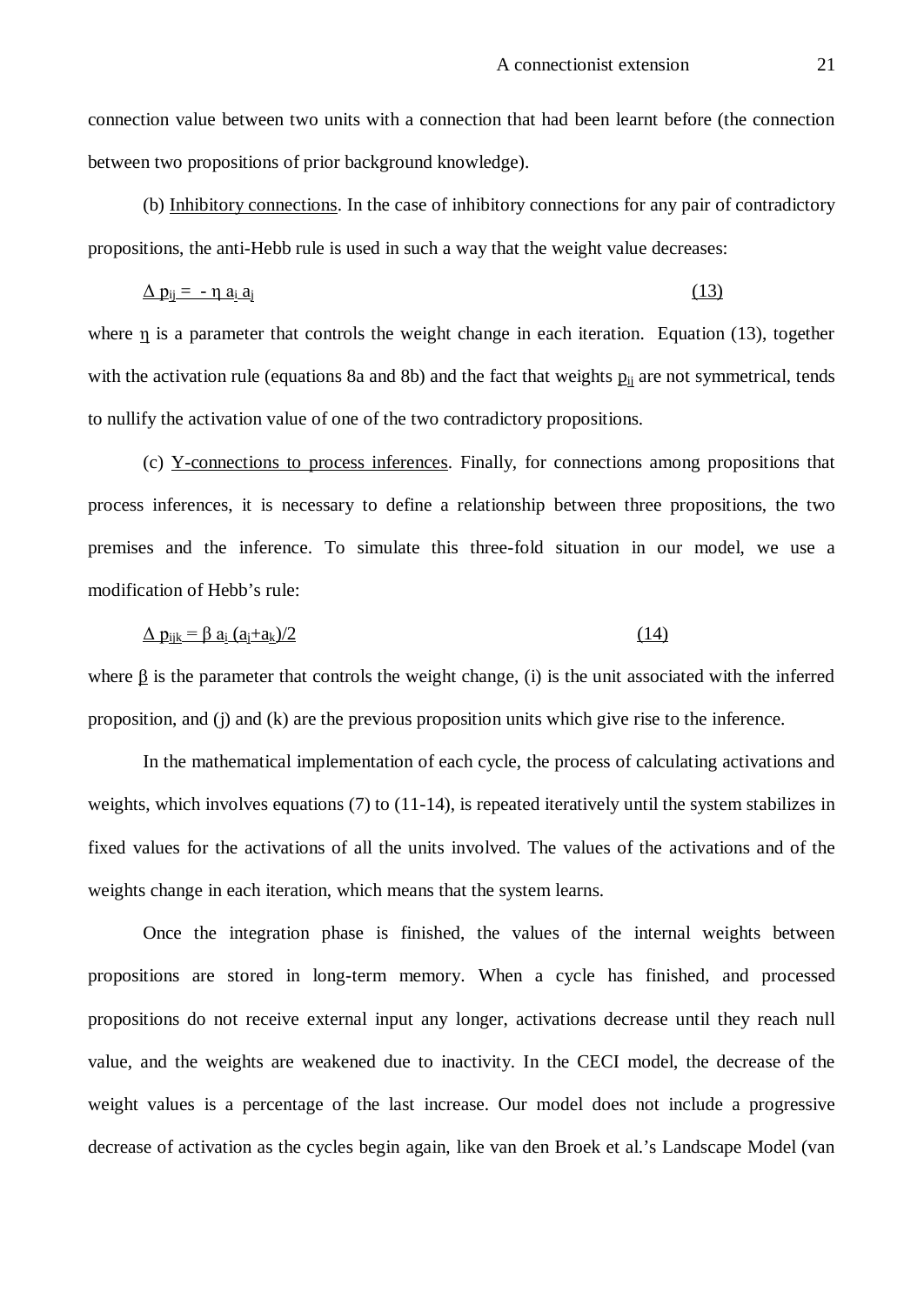connection value between two units with a connection that had been learnt before (the connection between two propositions of prior background knowledge).

(b) Inhibitory connections. In the case of inhibitory connections for any pair of contradictory propositions, the anti-Hebb rule is used in such a way that the weight value decreases:

$$\Delta p_{ij} = -\eta a_i a_j \qquad (13)$$

where $\eta$ is a parameter that controls the weight change in each iteration. Equation (13), together with the activation rule (equations 8a and 8b) and the fact that weights $p_{ij}$ are not symmetrical, tends to nullify the activation value of one of the two contradictory propositions.

(c) Y-connections to process inferences. Finally, for connections among propositions that process inferences, it is necessary to define a relationship between three propositions, the two premises and the inference. To simulate this three-fold situation in our model, we use a modification of Hebb's rule:

$$\Delta p_{ijk} = \beta a_i (a_j + a_k)/2 \qquad (14)$$

where $\beta$ is the parameter that controls the weight change, (i) is the unit associated with the inferred proposition, and (j) and (k) are the previous proposition units which give rise to the inference.

In the mathematical implementation of each cycle, the process of calculating activations and weights, which involves equations (7) to (11-14), is repeated iteratively until the system stabilizes in fixed values for the activations of all the units involved. The values of the activations and of the weights change in each iteration, which means that the system learns.

Once the integration phase is finished, the values of the internal weights between propositions are stored in long-term memory. When a cycle has finished, and processed propositions do not receive external input any longer, activations decrease until they reach null value, and the weights are weakened due to inactivity. In the CECI model, the decrease of the weight values is a percentage of the last increase. Our model does not include a progressive decrease of activation as the cycles begin again, like van den Broek et al.'s Landscape Model (van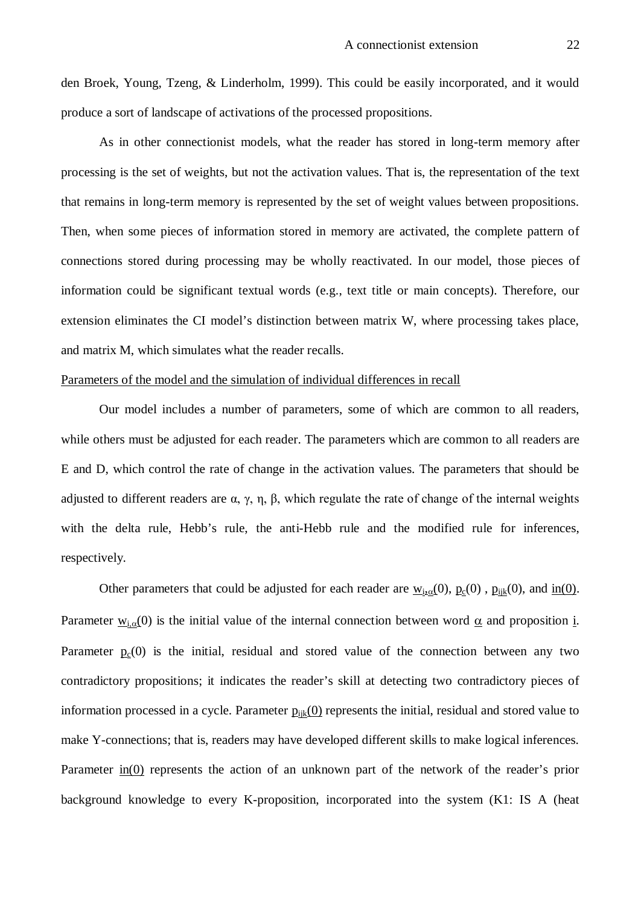den Broek, Young, Tzeng, & Linderholm, 1999). This could be easily incorporated, and it would produce a sort of landscape of activations of the processed propositions.

As in other connectionist models, what the reader has stored in long-term memory after processing is the set of weights, but not the activation values. That is, the representation of the text that remains in long-term memory is represented by the set of weight values between propositions. Then, when some pieces of information stored in memory are activated, the complete pattern of connections stored during processing may be wholly reactivated. In our model, those pieces of information could be significant textual words (e.g., text title or main concepts). Therefore, our extension eliminates the CI model's distinction between matrix W, where processing takes place, and matrix M, which simulates what the reader recalls.

Parameters of the model and the simulation of individual differences in recall

Our model includes a number of parameters, some of which are common to all readers, while others must be adjusted for each reader. The parameters which are common to all readers are E and D, which control the rate of change in the activation values. The parameters that should be adjusted to different readers are $\alpha$, $\gamma$, $\eta$, $\beta$, which regulate the rate of change of the internal weights with the delta rule, Hebb's rule, the anti-Hebb rule and the modified rule for inferences, respectively.

Other parameters that could be adjusted for each reader are $w_{i,\alpha}(0)$, $p_c(0)$ , $p_{ijk}(0)$, and $in(0)$. Parameter $w_{i,\alpha}(0)$ is the initial value of the internal connection between word $\alpha$ and proposition $i$. Parameter $p_c(0)$ is the initial, residual and stored value of the connection between any two contradictory propositions; it indicates the reader's skill at detecting two contradictory pieces of information processed in a cycle. Parameter $p_{ijk}(0)$ represents the initial, residual and stored value to make Y-connections; that is, readers may have developed different skills to make logical inferences. Parameter $in(0)$ represents the action of an unknown part of the network of the reader's prior background knowledge to every K-proposition, incorporated into the system (K1: IS A (heat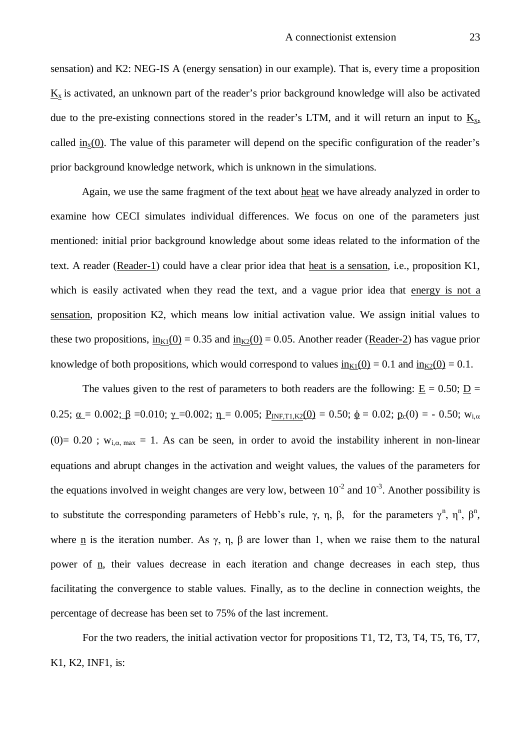sensation) and K2: NEG-IS A (energy sensation) in our example). That is, every time a proposition $K_x$ is activated, an unknown part of the reader's prior background knowledge will also be activated due to the pre-existing connections stored in the reader's LTM, and it will return an input to $K_x$, called $in_x(0)$. The value of this parameter will depend on the specific configuration of the reader's prior background knowledge network, which is unknown in the simulations.

Again, we use the same fragment of the text about heat we have already analyzed in order to examine how CECI simulates individual differences. We focus on one of the parameters just mentioned: initial prior background knowledge about some ideas related to the information of the text. A reader (Reader-1) could have a clear prior idea that heat is a sensation, i.e., proposition K1, which is easily activated when they read the text, and a vague prior idea that energy is not a sensation, proposition K2, which means low initial activation value. We assign initial values to these two propositions, $in_{K1}(0) = 0.35$ and $in_{K2}(0) = 0.05$. Another reader (Reader-2) has vague prior knowledge of both propositions, which would correspond to values $in_{K1}(0) = 0.1$ and $in_{K2}(0) = 0.1$.

The values given to the rest of parameters to both readers are the following: $E = 0.50$; $D = 0.25$; $\alpha = 0.002$; $\beta = 0.010$; $\gamma = 0.002$; $\eta = 0.005$; $P_{INF,T1,K2}(0) = 0.50$; $\phi = 0.02$; $p_c(0) = -0.50$; $w_{i,\alpha}(0) = 0.20$ ; $w_{i,\alpha,\max} = 1$. As can be seen, in order to avoid the instability inherent in non-linear equations and abrupt changes in the activation and weight values, the values of the parameters for the equations involved in weight changes are very low, between $10^{-2}$ and $10^{-3}$. Another possibility is to substitute the corresponding parameters of Hebb's rule, $\gamma$, $\eta$, $\beta$, for the parameters $\gamma^n$, $\eta^n$, $\beta^n$, where $n$ is the iteration number. As $\gamma$, $\eta$, $\beta$ are lower than 1, when we raise them to the natural power of $n$, their values decrease in each iteration and change decreases in each step, thus facilitating the convergence to stable values. Finally, as to the decline in connection weights, the percentage of decrease has been set to 75% of the last increment.

For the two readers, the initial activation vector for propositions T1, T2, T3, T4, T5, T6, T7, K1, K2, INF1, is: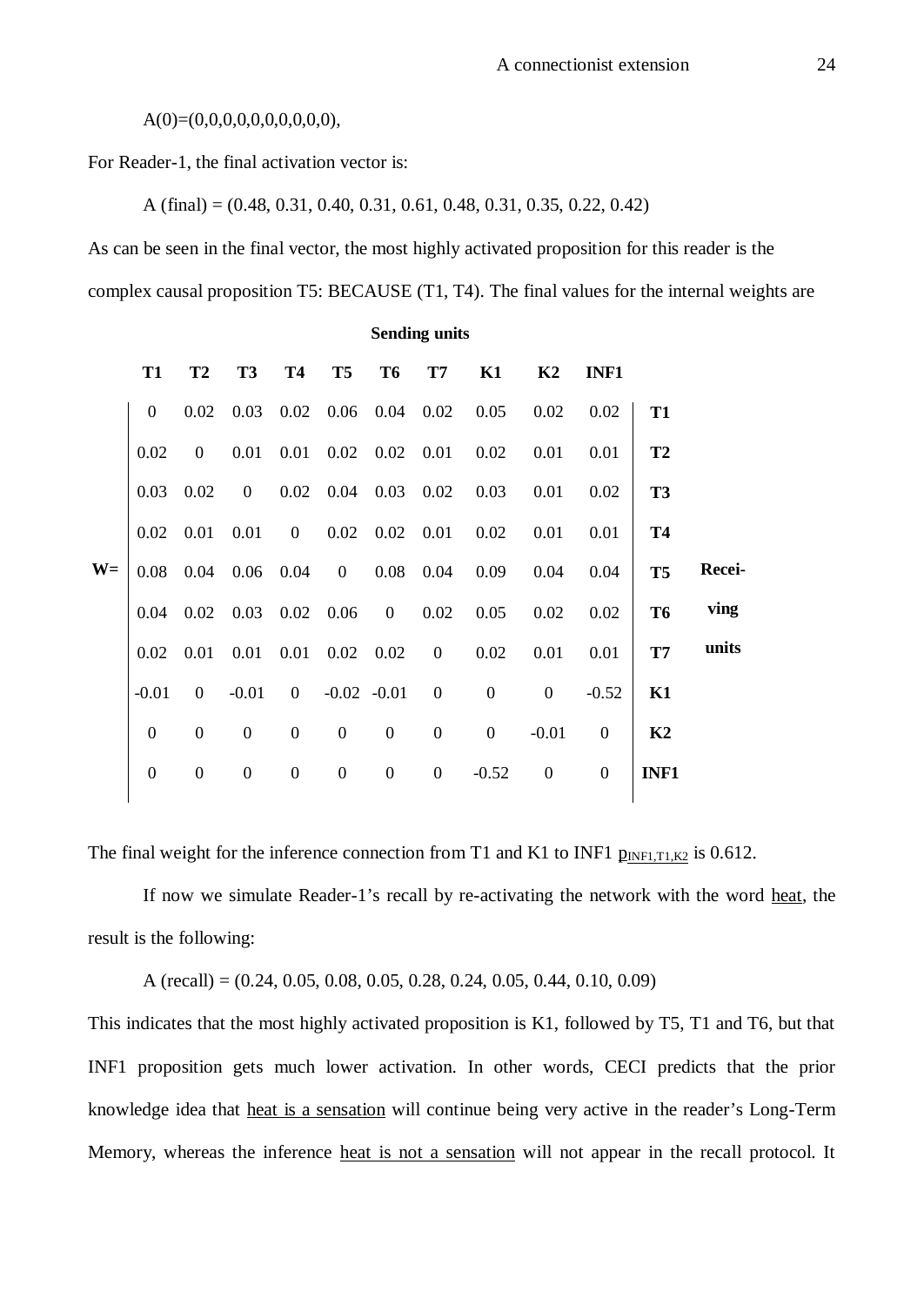A(0)=(0,0,0,0,0,0,0,0,0,0),

For Reader-1, the final activation vector is:

A (final) = (0.48, 0.31, 0.40, 0.31, 0.61, 0.48, 0.31, 0.35, 0.22, 0.42)

As can be seen in the final vector, the most highly activated proposition for this reader is the complex causal proposition T5: BECAUSE (T1, T4). The final values for the internal weights are

**Sending units**

| W= | **T1** | **T2** | **T3** | **T4** | **T5** | **T6** | **T7** | **K1** | **K2** | **INF1** | | Receiving units |
|---|---|---|---|---|---|---|---|---|---|---|---|---|
| | 0 | 0.02 | 0.03 | 0.02 | 0.06 | 0.04 | 0.02 | 0.05 | 0.02 | 0.02 | **T1** | |
| | 0.02 | 0 | 0.01 | 0.01 | 0.02 | 0.02 | 0.01 | 0.02 | 0.01 | 0.01 | **T2** | |
| | 0.03 | 0.02 | 0 | 0.02 | 0.04 | 0.03 | 0.02 | 0.03 | 0.01 | 0.02 | **T3** | |
| | 0.02 | 0.01 | 0.01 | 0 | 0.02 | 0.02 | 0.01 | 0.02 | 0.01 | 0.01 | **T4** | |
| | 0.08 | 0.04 | 0.06 | 0.04 | 0 | 0.08 | 0.04 | 0.09 | 0.04 | 0.04 | **T5** | |
| | 0.04 | 0.02 | 0.03 | 0.02 | 0.06 | 0 | 0.02 | 0.05 | 0.02 | 0.02 | **T6** | |
| | 0.02 | 0.01 | 0.01 | 0.01 | 0.02 | 0.02 | 0 | 0.02 | 0.01 | 0.01 | **T7** | |
| | -0.01 | 0 | -0.01 | 0 | -0.02 | -0.01 | 0 | 0 | 0 | -0.52 | **K1** | |
| | 0 | 0 | 0 | 0 | 0 | 0 | 0 | 0 | -0.01 | 0 | **K2** | |
| | 0 | 0 | 0 | 0 | 0 | 0 | 0 | -0.52 | 0 | 0 | **INF1** | |

The final weight for the inference connection from T1 and K1 to INF1 $p_{INF1,T1,K2}$ is 0.612.

If now we simulate Reader-1's recall by re-activating the network with the word heat, the result is the following:

A (recall) = (0.24, 0.05, 0.08, 0.05, 0.28, 0.24, 0.05, 0.44, 0.10, 0.09)

This indicates that the most highly activated proposition is K1, followed by T5, T1 and T6, but that INF1 proposition gets much lower activation. In other words, CECI predicts that the prior knowledge idea that heat is a sensation will continue being very active in the reader's Long-Term Memory, whereas the inference heat is not a sensation will not appear in the recall protocol. It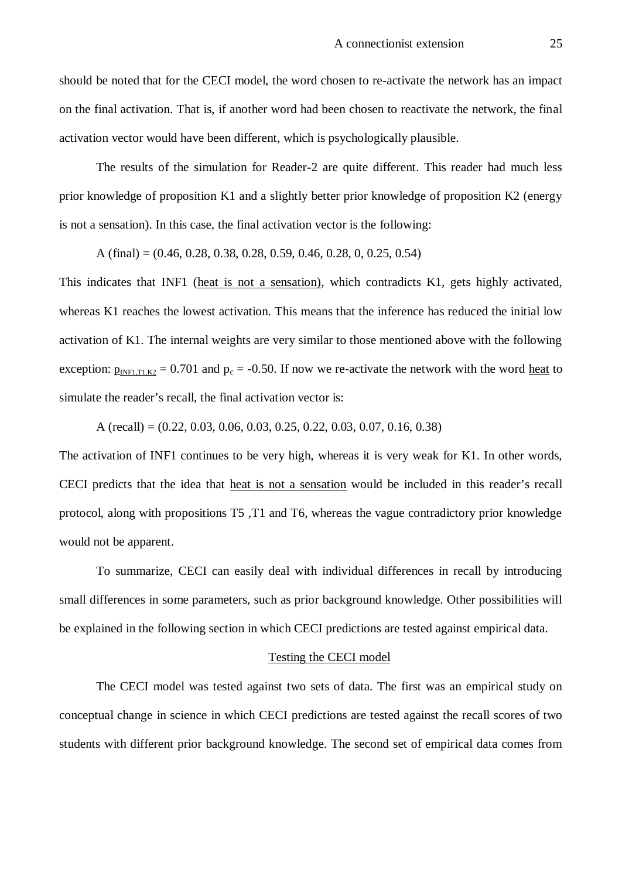should be noted that for the CECI model, the word chosen to re-activate the network has an impact on the final activation. That is, if another word had been chosen to reactivate the network, the final activation vector would have been different, which is psychologically plausible.

The results of the simulation for Reader-2 are quite different. This reader had much less prior knowledge of proposition K1 and a slightly better prior knowledge of proposition K2 (energy is not a sensation). In this case, the final activation vector is the following:

A (final) = (0.46, 0.28, 0.38, 0.28, 0.59, 0.46, 0.28, 0, 0.25, 0.54)

This indicates that INF1 (<u>heat is not a sensation)</u>, which contradicts K1, gets highly activated, whereas K1 reaches the lowest activation. This means that the inference has reduced the initial low activation of K1. The internal weights are very similar to those mentioned above with the following exception: $\underline{p_{INF1,T1,K2}}$ = 0.701 and $p_c$ = -0.50. If now we re-activate the network with the word <u>heat</u> to simulate the reader's recall, the final activation vector is:

A (recall) = (0.22, 0.03, 0.06, 0.03, 0.25, 0.22, 0.03, 0.07, 0.16, 0.38)

The activation of INF1 continues to be very high, whereas it is very weak for K1. In other words, CECI predicts that the idea that <u>heat is not a sensation</u> would be included in this reader's recall protocol, along with propositions T5 ,T1 and T6, whereas the vague contradictory prior knowledge would not be apparent.

To summarize, CECI can easily deal with individual differences in recall by introducing small differences in some parameters, such as prior background knowledge. Other possibilities will be explained in the following section in which CECI predictions are tested against empirical data.

## Testing the CECI model

The CECI model was tested against two sets of data. The first was an empirical study on conceptual change in science in which CECI predictions are tested against the recall scores of two students with different prior background knowledge. The second set of empirical data comes from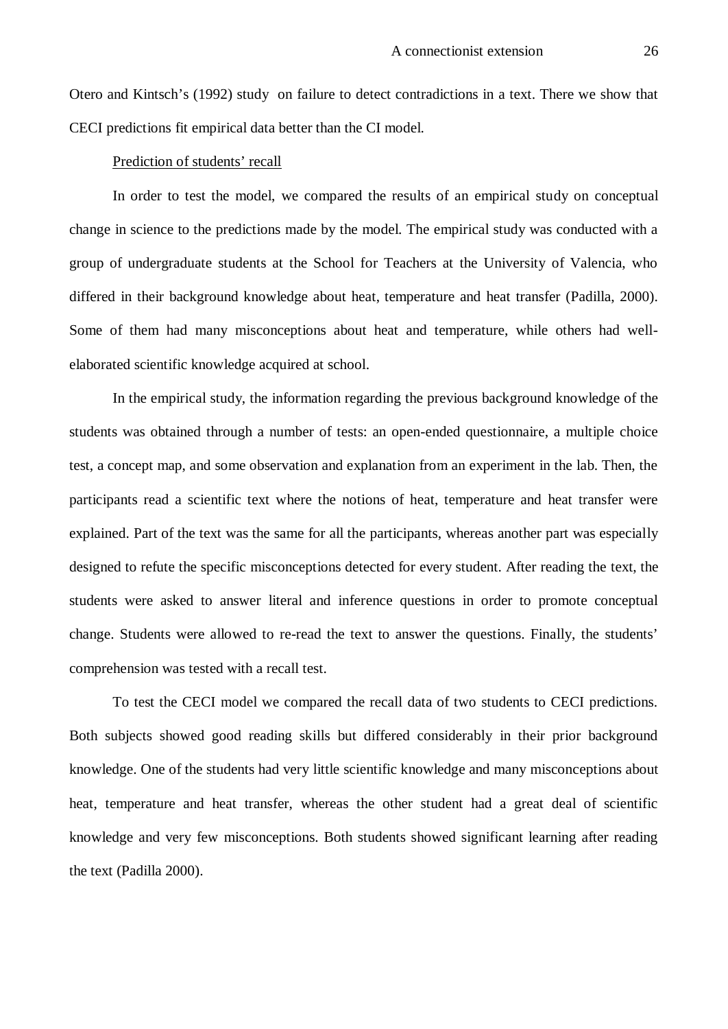Otero and Kintsch's (1992) study on failure to detect contradictions in a text. There we show that CECI predictions fit empirical data better than the CI model.

Prediction of students' recall

In order to test the model, we compared the results of an empirical study on conceptual change in science to the predictions made by the model. The empirical study was conducted with a group of undergraduate students at the School for Teachers at the University of Valencia, who differed in their background knowledge about heat, temperature and heat transfer (Padilla, 2000). Some of them had many misconceptions about heat and temperature, while others had well-elaborated scientific knowledge acquired at school.

In the empirical study, the information regarding the previous background knowledge of the students was obtained through a number of tests: an open-ended questionnaire, a multiple choice test, a concept map, and some observation and explanation from an experiment in the lab. Then, the participants read a scientific text where the notions of heat, temperature and heat transfer were explained. Part of the text was the same for all the participants, whereas another part was especially designed to refute the specific misconceptions detected for every student. After reading the text, the students were asked to answer literal and inference questions in order to promote conceptual change. Students were allowed to re-read the text to answer the questions. Finally, the students' comprehension was tested with a recall test.

To test the CECI model we compared the recall data of two students to CECI predictions. Both subjects showed good reading skills but differed considerably in their prior background knowledge. One of the students had very little scientific knowledge and many misconceptions about heat, temperature and heat transfer, whereas the other student had a great deal of scientific knowledge and very few misconceptions. Both students showed significant learning after reading the text (Padilla 2000).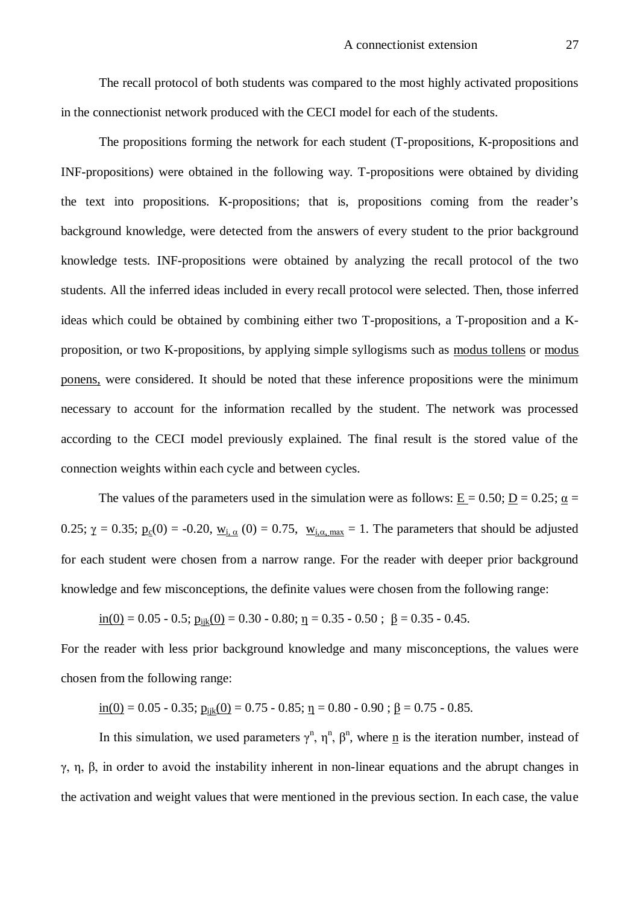The recall protocol of both students was compared to the most highly activated propositions in the connectionist network produced with the CECI model for each of the students.

The propositions forming the network for each student (T-propositions, K-propositions and INF-propositions) were obtained in the following way. T-propositions were obtained by dividing the text into propositions. K-propositions; that is, propositions coming from the reader's background knowledge, were detected from the answers of every student to the prior background knowledge tests. INF-propositions were obtained by analyzing the recall protocol of the two students. All the inferred ideas included in every recall protocol were selected. Then, those inferred ideas which could be obtained by combining either two T-propositions, a T-proposition and a K-proposition, or two K-propositions, by applying simple syllogisms such as modus tollens or modus ponens, were considered. It should be noted that these inference propositions were the minimum necessary to account for the information recalled by the student. The network was processed according to the CECI model previously explained. The final result is the stored value of the connection weights within each cycle and between cycles.

The values of the parameters used in the simulation were as follows: $E = 0.50$; $D = 0.25$; $\alpha = 0.25$; $\gamma = 0.35$; $p_c(0) = -0.20$, $w_{i,\alpha}(0) = 0.75$, $w_{i,\alpha,\max} = 1$. The parameters that should be adjusted for each student were chosen from a narrow range. For the reader with deeper prior background knowledge and few misconceptions, the definite values were chosen from the following range:

$in(0) = 0.05 - 0.5$; $p_{ijk}(0) = 0.30 - 0.80$; $\eta = 0.35 - 0.50$ ; $\beta = 0.35 - 0.45$.

For the reader with less prior background knowledge and many misconceptions, the values were chosen from the following range:

$in(0) = 0.05 - 0.35$; $p_{ijk}(0) = 0.75 - 0.85$; $\eta = 0.80 - 0.90$ ; $\beta = 0.75 - 0.85$.

In this simulation, we used parameters $\gamma^n$, $\eta^n$, $\beta^n$, where $n$ is the iteration number, instead of $\gamma$, $\eta$, $\beta$, in order to avoid the instability inherent in non-linear equations and the abrupt changes in the activation and weight values that were mentioned in the previous section. In each case, the value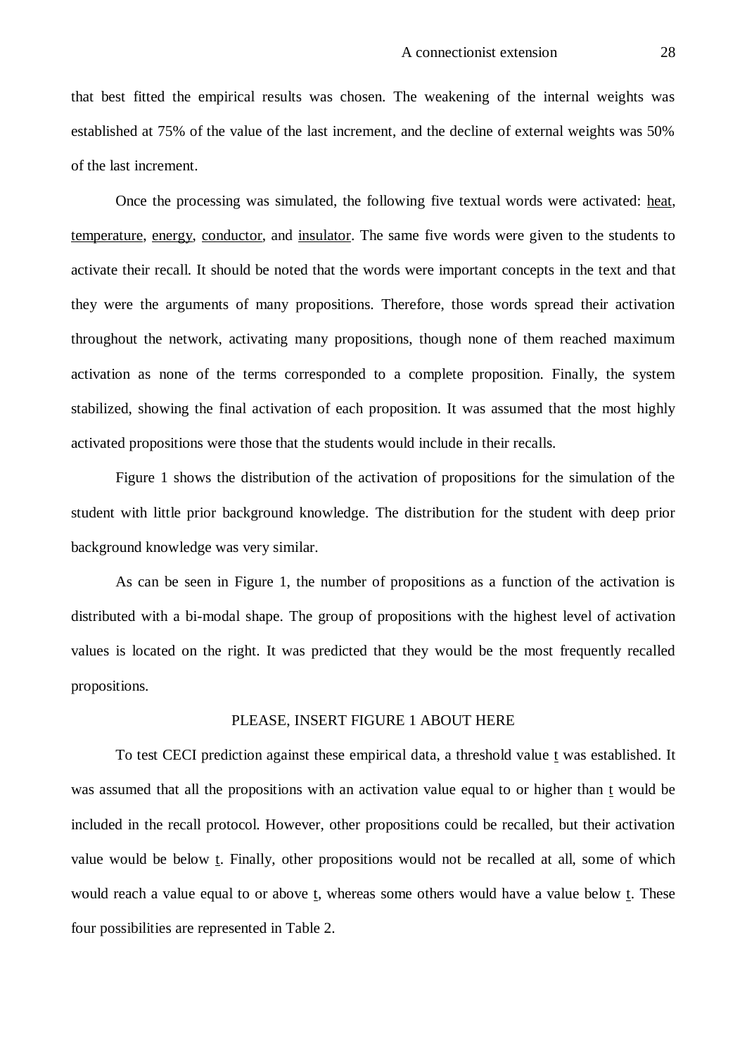that best fitted the empirical results was chosen. The weakening of the internal weights was established at 75% of the value of the last increment, and the decline of external weights was 50% of the last increment.

Once the processing was simulated, the following five textual words were activated: <u>heat</u>, <u>temperature</u>, <u>energy</u>, <u>conductor</u>, and <u>insulator</u>. The same five words were given to the students to activate their recall. It should be noted that the words were important concepts in the text and that they were the arguments of many propositions. Therefore, those words spread their activation throughout the network, activating many propositions, though none of them reached maximum activation as none of the terms corresponded to a complete proposition. Finally, the system stabilized, showing the final activation of each proposition. It was assumed that the most highly activated propositions were those that the students would include in their recalls.

Figure 1 shows the distribution of the activation of propositions for the simulation of the student with little prior background knowledge. The distribution for the student with deep prior background knowledge was very similar.

As can be seen in Figure 1, the number of propositions as a function of the activation is distributed with a bi-modal shape. The group of propositions with the highest level of activation values is located on the right. It was predicted that they would be the most frequently recalled propositions.

PLEASE, INSERT FIGURE 1 ABOUT HERE

To test CECI prediction against these empirical data, a threshold value <u>t</u> was established. It was assumed that all the propositions with an activation value equal to or higher than <u>t</u> would be included in the recall protocol. However, other propositions could be recalled, but their activation value would be below <u>t</u>. Finally, other propositions would not be recalled at all, some of which would reach a value equal to or above <u>t</u>, whereas some others would have a value below <u>t</u>. These four possibilities are represented in Table 2.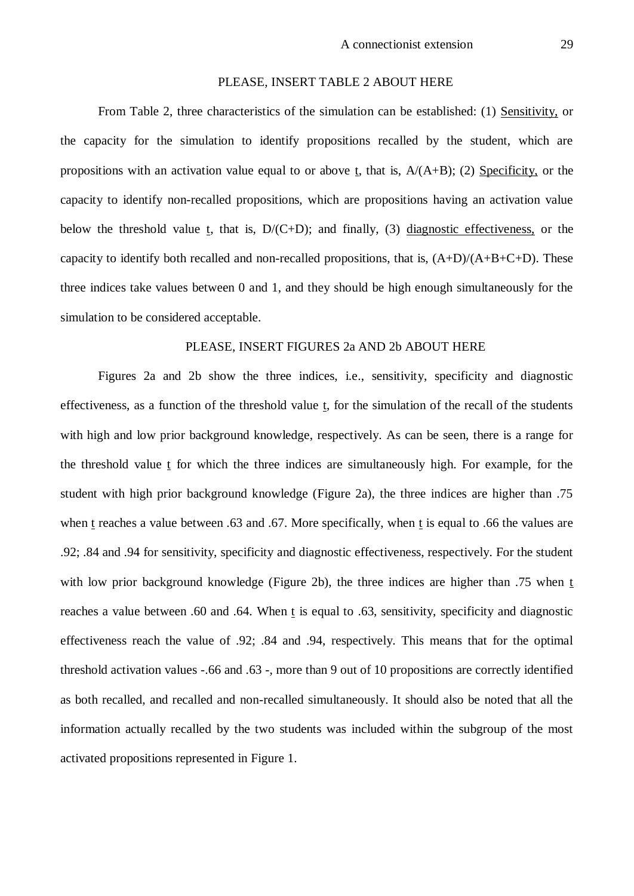PLEASE, INSERT TABLE 2 ABOUT HERE

From Table 2, three characteristics of the simulation can be established: (1) Sensitivity, or the capacity for the simulation to identify propositions recalled by the student, which are propositions with an activation value equal to or above *t*, that is, A/(A+B); (2) Specificity, or the capacity to identify non-recalled propositions, which are propositions having an activation value below the threshold value *t*, that is, D/(C+D); and finally, (3) diagnostic effectiveness, or the capacity to identify both recalled and non-recalled propositions, that is, (A+D)/(A+B+C+D). These three indices take values between 0 and 1, and they should be high enough simultaneously for the simulation to be considered acceptable.

PLEASE, INSERT FIGURES 2a AND 2b ABOUT HERE

Figures 2a and 2b show the three indices, i.e., sensitivity, specificity and diagnostic effectiveness, as a function of the threshold value *t*, for the simulation of the recall of the students with high and low prior background knowledge, respectively. As can be seen, there is a range for the threshold value *t* for which the three indices are simultaneously high. For example, for the student with high prior background knowledge (Figure 2a), the three indices are higher than .75 when *t* reaches a value between .63 and .67. More specifically, when *t* is equal to .66 the values are .92; .84 and .94 for sensitivity, specificity and diagnostic effectiveness, respectively. For the student with low prior background knowledge (Figure 2b), the three indices are higher than .75 when *t* reaches a value between .60 and .64. When *t* is equal to .63, sensitivity, specificity and diagnostic effectiveness reach the value of .92; .84 and .94, respectively. This means that for the optimal threshold activation values -.66 and .63 -, more than 9 out of 10 propositions are correctly identified as both recalled, and recalled and non-recalled simultaneously. It should also be noted that all the information actually recalled by the two students was included within the subgroup of the most activated propositions represented in Figure 1.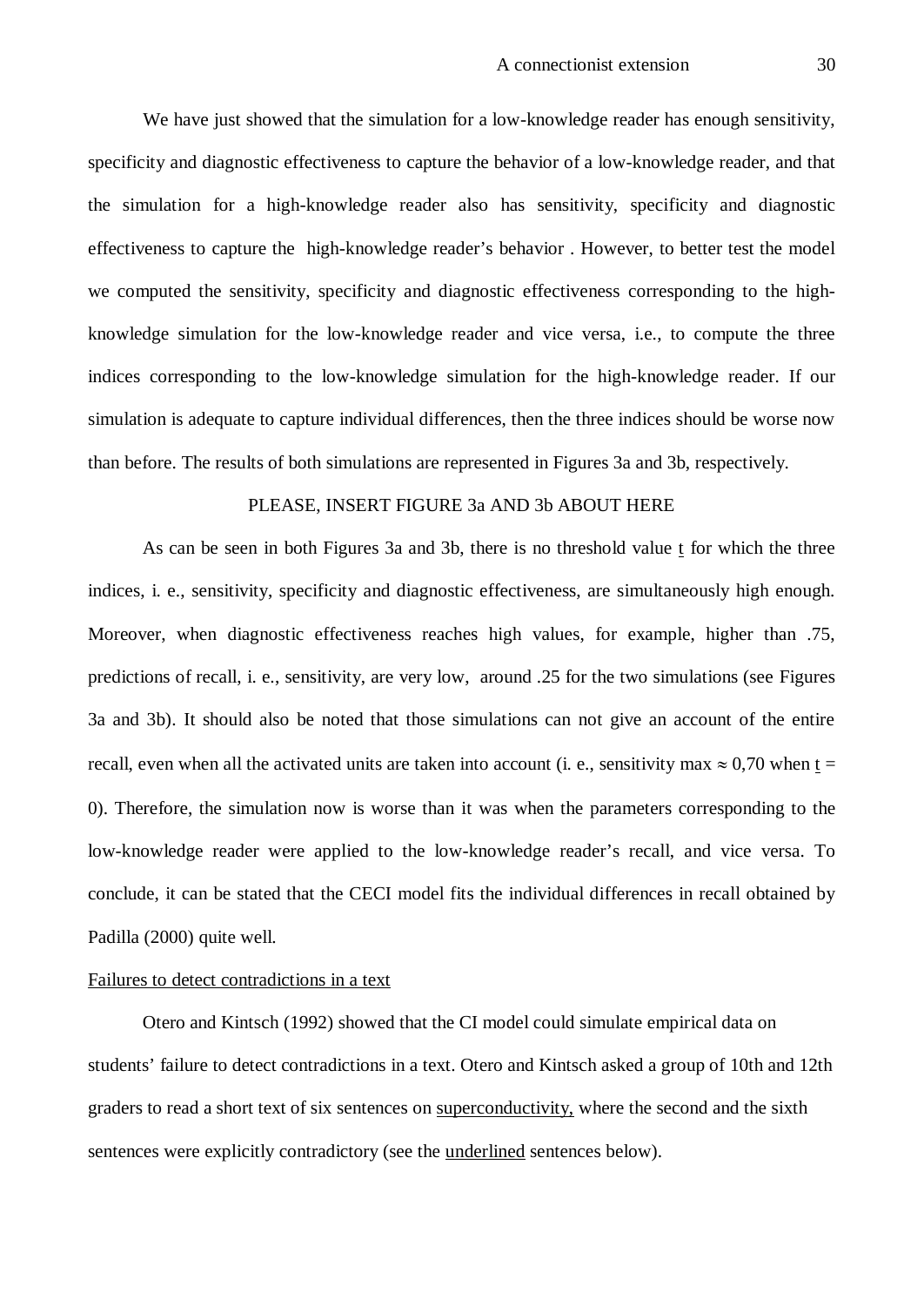We have just showed that the simulation for a low-knowledge reader has enough sensitivity, specificity and diagnostic effectiveness to capture the behavior of a low-knowledge reader, and that the simulation for a high-knowledge reader also has sensitivity, specificity and diagnostic effectiveness to capture the high-knowledge reader's behavior . However, to better test the model we computed the sensitivity, specificity and diagnostic effectiveness corresponding to the high-knowledge simulation for the low-knowledge reader and vice versa, i.e., to compute the three indices corresponding to the low-knowledge simulation for the high-knowledge reader. If our simulation is adequate to capture individual differences, then the three indices should be worse now than before. The results of both simulations are represented in Figures 3a and 3b, respectively.

PLEASE, INSERT FIGURE 3a AND 3b ABOUT HERE

As can be seen in both Figures 3a and 3b, there is no threshold value $\underline{t}$ for which the three indices, i. e., sensitivity, specificity and diagnostic effectiveness, are simultaneously high enough. Moreover, when diagnostic effectiveness reaches high values, for example, higher than .75, predictions of recall, i. e., sensitivity, are very low, around .25 for the two simulations (see Figures 3a and 3b). It should also be noted that those simulations can not give an account of the entire recall, even when all the activated units are taken into account (i. e., sensitivity max $\approx$ 0,70 when $\underline{t}$ = 0). Therefore, the simulation now is worse than it was when the parameters corresponding to the low-knowledge reader were applied to the low-knowledge reader's recall, and vice versa. To conclude, it can be stated that the CECI model fits the individual differences in recall obtained by Padilla (2000) quite well.

Failures to detect contradictions in a text

Otero and Kintsch (1992) showed that the CI model could simulate empirical data on students' failure to detect contradictions in a text. Otero and Kintsch asked a group of 10th and 12th graders to read a short text of six sentences on superconductivity, where the second and the sixth sentences were explicitly contradictory (see the underlined sentences below).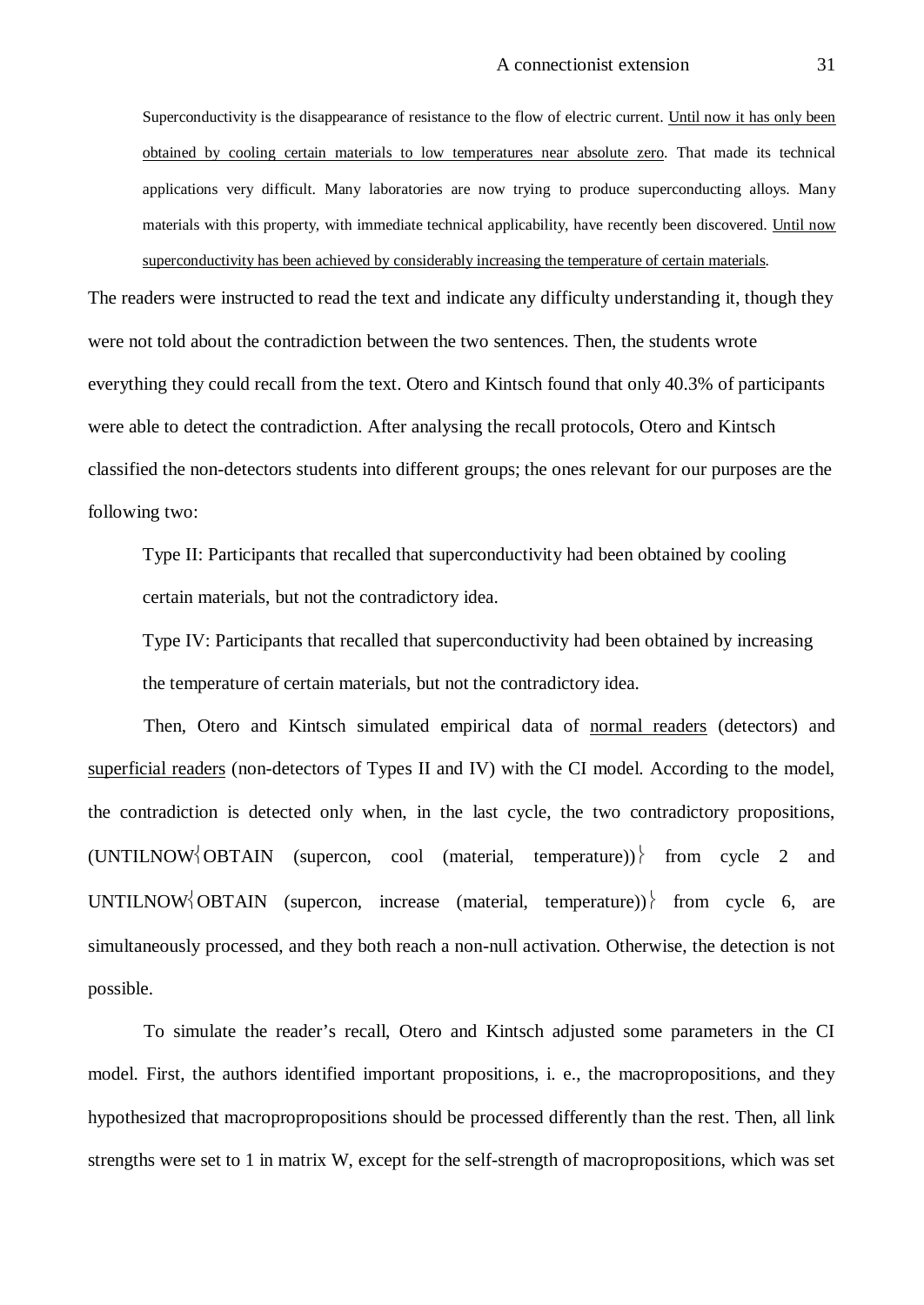> Superconductivity is the disappearance of resistance to the flow of electric current. <u>Until now it has only been obtained by cooling certain materials to low temperatures near absolute zero</u>. That made its technical applications very difficult. Many laboratories are now trying to produce superconducting alloys. Many materials with this property, with immediate technical applicability, have recently been discovered. <u>Until now superconductivity has been achieved by considerably increasing the temperature of certain materials</u>.

The readers were instructed to read the text and indicate any difficulty understanding it, though they were not told about the contradiction between the two sentences. Then, the students wrote everything they could recall from the text. Otero and Kintsch found that only 40.3% of participants were able to detect the contradiction. After analysing the recall protocols, Otero and Kintsch classified the non-detectors students into different groups; the ones relevant for our purposes are the following two:

> Type II: Participants that recalled that superconductivity had been obtained by cooling certain materials, but not the contradictory idea.
>
> Type IV: Participants that recalled that superconductivity had been obtained by increasing the temperature of certain materials, but not the contradictory idea.

Then, Otero and Kintsch simulated empirical data of <u>normal readers</u> (detectors) and <u>superficial readers</u> (non-detectors of Types II and IV) with the CI model. According to the model, the contradiction is detected only when, in the last cycle, the two contradictory propositions, (UNTILNOW〈OBTAIN (supercon, cool (material, temperature))〉 from cycle 2 and UNTILNOW〈OBTAIN (supercon, increase (material, temperature))〉 from cycle 6, are simultaneously processed, and they both reach a non-null activation. Otherwise, the detection is not possible.

To simulate the reader's recall, Otero and Kintsch adjusted some parameters in the CI model. First, the authors identified important propositions, i. e., the macropropositions, and they hypothesized that macroproprepositions should be processed differently than the rest. Then, all link strengths were set to 1 in matrix W, except for the self-strength of macropropositions, which was set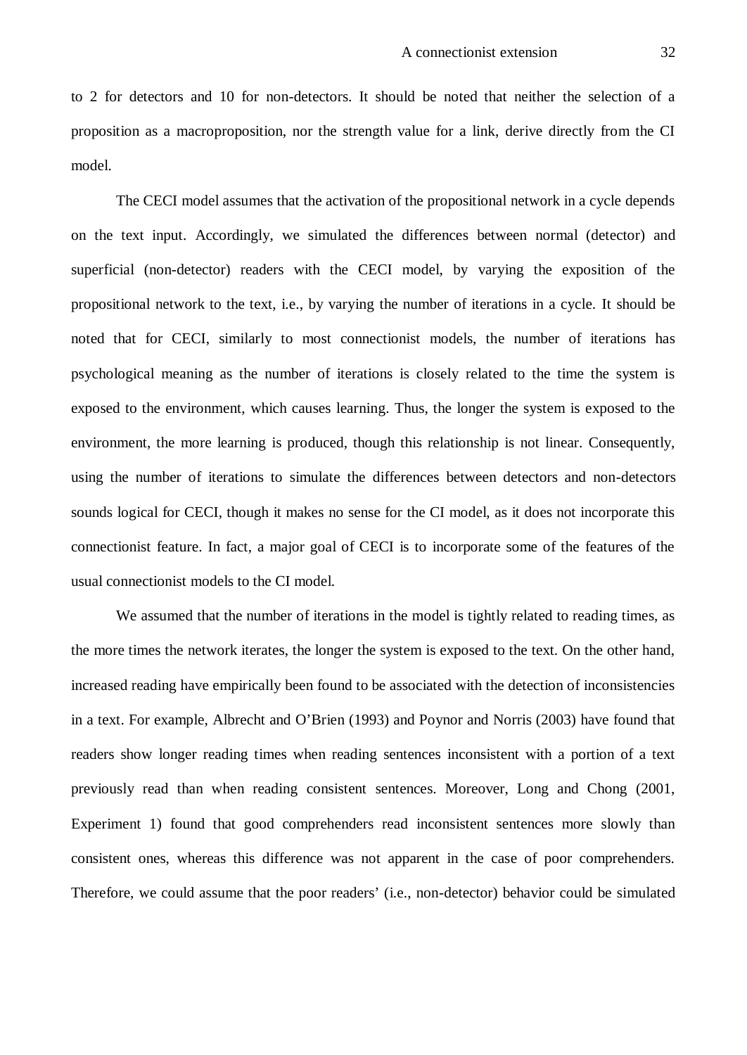to 2 for detectors and 10 for non-detectors. It should be noted that neither the selection of a proposition as a macroproposition, nor the strength value for a link, derive directly from the CI model.

The CECI model assumes that the activation of the propositional network in a cycle depends on the text input. Accordingly, we simulated the differences between normal (detector) and superficial (non-detector) readers with the CECI model, by varying the exposition of the propositional network to the text, i.e., by varying the number of iterations in a cycle. It should be noted that for CECI, similarly to most connectionist models, the number of iterations has psychological meaning as the number of iterations is closely related to the time the system is exposed to the environment, which causes learning. Thus, the longer the system is exposed to the environment, the more learning is produced, though this relationship is not linear. Consequently, using the number of iterations to simulate the differences between detectors and non-detectors sounds logical for CECI, though it makes no sense for the CI model, as it does not incorporate this connectionist feature. In fact, a major goal of CECI is to incorporate some of the features of the usual connectionist models to the CI model.

We assumed that the number of iterations in the model is tightly related to reading times, as the more times the network iterates, the longer the system is exposed to the text. On the other hand, increased reading have empirically been found to be associated with the detection of inconsistencies in a text. For example, Albrecht and O'Brien (1993) and Poynor and Norris (2003) have found that readers show longer reading times when reading sentences inconsistent with a portion of a text previously read than when reading consistent sentences. Moreover, Long and Chong (2001, Experiment 1) found that good comprehenders read inconsistent sentences more slowly than consistent ones, whereas this difference was not apparent in the case of poor comprehenders. Therefore, we could assume that the poor readers' (i.e., non-detector) behavior could be simulated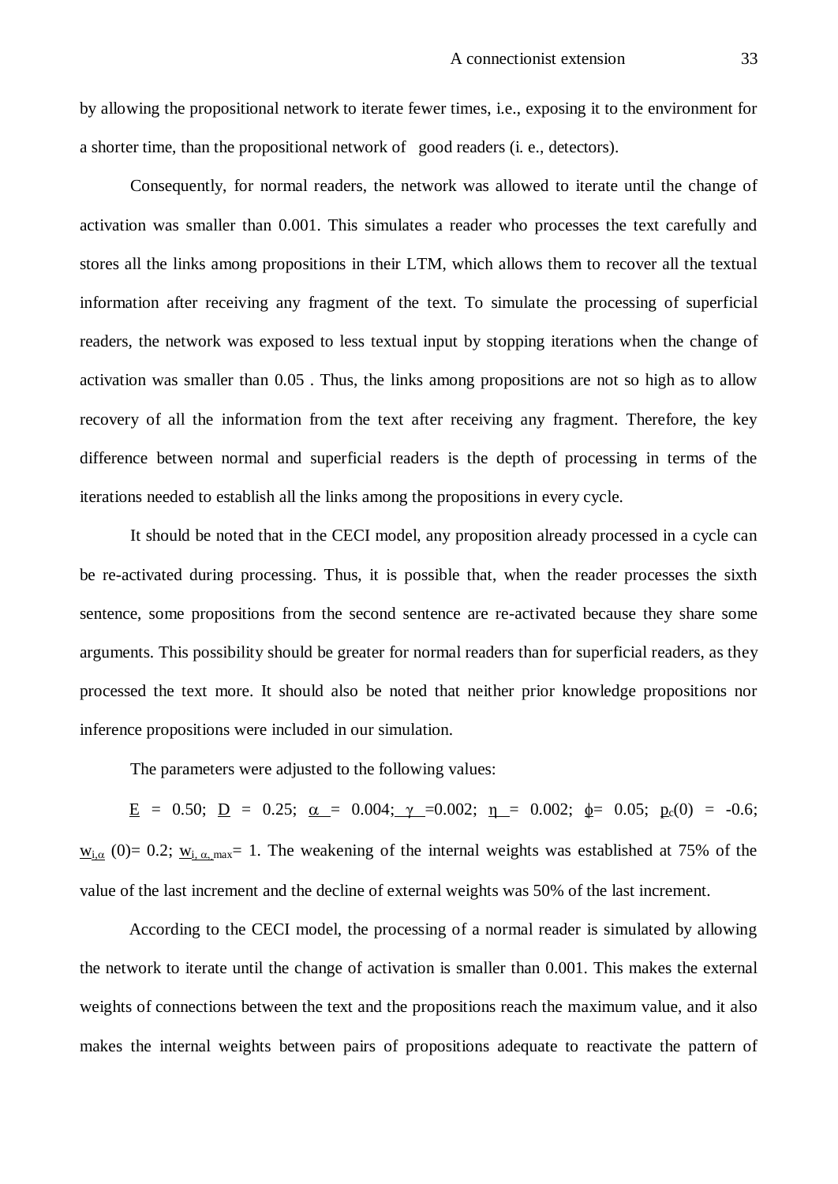by allowing the propositional network to iterate fewer times, i.e., exposing it to the environment for a shorter time, than the propositional network of good readers (i. e., detectors).

Consequently, for normal readers, the network was allowed to iterate until the change of activation was smaller than 0.001. This simulates a reader who processes the text carefully and stores all the links among propositions in their LTM, which allows them to recover all the textual information after receiving any fragment of the text. To simulate the processing of superficial readers, the network was exposed to less textual input by stopping iterations when the change of activation was smaller than 0.05 . Thus, the links among propositions are not so high as to allow recovery of all the information from the text after receiving any fragment. Therefore, the key difference between normal and superficial readers is the depth of processing in terms of the iterations needed to establish all the links among the propositions in every cycle.

It should be noted that in the CECI model, any proposition already processed in a cycle can be re-activated during processing. Thus, it is possible that, when the reader processes the sixth sentence, some propositions from the second sentence are re-activated because they share some arguments. This possibility should be greater for normal readers than for superficial readers, as they processed the text more. It should also be noted that neither prior knowledge propositions nor inference propositions were included in our simulation.

The parameters were adjusted to the following values:

$E$ = 0.50; $D$ = 0.25; $\alpha$ = 0.004; $\gamma$ =0.002; $\eta$ = 0.002; $\phi$= 0.05; $p_c(0)$ = -0.6; $w_{i,\alpha}$ (0)= 0.2; $w_{i,\alpha,max}$= 1. The weakening of the internal weights was established at 75% of the value of the last increment and the decline of external weights was 50% of the last increment.

According to the CECI model, the processing of a normal reader is simulated by allowing the network to iterate until the change of activation is smaller than 0.001. This makes the external weights of connections between the text and the propositions reach the maximum value, and it also makes the internal weights between pairs of propositions adequate to reactivate the pattern of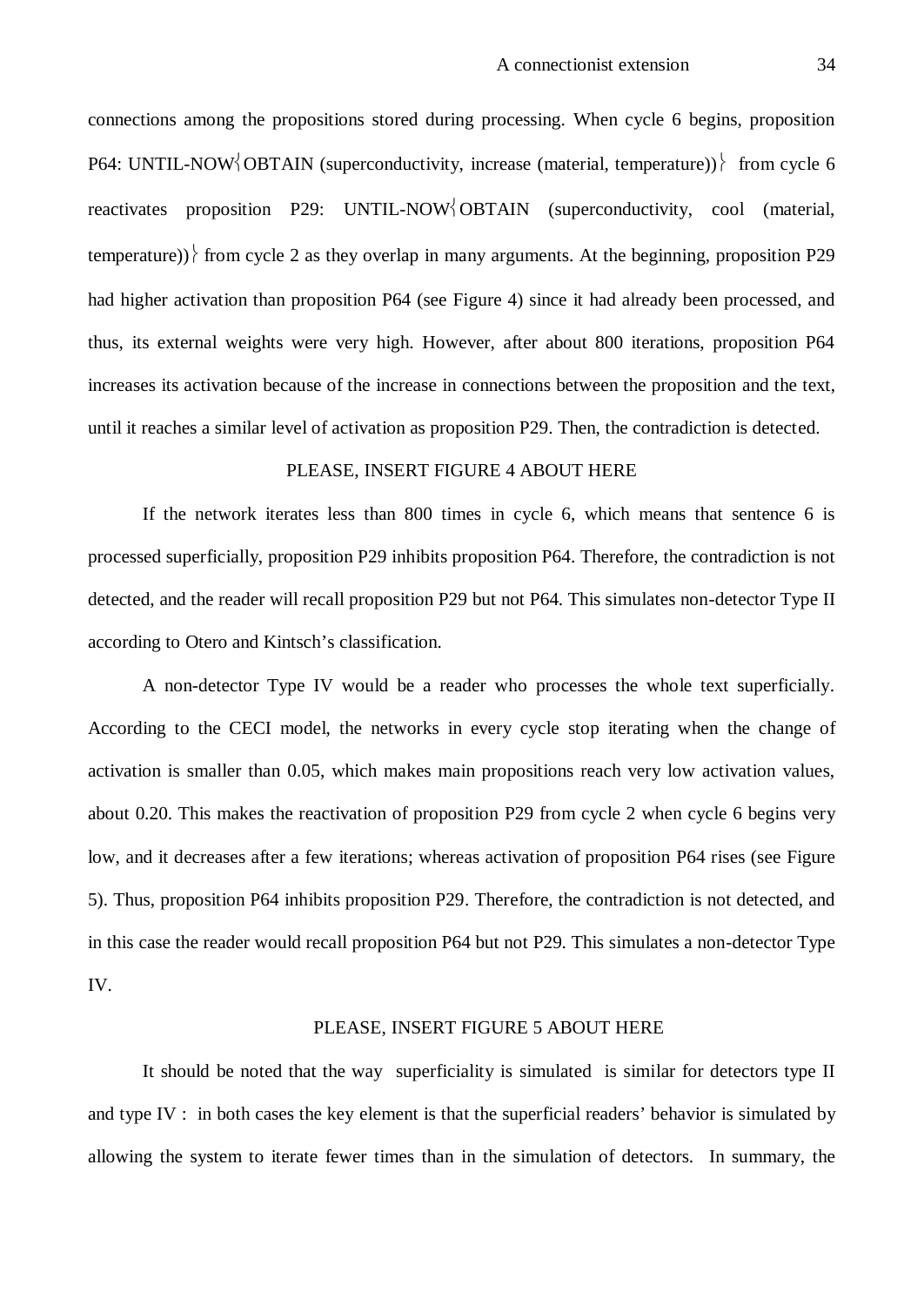connections among the propositions stored during processing. When cycle 6 begins, proposition P64: UNTIL-NOW{OBTAIN (superconductivity, increase (material, temperature))} from cycle 6 reactivates proposition P29: UNTIL-NOW{OBTAIN (superconductivity, cool (material, temperature))} from cycle 2 as they overlap in many arguments. At the beginning, proposition P29 had higher activation than proposition P64 (see Figure 4) since it had already been processed, and thus, its external weights were very high. However, after about 800 iterations, proposition P64 increases its activation because of the increase in connections between the proposition and the text, until it reaches a similar level of activation as proposition P29. Then, the contradiction is detected.

PLEASE, INSERT FIGURE 4 ABOUT HERE

If the network iterates less than 800 times in cycle 6, which means that sentence 6 is processed superficially, proposition P29 inhibits proposition P64. Therefore, the contradiction is not detected, and the reader will recall proposition P29 but not P64. This simulates non-detector Type II according to Otero and Kintsch's classification.

A non-detector Type IV would be a reader who processes the whole text superficially. According to the CECI model, the networks in every cycle stop iterating when the change of activation is smaller than 0.05, which makes main propositions reach very low activation values, about 0.20. This makes the reactivation of proposition P29 from cycle 2 when cycle 6 begins very low, and it decreases after a few iterations; whereas activation of proposition P64 rises (see Figure 5). Thus, proposition P64 inhibits proposition P29. Therefore, the contradiction is not detected, and in this case the reader would recall proposition P64 but not P29. This simulates a non-detector Type IV.

PLEASE, INSERT FIGURE 5 ABOUT HERE

It should be noted that the way superficiality is simulated is similar for detectors type II and type IV : in both cases the key element is that the superficial readers' behavior is simulated by allowing the system to iterate fewer times than in the simulation of detectors. In summary, the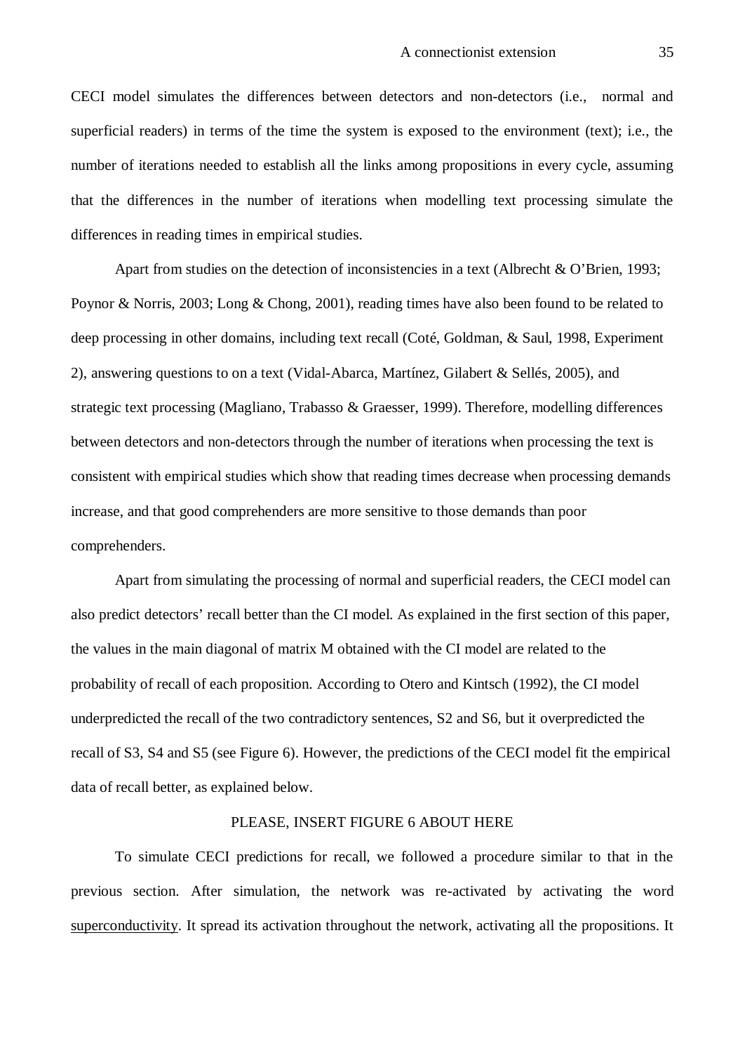CECI model simulates the differences between detectors and non-detectors (i.e., normal and superficial readers) in terms of the time the system is exposed to the environment (text); i.e., the number of iterations needed to establish all the links among propositions in every cycle, assuming that the differences in the number of iterations when modelling text processing simulate the differences in reading times in empirical studies.

Apart from studies on the detection of inconsistencies in a text (Albrecht & O'Brien, 1993; Poynor & Norris, 2003; Long & Chong, 2001), reading times have also been found to be related to deep processing in other domains, including text recall (Coté, Goldman, & Saul, 1998, Experiment 2), answering questions to on a text (Vidal-Abarca, Martínez, Gilabert & Sellés, 2005), and strategic text processing (Magliano, Trabasso & Graesser, 1999). Therefore, modelling differences between detectors and non-detectors through the number of iterations when processing the text is consistent with empirical studies which show that reading times decrease when processing demands increase, and that good comprehenders are more sensitive to those demands than poor comprehenders.

Apart from simulating the processing of normal and superficial readers, the CECI model can also predict detectors' recall better than the CI model. As explained in the first section of this paper, the values in the main diagonal of matrix M obtained with the CI model are related to the probability of recall of each proposition. According to Otero and Kintsch (1992), the CI model underpredicted the recall of the two contradictory sentences, S2 and S6, but it overpredicted the recall of S3, S4 and S5 (see Figure 6). However, the predictions of the CECI model fit the empirical data of recall better, as explained below.

PLEASE, INSERT FIGURE 6 ABOUT HERE

To simulate CECI predictions for recall, we followed a procedure similar to that in the previous section. After simulation, the network was re-activated by activating the word superconductivity. It spread its activation throughout the network, activating all the propositions. It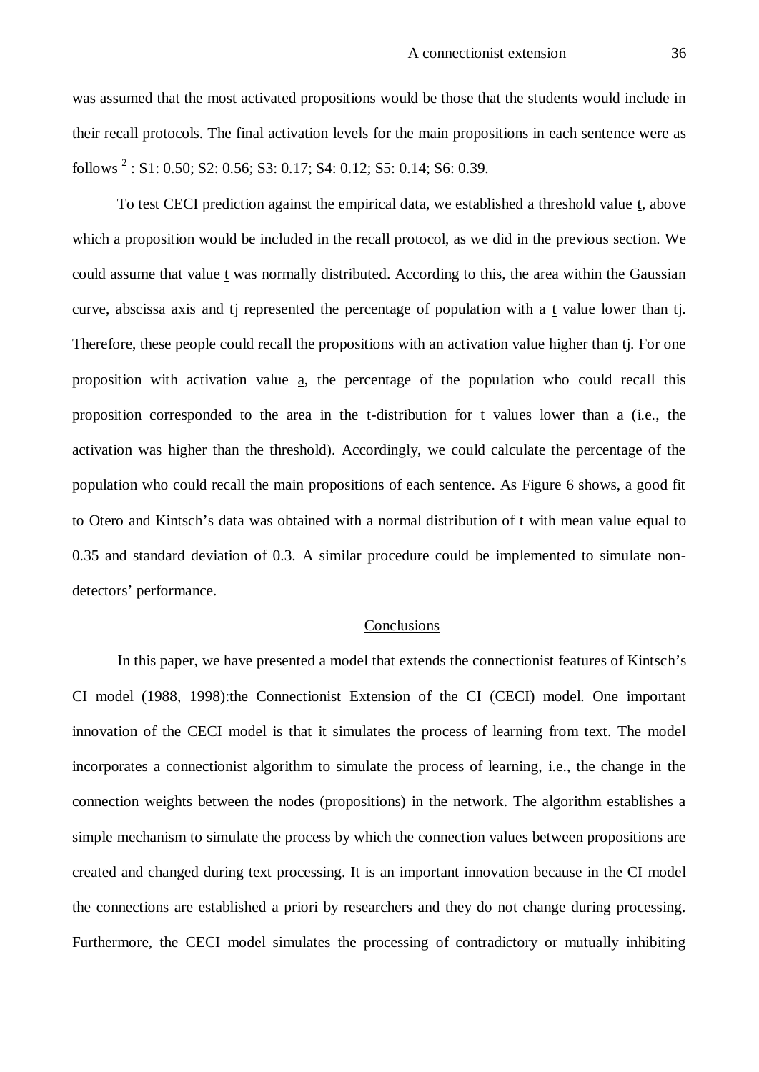was assumed that the most activated propositions would be those that the students would include in their recall protocols. The final activation levels for the main propositions in each sentence were as follows [2] : S1: 0.50; S2: 0.56; S3: 0.17; S4: 0.12; S5: 0.14; S6: 0.39.

To test CECI prediction against the empirical data, we established a threshold value t, above which a proposition would be included in the recall protocol, as we did in the previous section. We could assume that value t was normally distributed. According to this, the area within the Gaussian curve, abscissa axis and tj represented the percentage of population with a t value lower than tj. Therefore, these people could recall the propositions with an activation value higher than tj. For one proposition with activation value a, the percentage of the population who could recall this proposition corresponded to the area in the t-distribution for t values lower than a (i.e., the activation was higher than the threshold). Accordingly, we could calculate the percentage of the population who could recall the main propositions of each sentence. As Figure 6 shows, a good fit to Otero and Kintsch's data was obtained with a normal distribution of t with mean value equal to 0.35 and standard deviation of 0.3. A similar procedure could be implemented to simulate non-detectors' performance.

## Conclusions

In this paper, we have presented a model that extends the connectionist features of Kintsch's CI model (1988, 1998):the Connectionist Extension of the CI (CECI) model. One important innovation of the CECI model is that it simulates the process of learning from text. The model incorporates a connectionist algorithm to simulate the process of learning, i.e., the change in the connection weights between the nodes (propositions) in the network. The algorithm establishes a simple mechanism to simulate the process by which the connection values between propositions are created and changed during text processing. It is an important innovation because in the CI model the connections are established a priori by researchers and they do not change during processing. Furthermore, the CECI model simulates the processing of contradictory or mutually inhibiting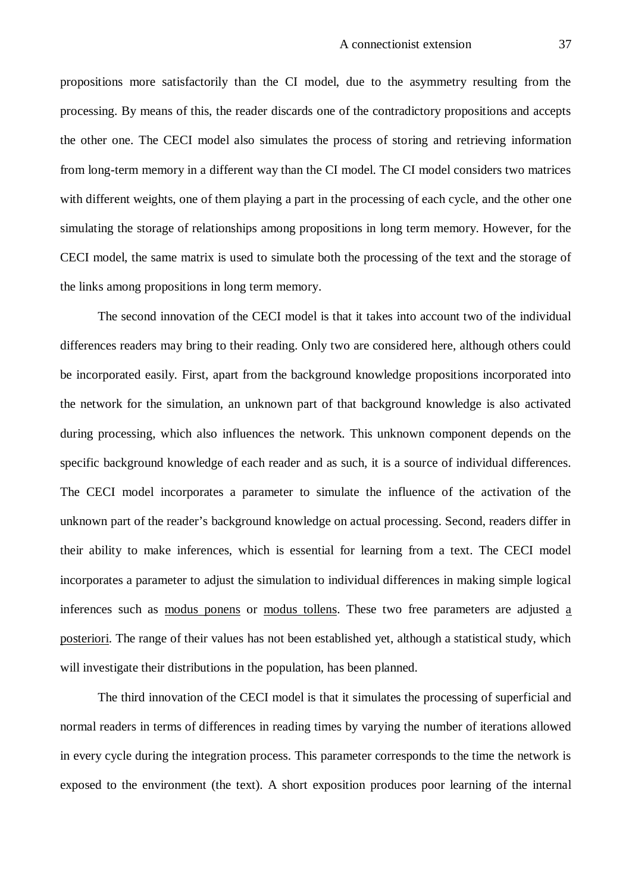propositions more satisfactorily than the CI model, due to the asymmetry resulting from the processing. By means of this, the reader discards one of the contradictory propositions and accepts the other one. The CECI model also simulates the process of storing and retrieving information from long-term memory in a different way than the CI model. The CI model considers two matrices with different weights, one of them playing a part in the processing of each cycle, and the other one simulating the storage of relationships among propositions in long term memory. However, for the CECI model, the same matrix is used to simulate both the processing of the text and the storage of the links among propositions in long term memory.

The second innovation of the CECI model is that it takes into account two of the individual differences readers may bring to their reading. Only two are considered here, although others could be incorporated easily. First, apart from the background knowledge propositions incorporated into the network for the simulation, an unknown part of that background knowledge is also activated during processing, which also influences the network. This unknown component depends on the specific background knowledge of each reader and as such, it is a source of individual differences. The CECI model incorporates a parameter to simulate the influence of the activation of the unknown part of the reader's background knowledge on actual processing. Second, readers differ in their ability to make inferences, which is essential for learning from a text. The CECI model incorporates a parameter to adjust the simulation to individual differences in making simple logical inferences such as <u>modus ponens</u> or <u>modus tollens</u>. These two free parameters are adjusted <u>a posteriori</u>. The range of their values has not been established yet, although a statistical study, which will investigate their distributions in the population, has been planned.

The third innovation of the CECI model is that it simulates the processing of superficial and normal readers in terms of differences in reading times by varying the number of iterations allowed in every cycle during the integration process. This parameter corresponds to the time the network is exposed to the environment (the text). A short exposition produces poor learning of the internal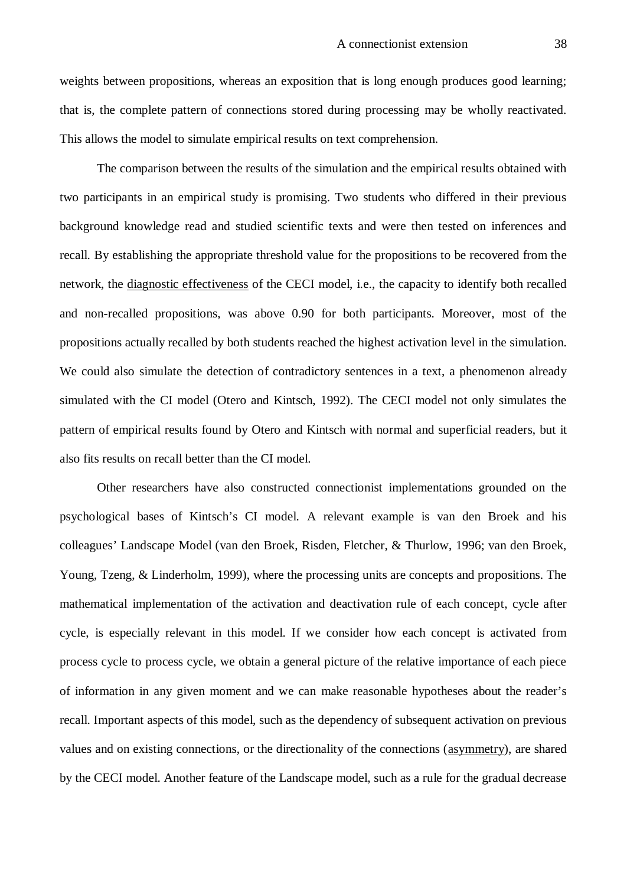weights between propositions, whereas an exposition that is long enough produces good learning; that is, the complete pattern of connections stored during processing may be wholly reactivated. This allows the model to simulate empirical results on text comprehension.

The comparison between the results of the simulation and the empirical results obtained with two participants in an empirical study is promising. Two students who differed in their previous background knowledge read and studied scientific texts and were then tested on inferences and recall. By establishing the appropriate threshold value for the propositions to be recovered from the network, the <u>diagnostic effectiveness</u> of the CECI model, i.e., the capacity to identify both recalled and non-recalled propositions, was above 0.90 for both participants. Moreover, most of the propositions actually recalled by both students reached the highest activation level in the simulation. We could also simulate the detection of contradictory sentences in a text, a phenomenon already simulated with the CI model (Otero and Kintsch, 1992). The CECI model not only simulates the pattern of empirical results found by Otero and Kintsch with normal and superficial readers, but it also fits results on recall better than the CI model.

Other researchers have also constructed connectionist implementations grounded on the psychological bases of Kintsch's CI model. A relevant example is van den Broek and his colleagues' Landscape Model (van den Broek, Risden, Fletcher, & Thurlow, 1996; van den Broek, Young, Tzeng, & Linderholm, 1999), where the processing units are concepts and propositions. The mathematical implementation of the activation and deactivation rule of each concept, cycle after cycle, is especially relevant in this model. If we consider how each concept is activated from process cycle to process cycle, we obtain a general picture of the relative importance of each piece of information in any given moment and we can make reasonable hypotheses about the reader's recall. Important aspects of this model, such as the dependency of subsequent activation on previous values and on existing connections, or the directionality of the connections (<u>asymmetry</u>), are shared by the CECI model. Another feature of the Landscape model, such as a rule for the gradual decrease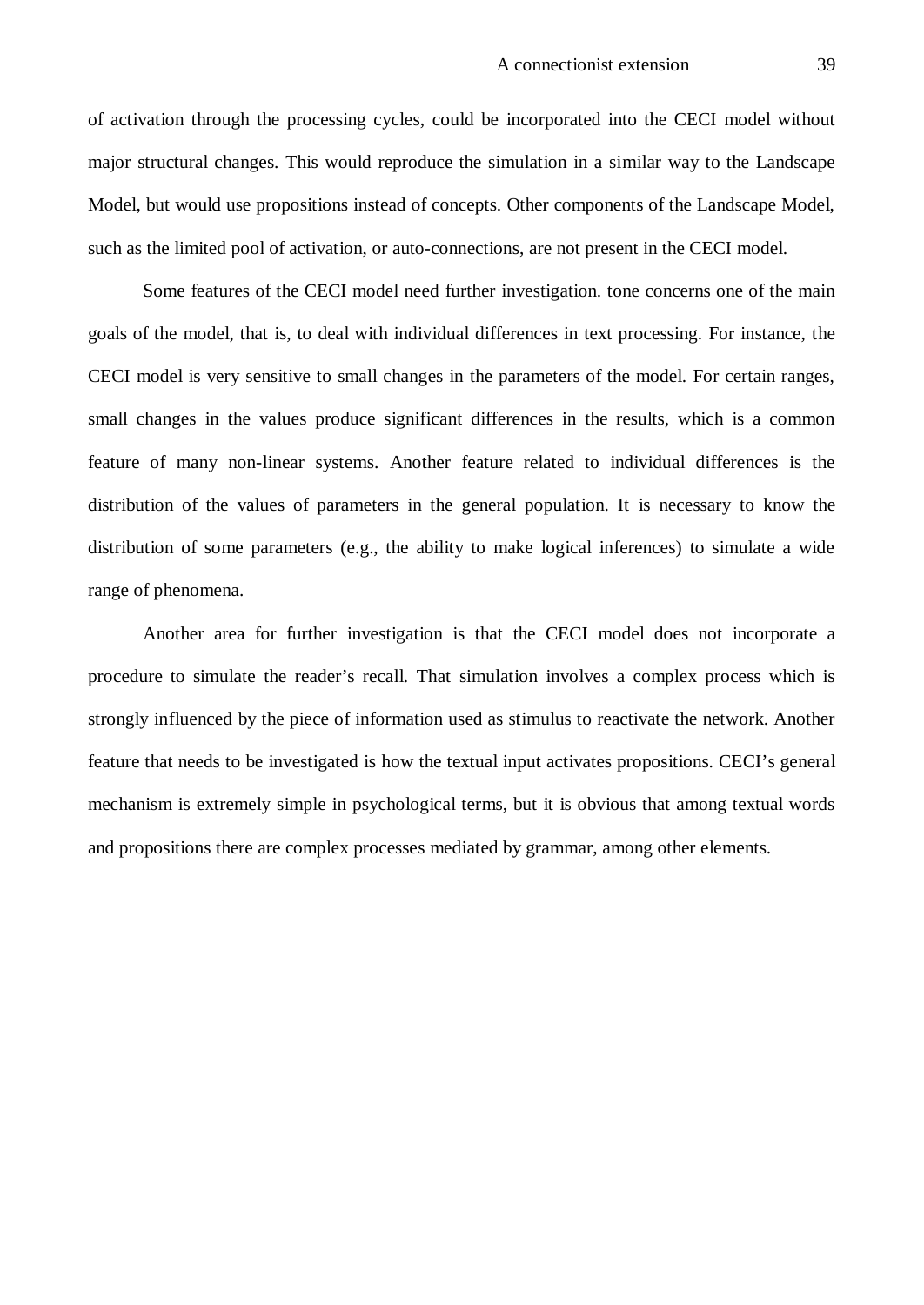of activation through the processing cycles, could be incorporated into the CECI model without major structural changes. This would reproduce the simulation in a similar way to the Landscape Model, but would use propositions instead of concepts. Other components of the Landscape Model, such as the limited pool of activation, or auto-connections, are not present in the CECI model.

Some features of the CECI model need further investigation. tone concerns one of the main goals of the model, that is, to deal with individual differences in text processing. For instance, the CECI model is very sensitive to small changes in the parameters of the model. For certain ranges, small changes in the values produce significant differences in the results, which is a common feature of many non-linear systems. Another feature related to individual differences is the distribution of the values of parameters in the general population. It is necessary to know the distribution of some parameters (e.g., the ability to make logical inferences) to simulate a wide range of phenomena.

Another area for further investigation is that the CECI model does not incorporate a procedure to simulate the reader's recall. That simulation involves a complex process which is strongly influenced by the piece of information used as stimulus to reactivate the network. Another feature that needs to be investigated is how the textual input activates propositions. CECI's general mechanism is extremely simple in psychological terms, but it is obvious that among textual words and propositions there are complex processes mediated by grammar, among other elements.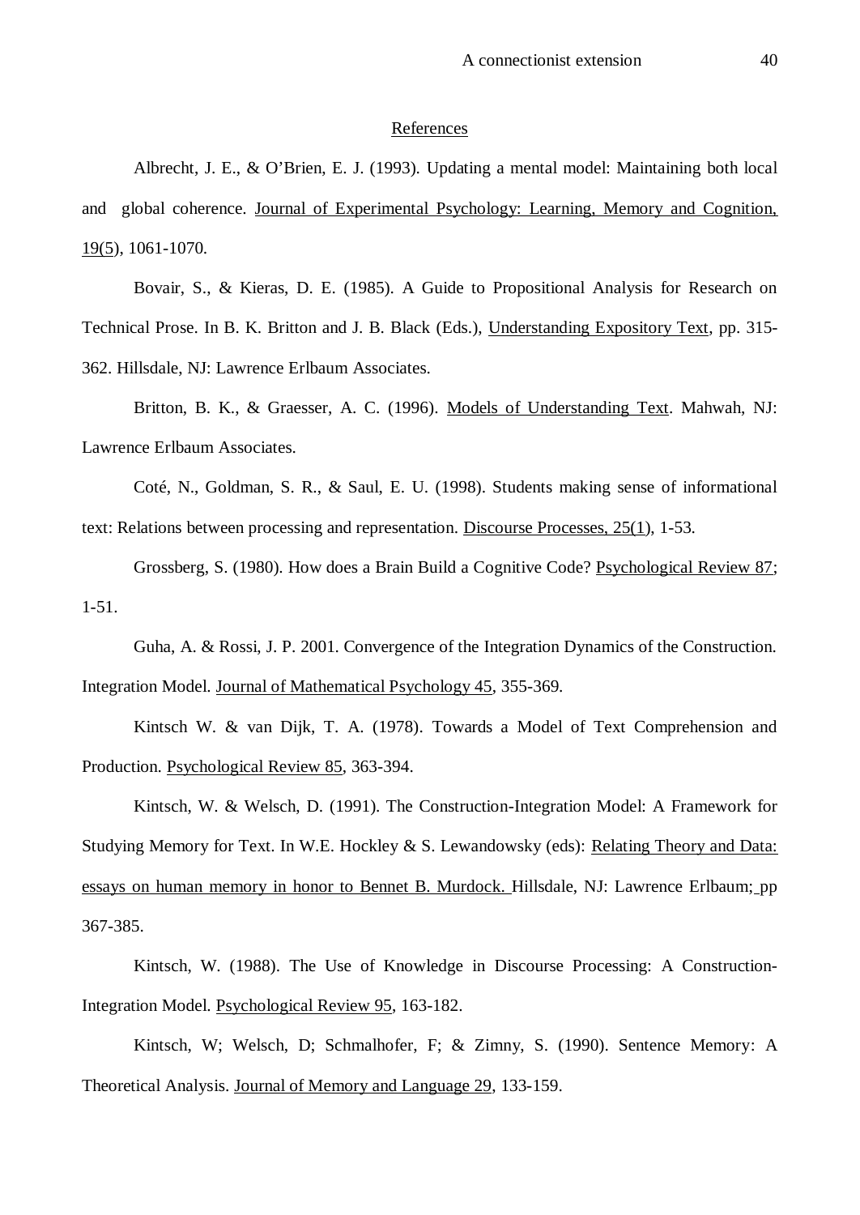## References

Albrecht, J. E., & O'Brien, E. J. (1993). Updating a mental model: Maintaining both local and global coherence. Journal of Experimental Psychology: Learning, Memory and Cognition, 19(5), 1061-1070.

Bovair, S., & Kieras, D. E. (1985). A Guide to Propositional Analysis for Research on Technical Prose. In B. K. Britton and J. B. Black (Eds.), Understanding Expository Text, pp. 315-362. Hillsdale, NJ: Lawrence Erlbaum Associates.

Britton, B. K., & Graesser, A. C. (1996). Models of Understanding Text. Mahwah, NJ: Lawrence Erlbaum Associates.

Coté, N., Goldman, S. R., & Saul, E. U. (1998). Students making sense of informational text: Relations between processing and representation. Discourse Processes, 25(1), 1-53.

Grossberg, S. (1980). How does a Brain Build a Cognitive Code? Psychological Review 87; 1-51.

Guha, A. & Rossi, J. P. 2001. Convergence of the Integration Dynamics of the Construction. Integration Model. Journal of Mathematical Psychology 45, 355-369.

Kintsch W. & van Dijk, T. A. (1978). Towards a Model of Text Comprehension and Production. Psychological Review 85, 363-394.

Kintsch, W. & Welsch, D. (1991). The Construction-Integration Model: A Framework for Studying Memory for Text. In W.E. Hockley & S. Lewandowsky (eds): Relating Theory and Data: essays on human memory in honor to Bennet B. Murdock. Hillsdale, NJ: Lawrence Erlbaum; pp 367-385.

Kintsch, W. (1988). The Use of Knowledge in Discourse Processing: A Construction-Integration Model. Psychological Review 95, 163-182.

Kintsch, W; Welsch, D; Schmalhofer, F; & Zimny, S. (1990). Sentence Memory: A Theoretical Analysis. Journal of Memory and Language 29, 133-159.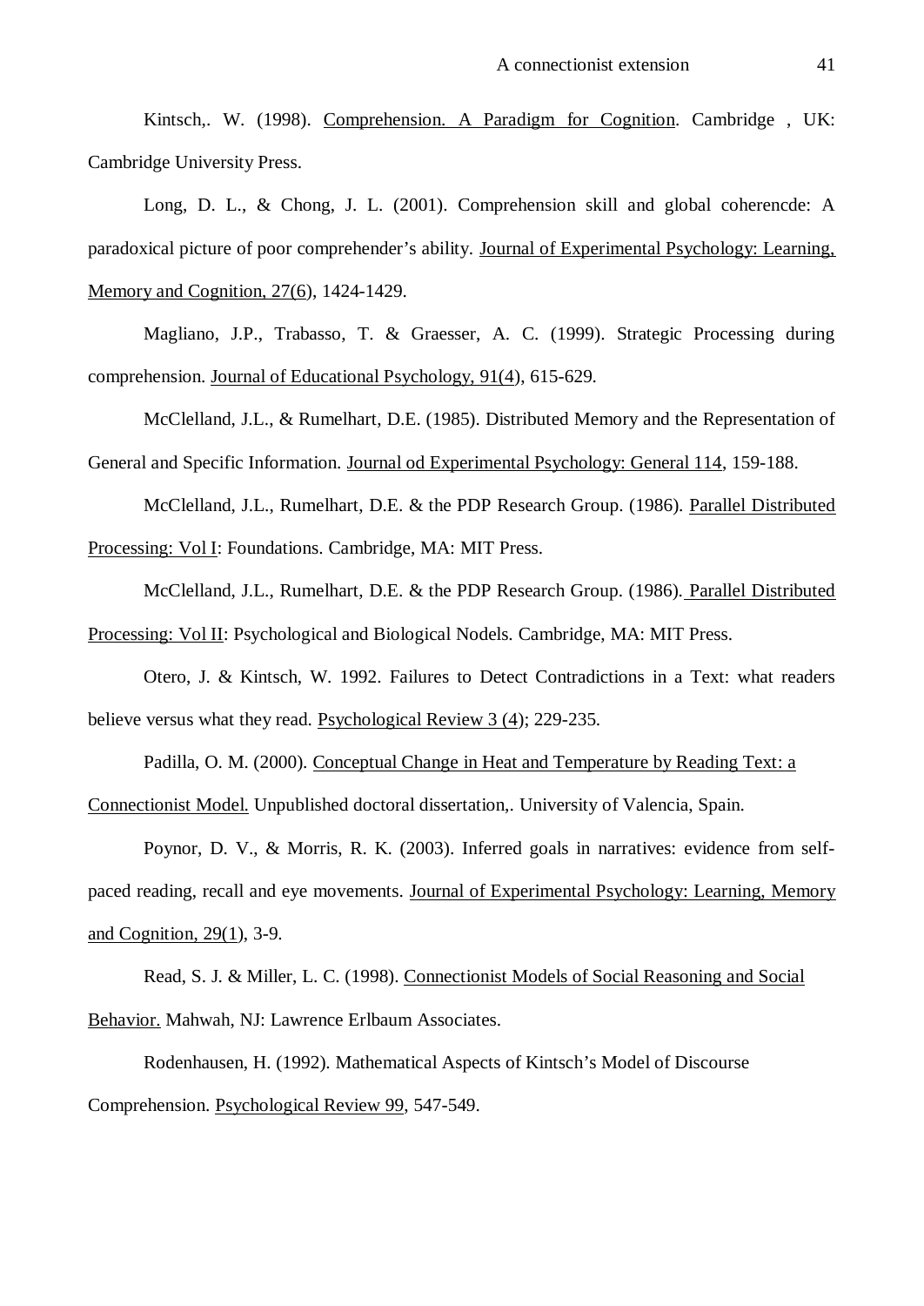Kintsch,. W. (1998). Comprehension. A Paradigm for Cognition. Cambridge , UK: Cambridge University Press.

Long, D. L., & Chong, J. L. (2001). Comprehension skill and global coherencde: A paradoxical picture of poor comprehender's ability. Journal of Experimental Psychology: Learning, Memory and Cognition, 27(6), 1424-1429.

Magliano, J.P., Trabasso, T. & Graesser, A. C. (1999). Strategic Processing during comprehension. Journal of Educational Psychology, 91(4), 615-629.

McClelland, J.L., & Rumelhart, D.E. (1985). Distributed Memory and the Representation of General and Specific Information. Journal od Experimental Psychology: General 114, 159-188.

McClelland, J.L., Rumelhart, D.E. & the PDP Research Group. (1986). Parallel Distributed Processing: Vol I: Foundations. Cambridge, MA: MIT Press.

McClelland, J.L., Rumelhart, D.E. & the PDP Research Group. (1986). Parallel Distributed Processing: Vol II: Psychological and Biological Nodels. Cambridge, MA: MIT Press.

Otero, J. & Kintsch, W. 1992. Failures to Detect Contradictions in a Text: what readers believe versus what they read. Psychological Review 3 (4); 229-235.

Padilla, O. M. (2000). Conceptual Change in Heat and Temperature by Reading Text: a Connectionist Model. Unpublished doctoral dissertation,. University of Valencia, Spain.

Poynor, D. V., & Morris, R. K. (2003). Inferred goals in narratives: evidence from self-paced reading, recall and eye movements. Journal of Experimental Psychology: Learning, Memory and Cognition, 29(1), 3-9.

Read, S. J. & Miller, L. C. (1998). Connectionist Models of Social Reasoning and Social Behavior. Mahwah, NJ: Lawrence Erlbaum Associates.

Rodenhausen, H. (1992). Mathematical Aspects of Kintsch's Model of Discourse Comprehension. Psychological Review 99, 547-549.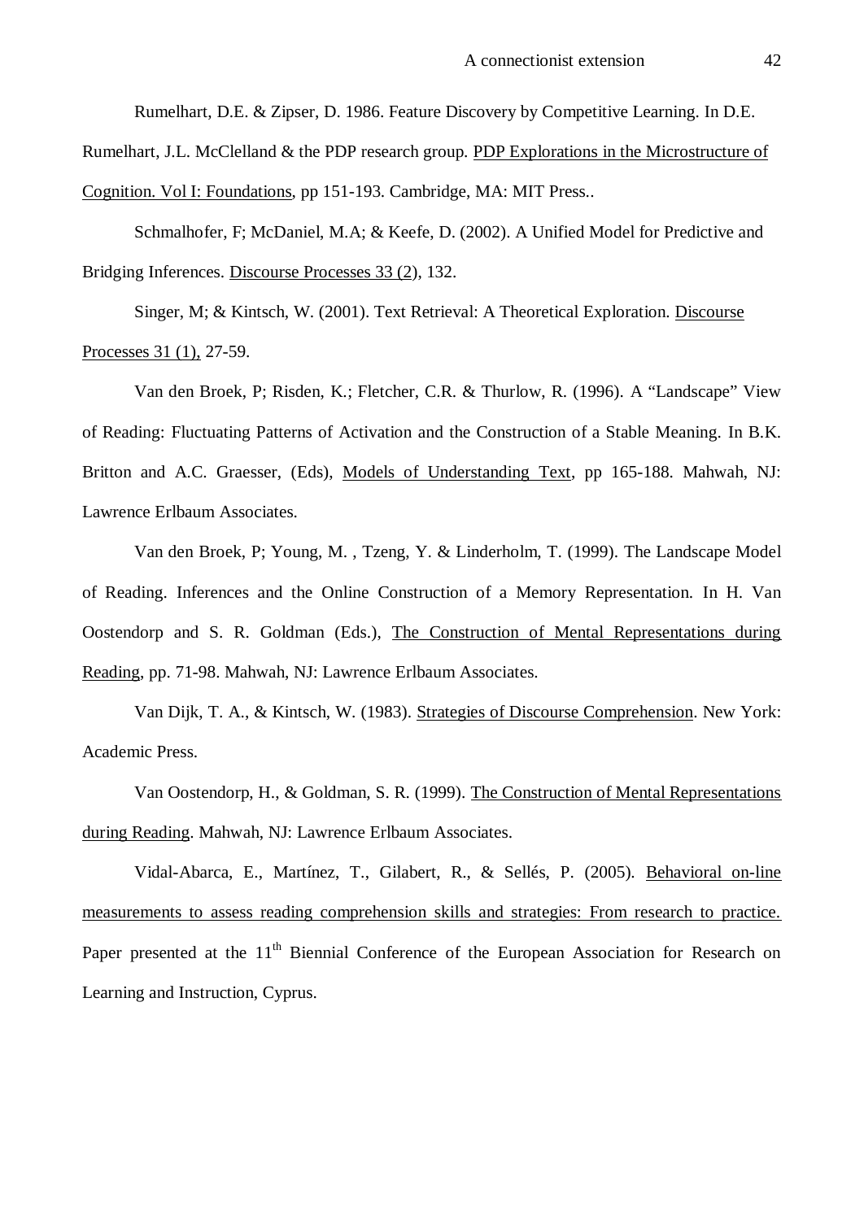Rumelhart, D.E. & Zipser, D. 1986. Feature Discovery by Competitive Learning. In D.E. Rumelhart, J.L. McClelland & the PDP research group. PDP Explorations in the Microstructure of Cognition. Vol I: Foundations, pp 151-193. Cambridge, MA: MIT Press..

Schmalhofer, F; McDaniel, M.A; & Keefe, D. (2002). A Unified Model for Predictive and Bridging Inferences. Discourse Processes 33 (2), 132.

Singer, M; & Kintsch, W. (2001). Text Retrieval: A Theoretical Exploration. Discourse Processes 31 (1), 27-59.

Van den Broek, P; Risden, K.; Fletcher, C.R. & Thurlow, R. (1996). A "Landscape" View of Reading: Fluctuating Patterns of Activation and the Construction of a Stable Meaning. In B.K. Britton and A.C. Graesser, (Eds), Models of Understanding Text, pp 165-188. Mahwah, NJ: Lawrence Erlbaum Associates.

Van den Broek, P; Young, M. , Tzeng, Y. & Linderholm, T. (1999). The Landscape Model of Reading. Inferences and the Online Construction of a Memory Representation. In H. Van Oostendorp and S. R. Goldman (Eds.), The Construction of Mental Representations during Reading, pp. 71-98. Mahwah, NJ: Lawrence Erlbaum Associates.

Van Dijk, T. A., & Kintsch, W. (1983). Strategies of Discourse Comprehension. New York: Academic Press.

Van Oostendorp, H., & Goldman, S. R. (1999). The Construction of Mental Representations during Reading. Mahwah, NJ: Lawrence Erlbaum Associates.

Vidal-Abarca, E., Martínez, T., Gilabert, R., & Sellés, P. (2005). Behavioral on-line measurements to assess reading comprehension skills and strategies: From research to practice. Paper presented at the 11th Biennial Conference of the European Association for Research on Learning and Instruction, Cyprus.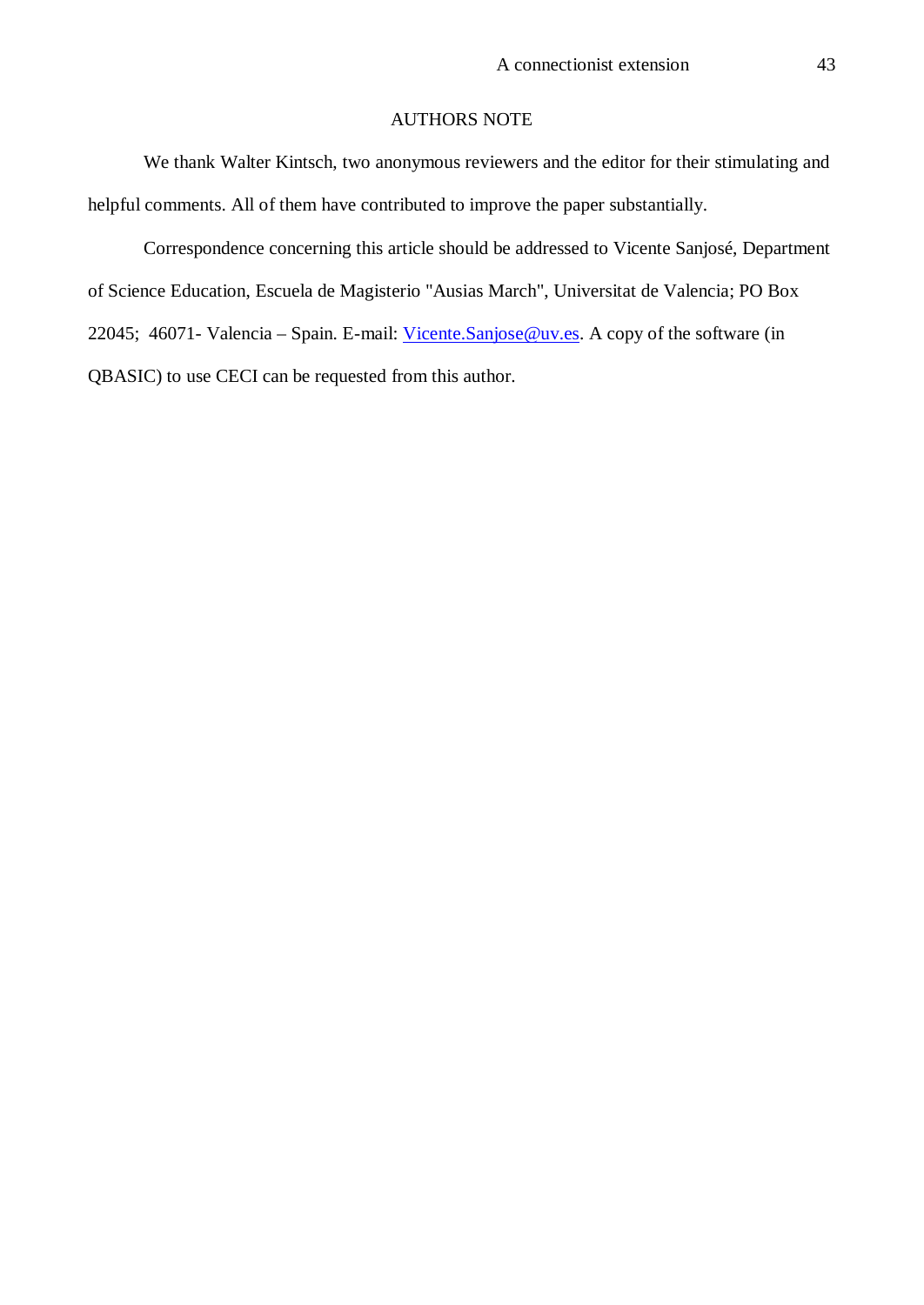# AUTHORS NOTE

We thank Walter Kintsch, two anonymous reviewers and the editor for their stimulating and helpful comments. All of them have contributed to improve the paper substantially.

Correspondence concerning this article should be addressed to Vicente Sanjosé, Department of Science Education, Escuela de Magisterio "Ausias March", Universitat de Valencia; PO Box 22045; 46071- Valencia – Spain. E-mail: Vicente.Sanjose@uv.es. A copy of the software (in QBASIC) to use CECI can be requested from this author.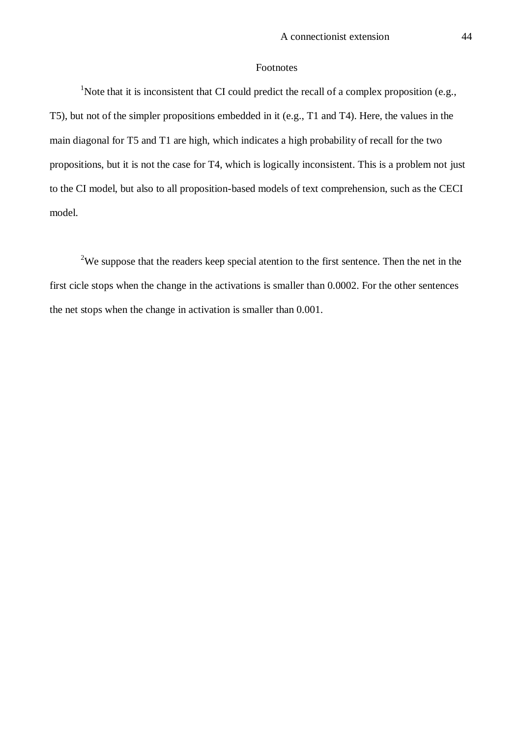# Footnotes

[1]Note that it is inconsistent that CI could predict the recall of a complex proposition (e.g., T5), but not of the simpler propositions embedded in it (e.g., T1 and T4). Here, the values in the main diagonal for T5 and T1 are high, which indicates a high probability of recall for the two propositions, but it is not the case for T4, which is logically inconsistent. This is a problem not just to the CI model, but also to all proposition-based models of text comprehension, such as the CECI model.

[2]We suppose that the readers keep special atention to the first sentence. Then the net in the first cicle stops when the change in the activations is smaller than 0.0002. For the other sentences the net stops when the change in activation is smaller than 0.001.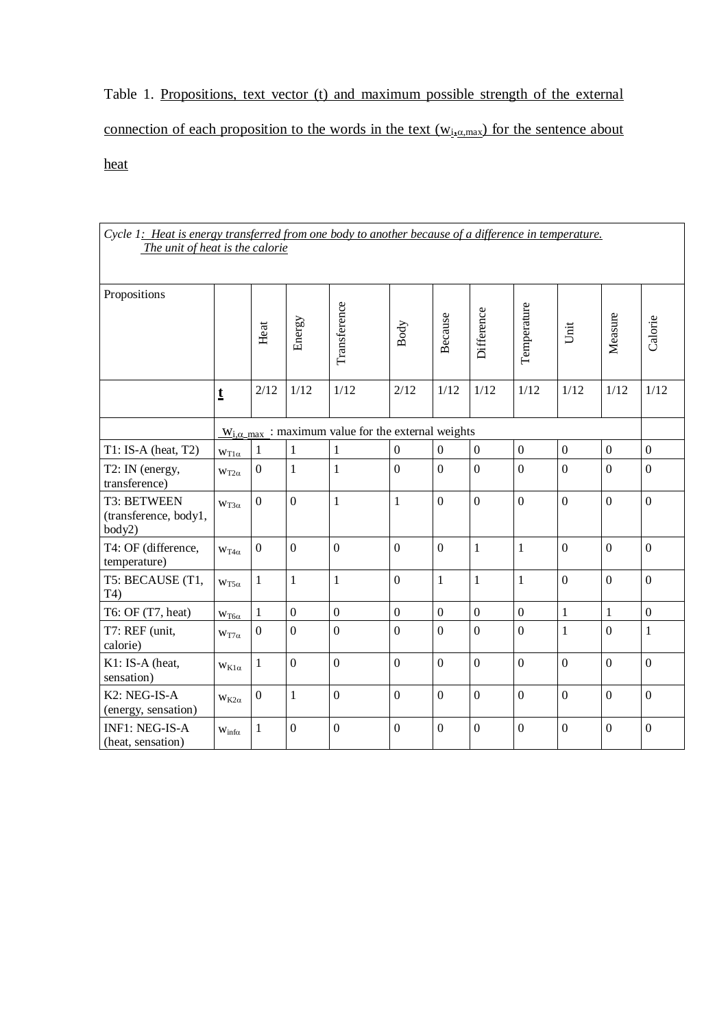Table 1. Propositions, text vector (t) and maximum possible strength of the external connection of each proposition to the words in the text ($w_{i,\alpha,max}$) for the sentence about heat

| *Cycle 1: Heat is energy transferred from one body to another because of a difference in temperature. The unit of heat is the calorie* | | | | | | | | | | | |
|---|---|---|---|---|---|---|---|---|---|---|---|
| Propositions | | Heat | Energy | Transference | Body | Because | Difference | Temperature | Unit | Measure | Calorie |
| | **t** | 2/12 | 1/12 | 1/12 | 2/12 | 1/12 | 1/12 | 1/12 | 1/12 | 1/12 | 1/12 |
| | $w_{i,\alpha\_max}$ : maximum value for the external weights | | | | | | | | | | |
| T1: IS-A (heat, T2) | $w_{T1\alpha}$ | 1 | 1 | 1 | 0 | 0 | 0 | 0 | 0 | 0 | 0 |
| T2: IN (energy, transference) | $w_{T2\alpha}$ | 0 | 1 | 1 | 0 | 0 | 0 | 0 | 0 | 0 | 0 |
| T3: BETWEEN (transference, body1, body2) | $w_{T3\alpha}$ | 0 | 0 | 1 | 1 | 0 | 0 | 0 | 0 | 0 | 0 |
| T4: OF (difference, temperature) | $w_{T4\alpha}$ | 0 | 0 | 0 | 0 | 0 | 1 | 1 | 0 | 0 | 0 |
| T5: BECAUSE (T1, T4) | $w_{T5\alpha}$ | 1 | 1 | 1 | 0 | 1 | 1 | 1 | 0 | 0 | 0 |
| T6: OF (T7, heat) | $w_{T6\alpha}$ | 1 | 0 | 0 | 0 | 0 | 0 | 0 | 1 | 1 | 0 |
| T7: REF (unit, calorie) | $w_{T7\alpha}$ | 0 | 0 | 0 | 0 | 0 | 0 | 0 | 1 | 0 | 1 |
| K1: IS-A (heat, sensation) | $w_{K1\alpha}$ | 1 | 0 | 0 | 0 | 0 | 0 | 0 | 0 | 0 | 0 |
| K2: NEG-IS-A (energy, sensation) | $w_{K2\alpha}$ | 0 | 1 | 0 | 0 | 0 | 0 | 0 | 0 | 0 | 0 |
| INF1: NEG-IS-A (heat, sensation) | $w_{inf\alpha}$ | 1 | 0 | 0 | 0 | 0 | 0 | 0 | 0 | 0 | 0 |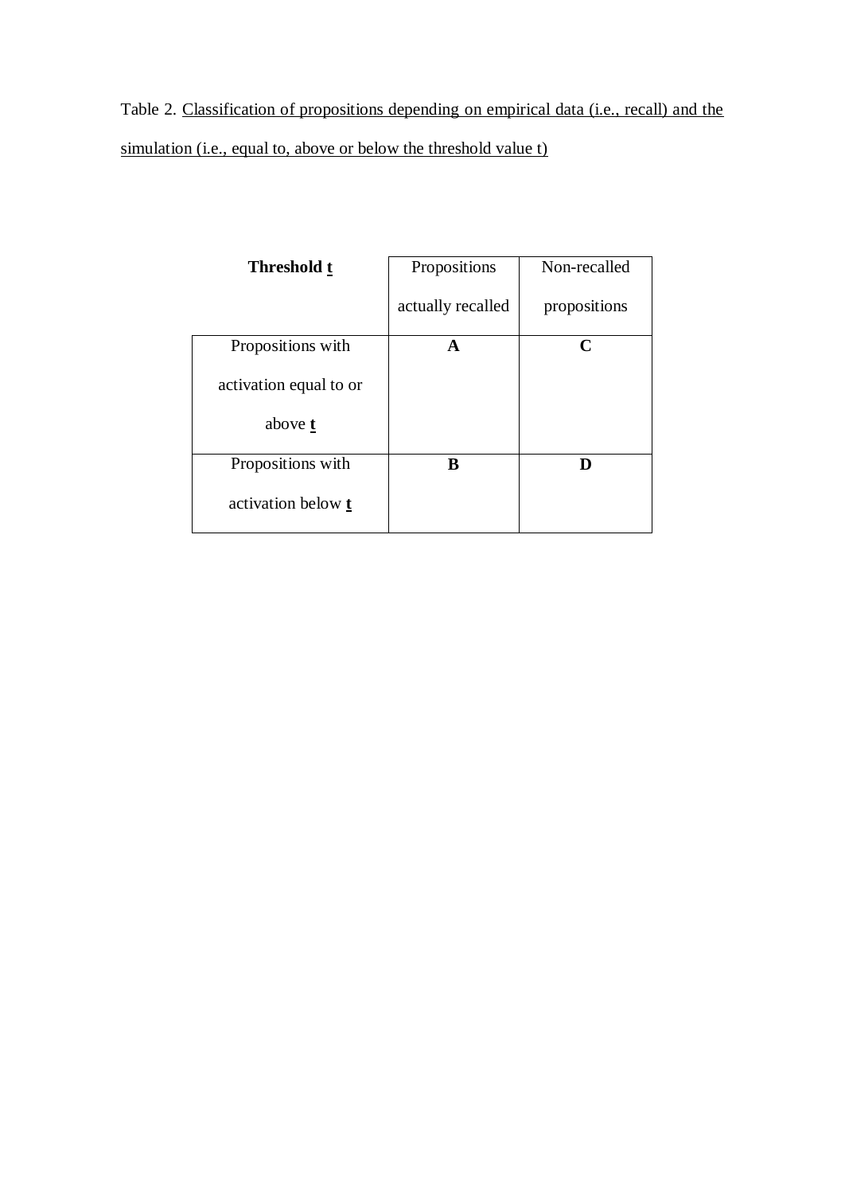Table 2. Classification of propositions depending on empirical data (i.e., recall) and the simulation (i.e., equal to, above or below the threshold value t)

| **Threshold t** | Propositions actually recalled | Non-recalled propositions |
|---|---|---|
| Propositions with activation equal to or above **t** | **A** | **C** |
| Propositions with activation below **t** | **B** | **D** |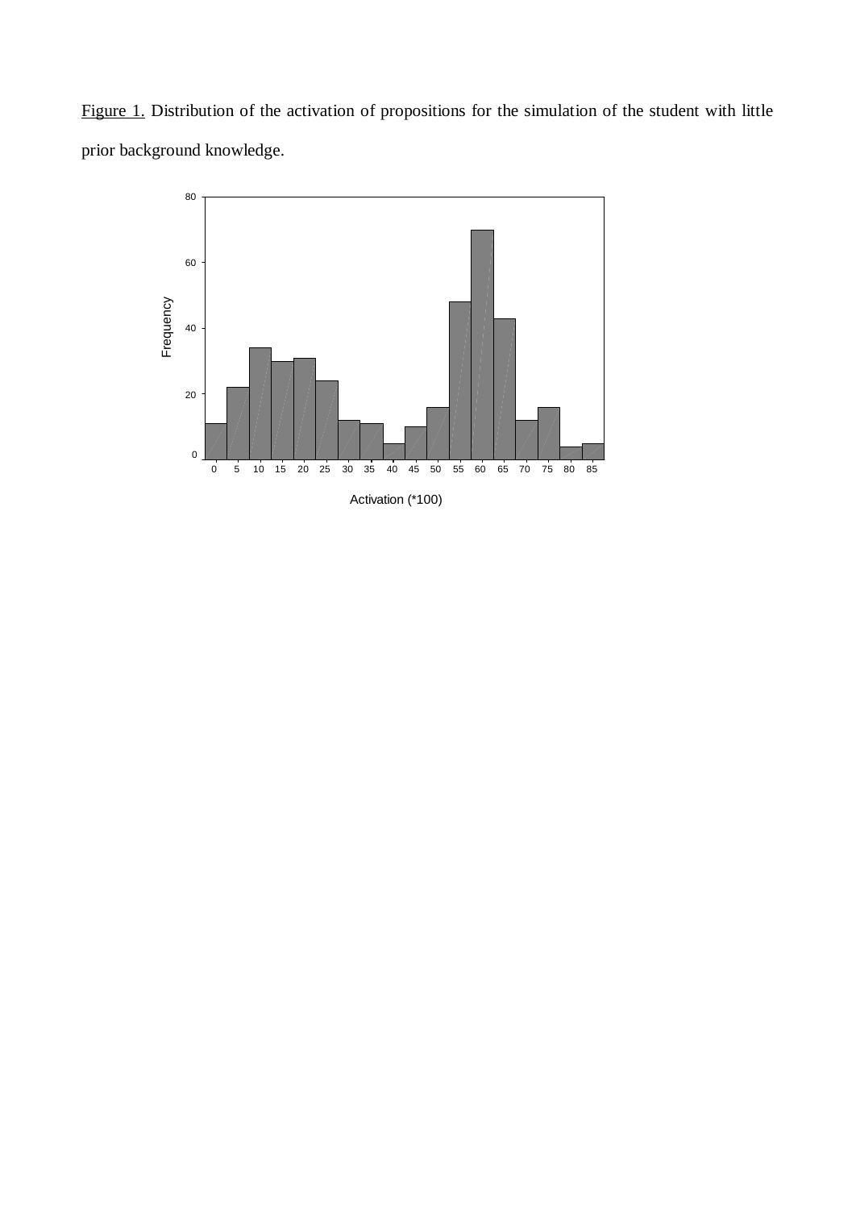Figure 1. Distribution of the activation of propositions for the simulation of the student with little prior background knowledge.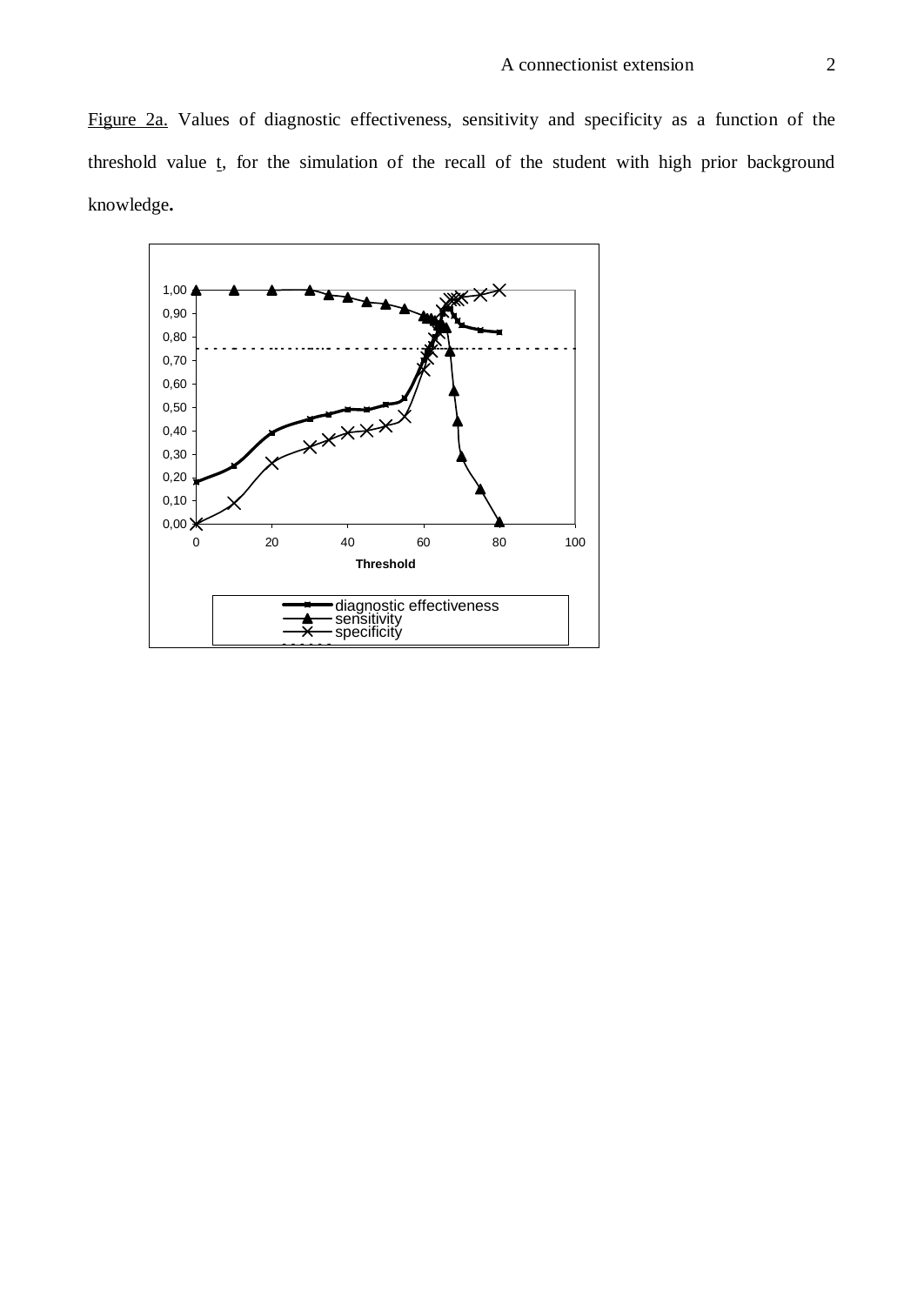Figure 2a. Values of diagnostic effectiveness, sensitivity and specificity as a function of the threshold value t, for the simulation of the recall of the student with high prior background knowledge.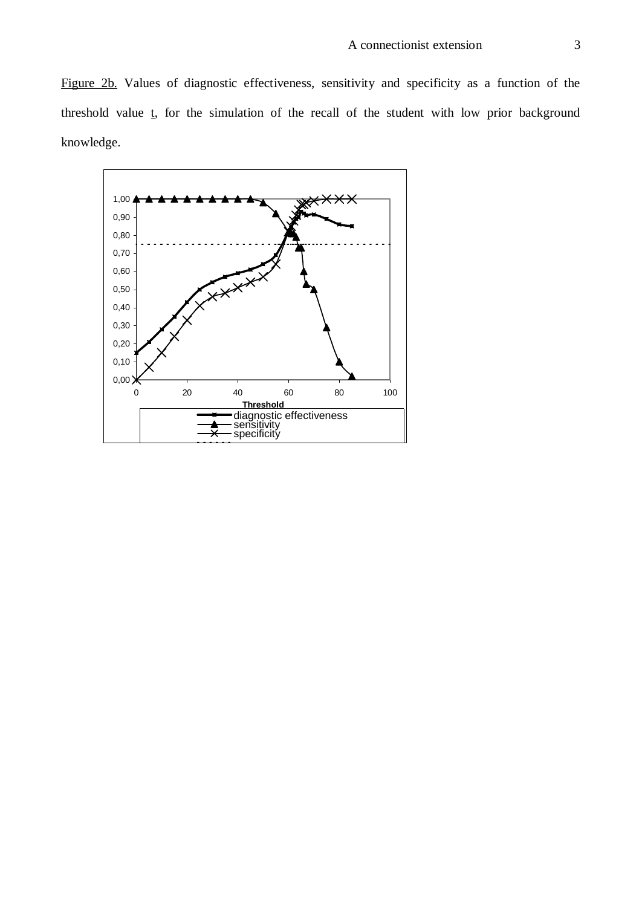Figure 2b. Values of diagnostic effectiveness, sensitivity and specificity as a function of the threshold value $t$, for the simulation of the recall of the student with low prior background knowledge.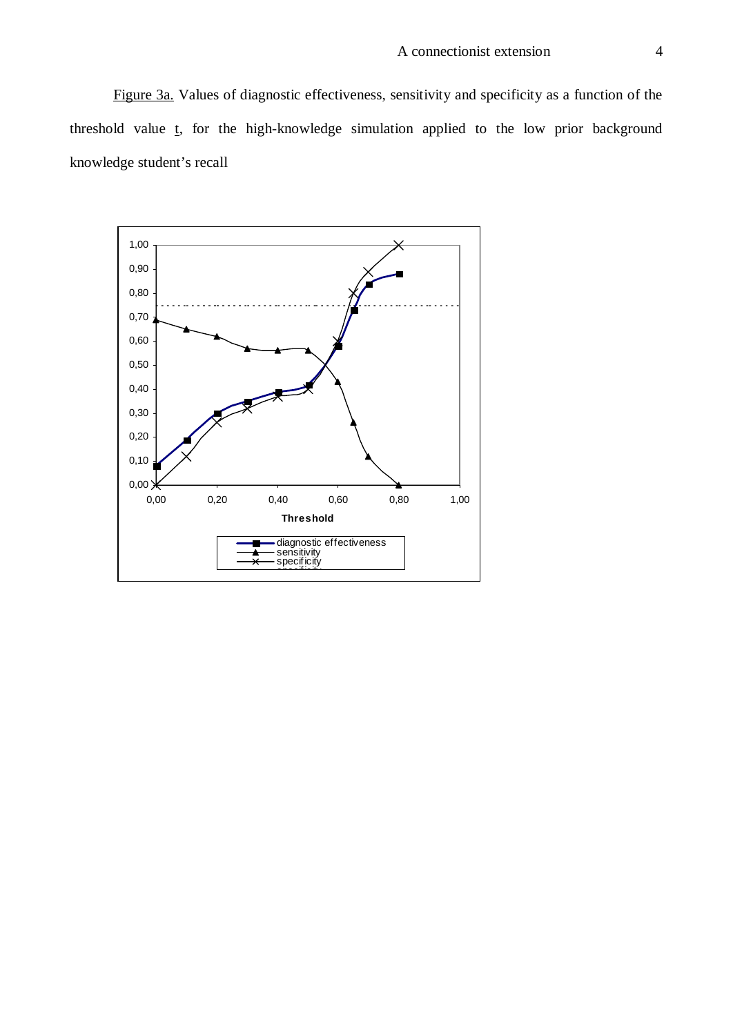Figure 3a. Values of diagnostic effectiveness, sensitivity and specificity as a function of the threshold value $t$, for the high-knowledge simulation applied to the low prior background knowledge student's recall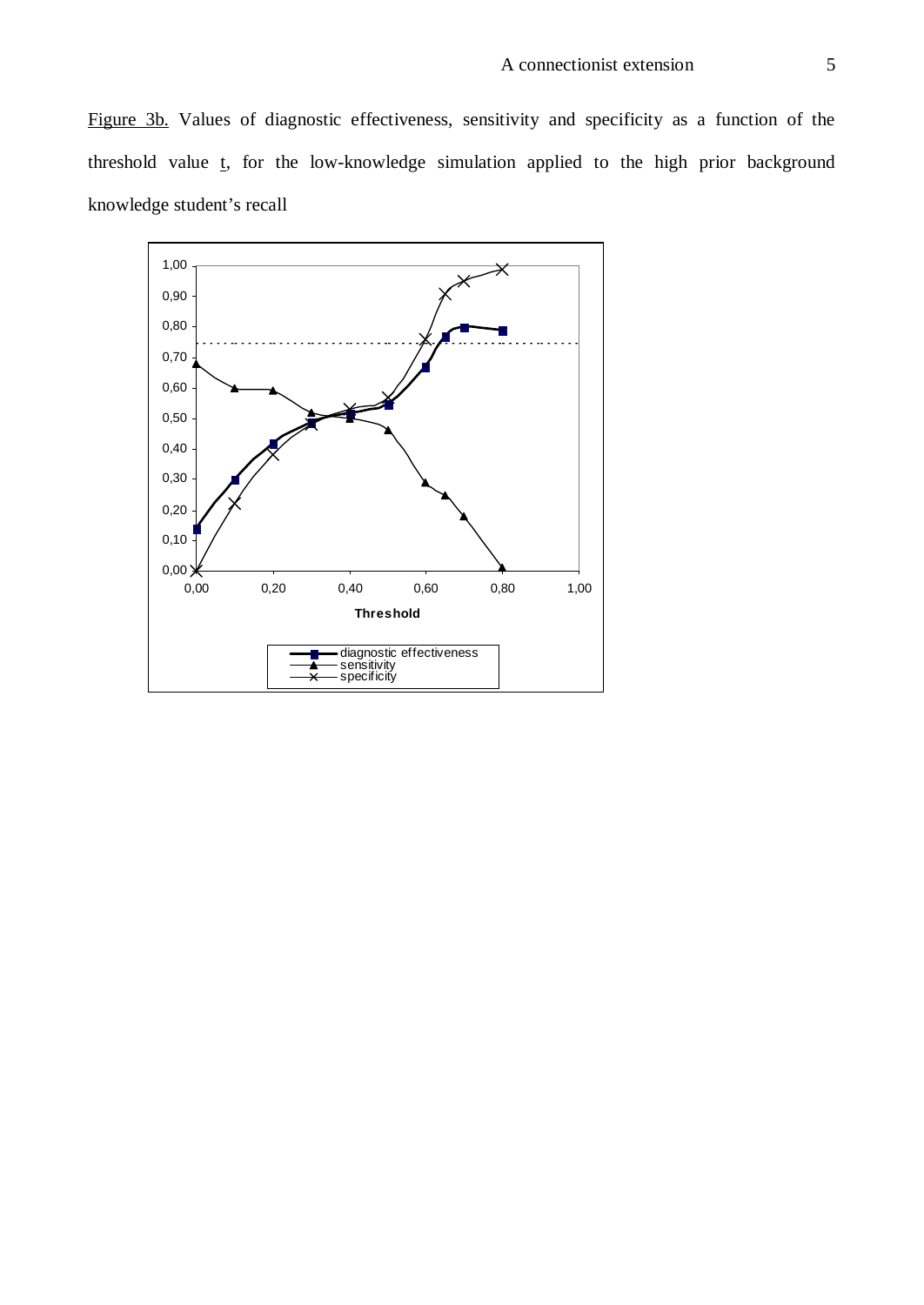Figure 3b. Values of diagnostic effectiveness, sensitivity and specificity as a function of the threshold value t, for the low-knowledge simulation applied to the high prior background knowledge student's recall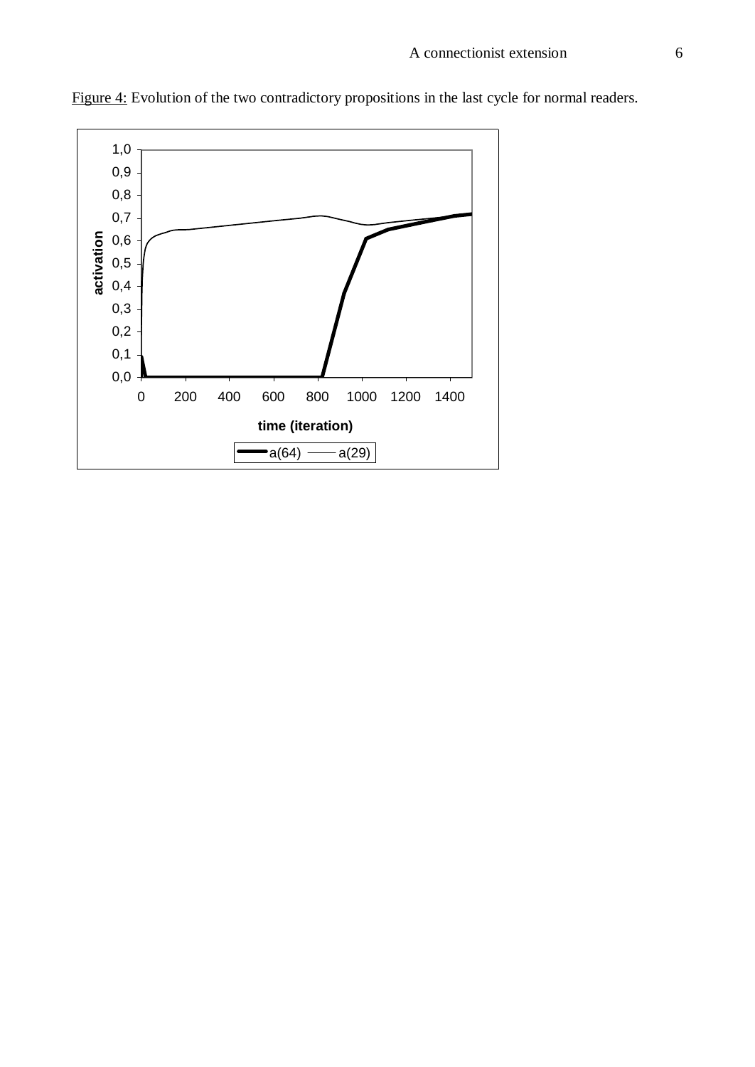Figure 4: Evolution of the two contradictory propositions in the last cycle for normal readers.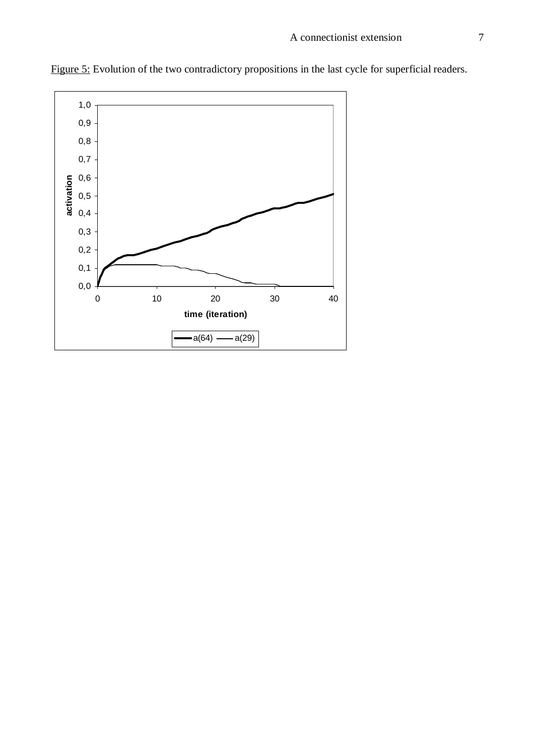Figure 5: Evolution of the two contradictory propositions in the last cycle for superficial readers.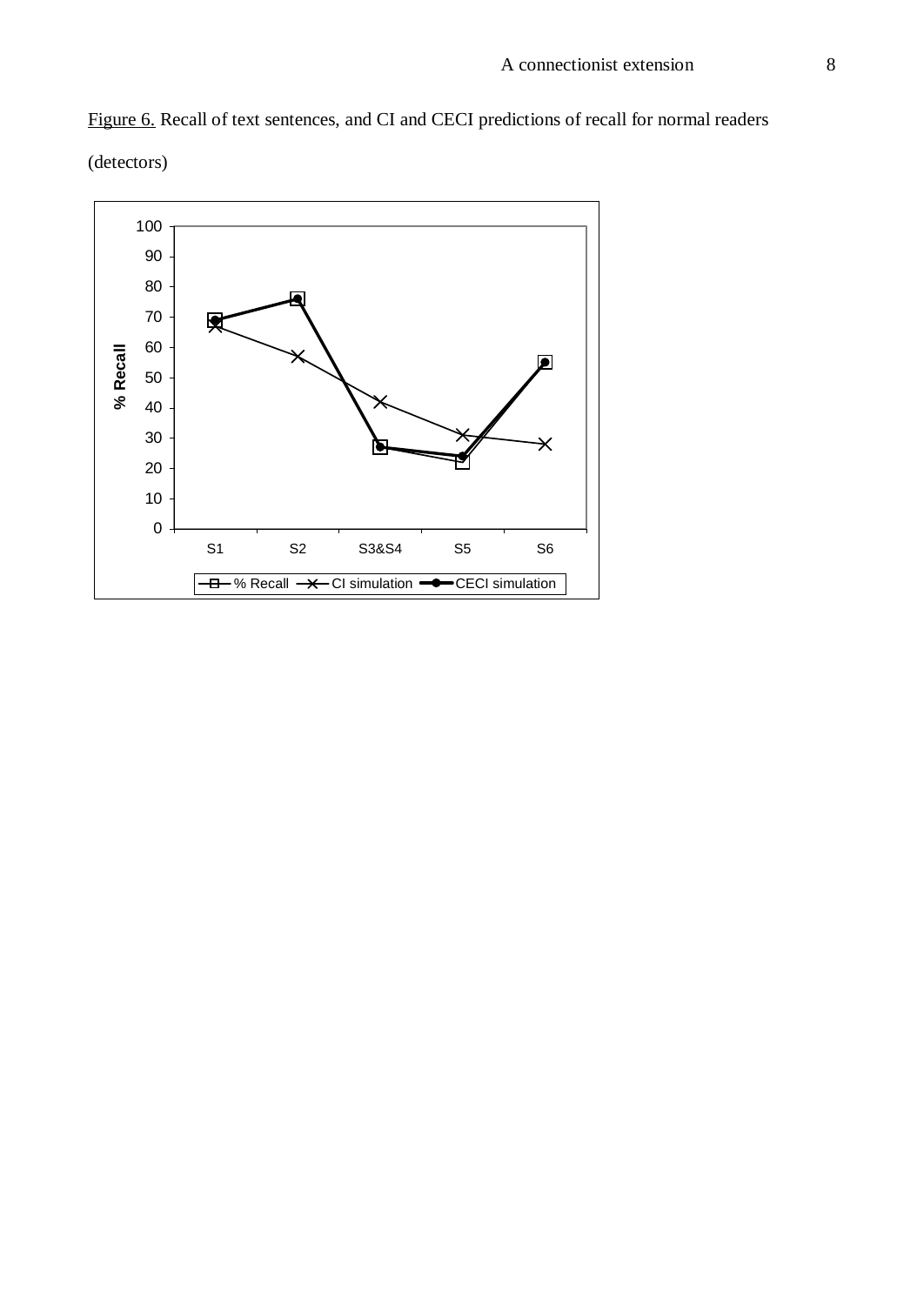Figure 6. Recall of text sentences, and CI and CECI predictions of recall for normal readers (detectors)

100
90
80
70
60
50
40
30
20
10
0

% Recall

S1
S2
S3&S4
S5
S6

% Recall
CI simulation
CECI simulation